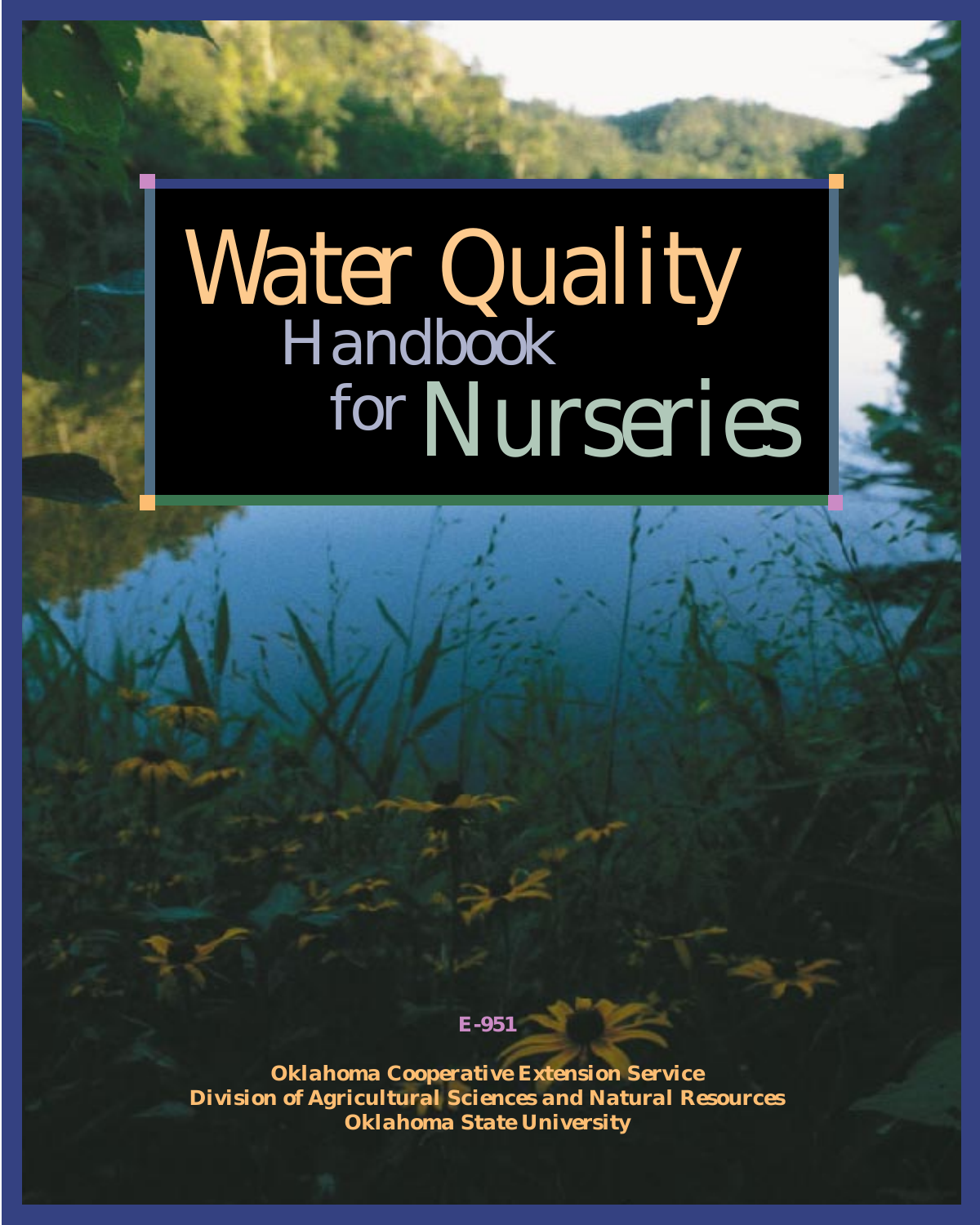# Water Quality Handbook for Nurseries

E-951

**Oklahoma Cooperative Extension Service**
**Division of Agricultural Sciences and Natural Resources**
**Oklahoma State University**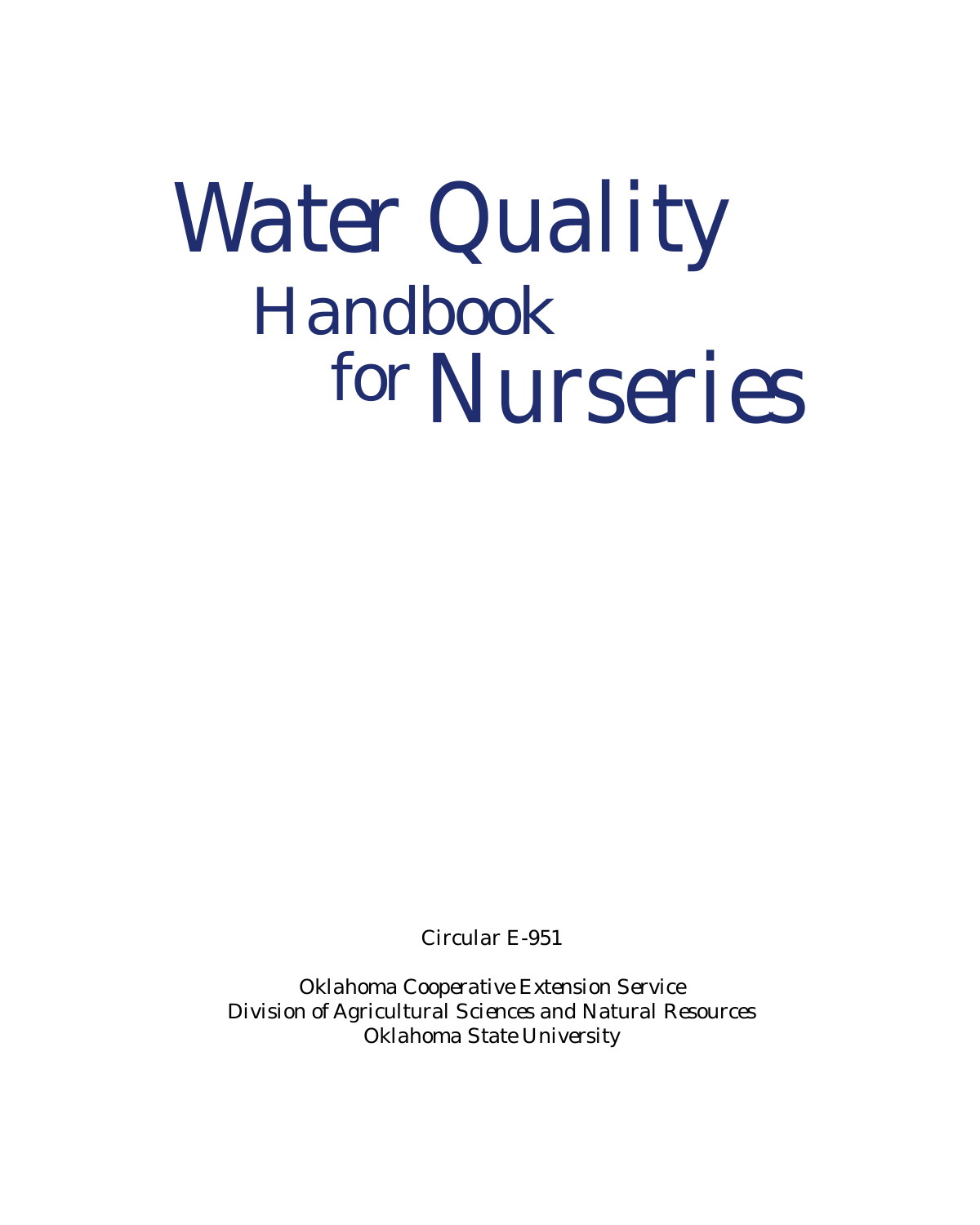# Water Quality Handbook for Nurseries

Circular E-951

Oklahoma Cooperative Extension Service
Division of Agricultural Sciences and Natural Resources
Oklahoma State University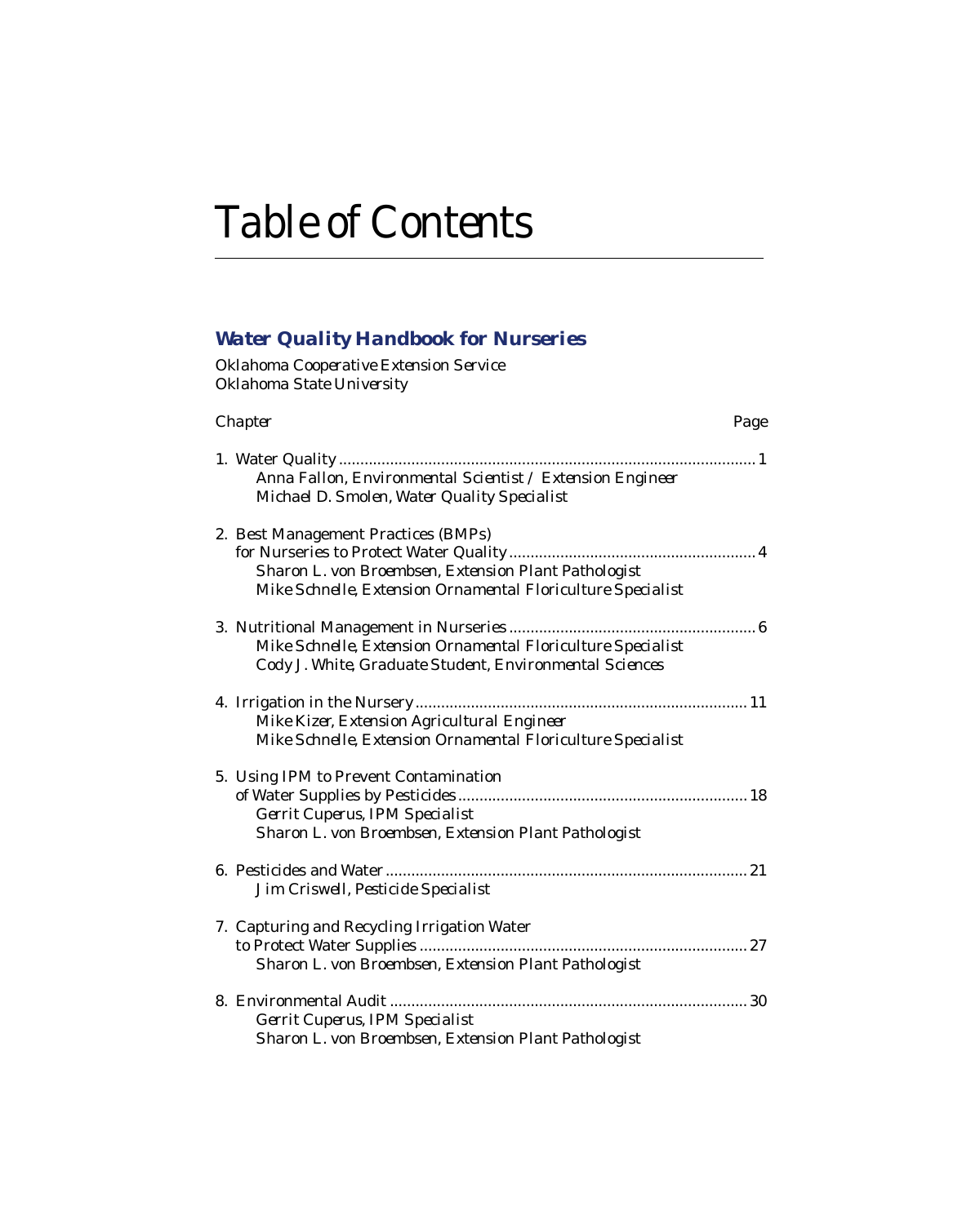# Table of Contents

## *Water Quality Handbook for Nurseries*

*Oklahoma Cooperative Extension Service*
*Oklahoma State University*

| *Chapter* | *Page* |
|---|---|
| 1. Water Quality<br>*Anna Fallon, Environmental Scientist / Extension Engineer*<br>*Michael D. Smolen, Water Quality Specialist* | 1 |
| 2. Best Management Practices (BMPs) for Nurseries to Protect Water Quality<br>*Sharon L. von Broembsen, Extension Plant Pathologist*<br>*Mike Schnelle, Extension Ornamental Floriculture Specialist* | 4 |
| 3. Nutritional Management in Nurseries<br>*Mike Schnelle, Extension Ornamental Floriculture Specialist*<br>*Cody J. White, Graduate Student, Environmental Sciences* | 6 |
| 4. Irrigation in the Nursery<br>*Mike Kizer, Extension Agricultural Engineer*<br>*Mike Schnelle, Extension Ornamental Floriculture Specialist* | 11 |
| 5. Using IPM to Prevent Contamination of Water Supplies by Pesticides<br>*Gerrit Cuperus, IPM Specialist*<br>*Sharon L. von Broembsen, Extension Plant Pathologist* | 18 |
| 6. Pesticides and Water<br>*Jim Criswell, Pesticide Specialist* | 21 |
| 7. Capturing and Recycling Irrigation Water to Protect Water Supplies<br>*Sharon L. von Broembsen, Extension Plant Pathologist* | 27 |
| 8. Environmental Audit<br>*Gerrit Cuperus, IPM Specialist*<br>*Sharon L. von Broembsen, Extension Plant Pathologist* | 30 |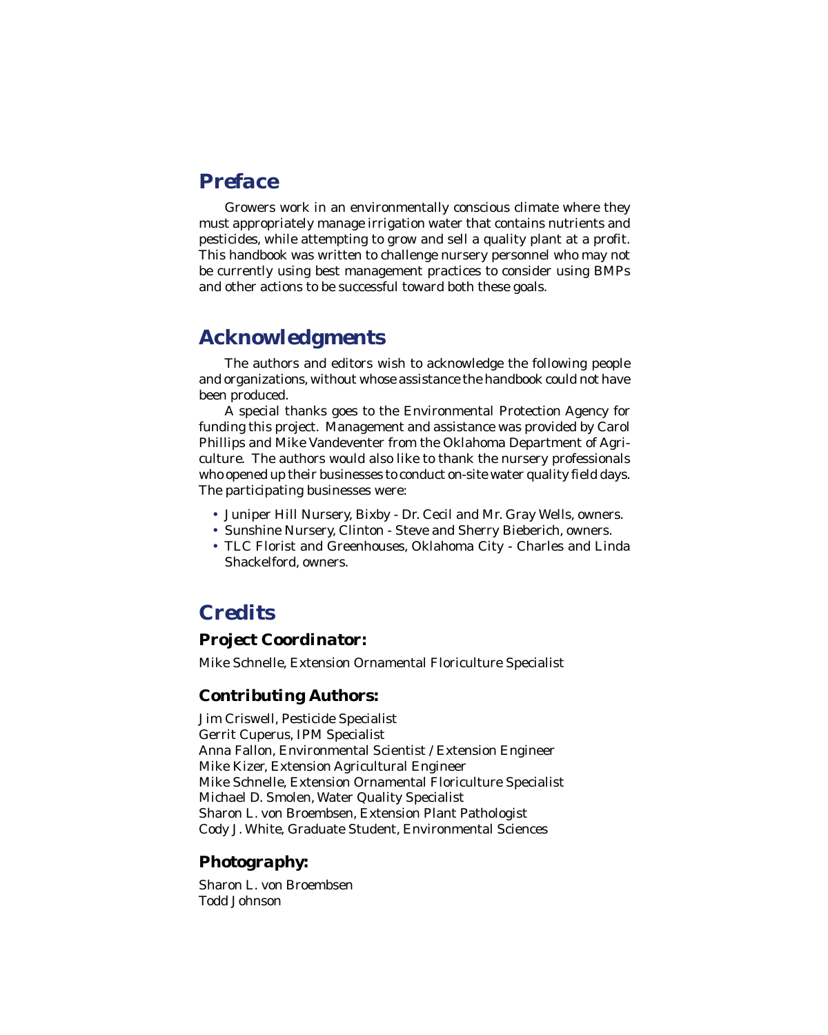## Preface

Growers work in an environmentally conscious climate where they must appropriately manage irrigation water that contains nutrients and pesticides, while attempting to grow and sell a quality plant at a profit. This handbook was written to challenge nursery personnel who may not be currently using best management practices to consider using BMPs and other actions to be successful toward both these goals.

## Acknowledgments

The authors and editors wish to acknowledge the following people and organizations, without whose assistance the handbook could not have been produced.

A special thanks goes to the Environmental Protection Agency for funding this project. Management and assistance was provided by Carol Phillips and Mike Vandeventer from the Oklahoma Department of Agriculture. The authors would also like to thank the nursery professionals who opened up their businesses to conduct on-site water quality field days. The participating businesses were:

- Juniper Hill Nursery, Bixby - Dr. Cecil and Mr. Gray Wells, owners.
- Sunshine Nursery, Clinton - Steve and Sherry Bieberich, owners.
- TLC Florist and Greenhouses, Oklahoma City - Charles and Linda Shackelford, owners.

## Credits

### Project Coordinator:

Mike Schnelle, Extension Ornamental Floriculture Specialist

### Contributing Authors:

Jim Criswell, Pesticide Specialist
Gerrit Cuperus, IPM Specialist
Anna Fallon, Environmental Scientist / Extension Engineer
Mike Kizer, Extension Agricultural Engineer
Mike Schnelle, Extension Ornamental Floriculture Specialist
Michael D. Smolen, Water Quality Specialist
Sharon L. von Broembsen, Extension Plant Pathologist
Cody J. White, Graduate Student, Environmental Sciences

### Photography:

Sharon L. von Broembsen
Todd Johnson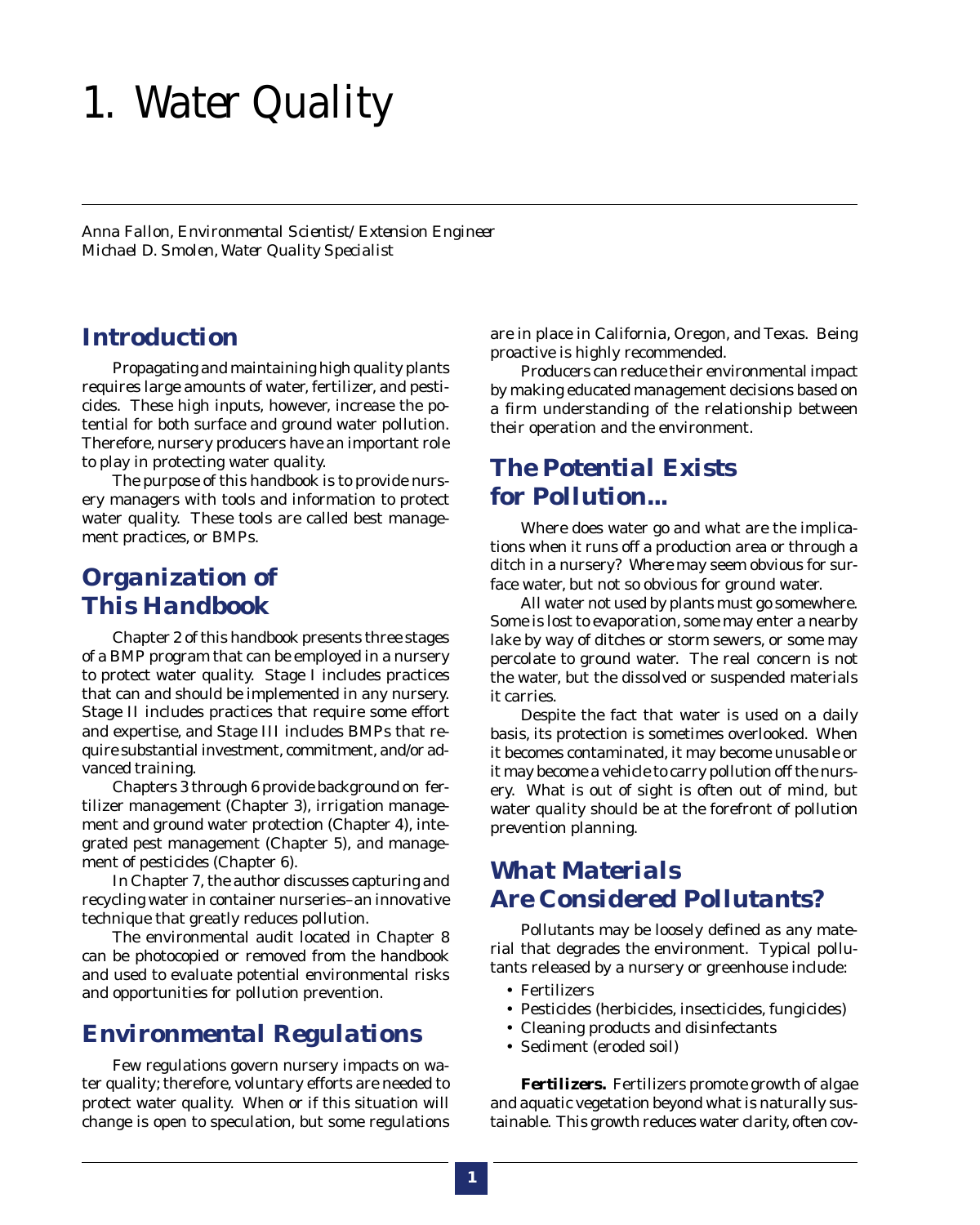# 1. Water Quality

*Anna Fallon, Environmental Scientist/Extension Engineer*
*Michael D. Smolen, Water Quality Specialist*

## Introduction

Propagating and maintaining high quality plants requires large amounts of water, fertilizer, and pesticides. These high inputs, however, increase the potential for both surface and ground water pollution. Therefore, nursery producers have an important role to play in protecting water quality.

The purpose of this handbook is to provide nursery managers with tools and information to protect water quality. These tools are called best management practices, or BMPs.

## Organization of This Handbook

Chapter 2 of this handbook presents three stages of a BMP program that can be employed in a nursery to protect water quality. Stage I includes practices that can and should be implemented in any nursery. Stage II includes practices that require some effort and expertise, and Stage III includes BMPs that require substantial investment, commitment, and/or advanced training.

Chapters 3 through 6 provide background on fertilizer management (Chapter 3), irrigation management and ground water protection (Chapter 4), integrated pest management (Chapter 5), and management of pesticides (Chapter 6).

In Chapter 7, the author discusses capturing and recycling water in container nurseries–an innovative technique that greatly reduces pollution.

The environmental audit located in Chapter 8 can be photocopied or removed from the handbook and used to evaluate potential environmental risks and opportunities for pollution prevention.

## Environmental Regulations

Few regulations govern nursery impacts on water quality; therefore, voluntary efforts are needed to protect water quality. When or if this situation will change is open to speculation, but some regulations are in place in California, Oregon, and Texas. Being proactive is highly recommended.

Producers can reduce their environmental impact by making educated management decisions based on a firm understanding of the relationship between their operation and the environment.

## The Potential Exists for Pollution...

Where does water go and what are the implications when it runs off a production area or through a ditch in a nursery? *Where* may seem obvious for surface water, but not so obvious for ground water.

All water not used by plants must go somewhere. Some is lost to evaporation, some may enter a nearby lake by way of ditches or storm sewers, or some may percolate to ground water. The real concern is not the water, but the dissolved or suspended materials it carries.

Despite the fact that water is used on a daily basis, its protection is sometimes overlooked. When it becomes contaminated, it may become unusable or it may become a vehicle to carry pollution off the nursery. What is out of sight is often out of mind, but water quality should be at the forefront of pollution prevention planning.

## What Materials Are Considered Pollutants?

Pollutants may be loosely defined as any material that degrades the environment. Typical pollutants released by a nursery or greenhouse include:

- Fertilizers
- Pesticides (herbicides, insecticides, fungicides)
- Cleaning products and disinfectants
- Sediment (eroded soil)

**Fertilizers.** Fertilizers promote growth of algae and aquatic vegetation beyond what is naturally sustainable. This growth reduces water clarity, often cov-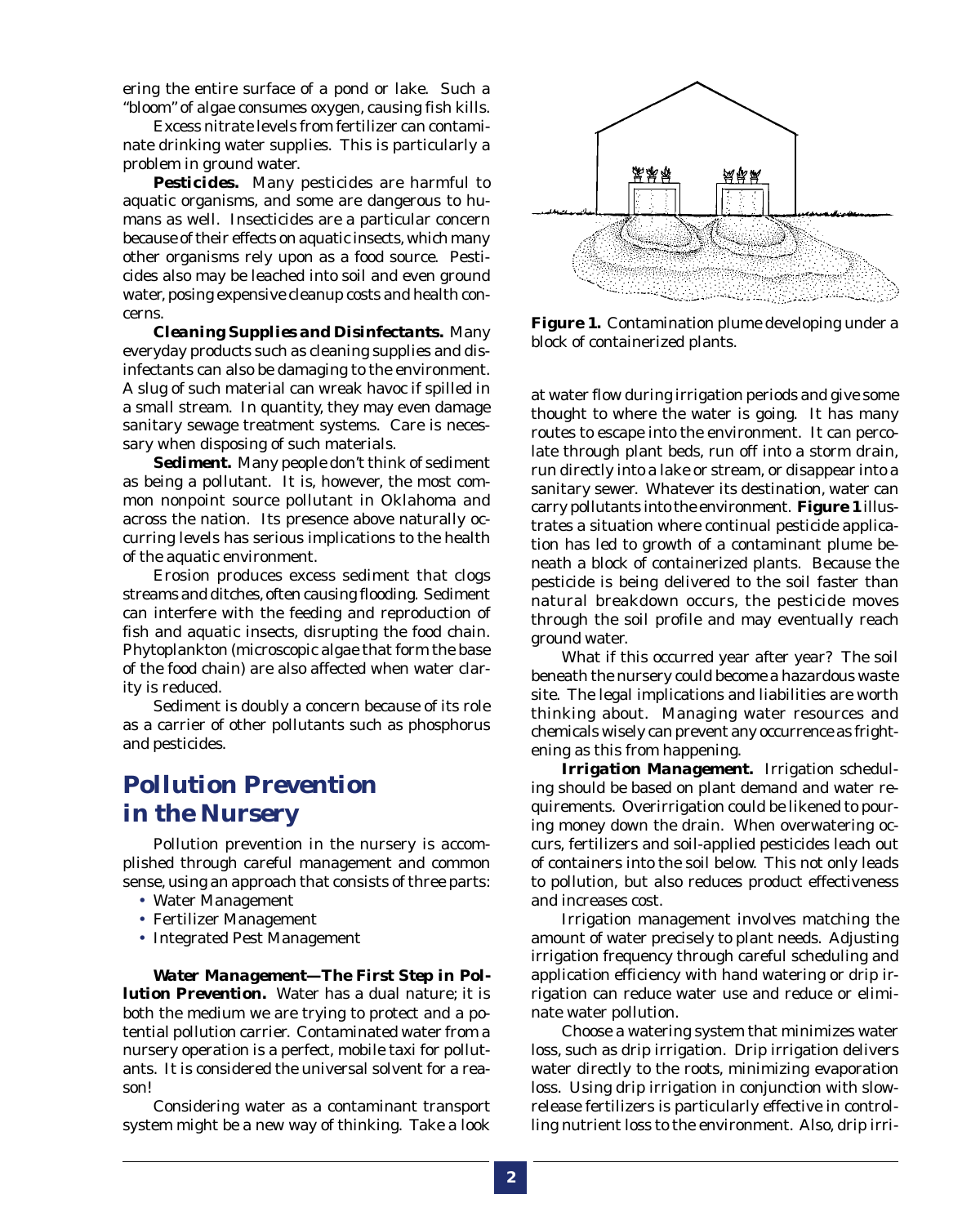ering the entire surface of a pond or lake. Such a "bloom" of algae consumes oxygen, causing fish kills.

Excess nitrate levels from fertilizer can contaminate drinking water supplies. This is particularly a problem in ground water.

***Pesticides.*** Many pesticides are harmful to aquatic organisms, and some are dangerous to humans as well. Insecticides are a particular concern because of their effects on aquatic insects, which many other organisms rely upon as a food source. Pesticides also may be leached into soil and even ground water, posing expensive cleanup costs and health concerns.

***Cleaning Supplies and Disinfectants.*** Many everyday products such as cleaning supplies and disinfectants can also be damaging to the environment. A slug of such material can wreak havoc if spilled in a small stream. In quantity, they may even damage sanitary sewage treatment systems. Care is necessary when disposing of such materials.

***Sediment.*** Many people don't think of sediment as being a pollutant. It is, however, the most common nonpoint source pollutant in Oklahoma and across the nation. Its presence above naturally occurring levels has serious implications to the health of the aquatic environment.

Erosion produces excess sediment that clogs streams and ditches, often causing flooding. Sediment can interfere with the feeding and reproduction of fish and aquatic insects, disrupting the food chain. Phytoplankton (microscopic algae that form the base of the food chain) are also affected when water clarity is reduced.

Sediment is doubly a concern because of its role as a carrier of other pollutants such as phosphorus and pesticides.

## Pollution Prevention in the Nursery

Pollution prevention in the nursery is accomplished through careful management and common sense, using an approach that consists of three parts:

- Water Management
- Fertilizer Management
- Integrated Pest Management

***Water Management—The First Step in Pollution Prevention.*** Water has a dual nature; it is both the medium we are trying to protect and a potential pollution carrier. Contaminated water from a nursery operation is a perfect, mobile taxi for pollutants. It is considered the universal solvent for a reason!

Considering water as a contaminant transport system might be a new way of thinking. Take a look at water flow during irrigation periods and give some thought to where the water is going. It has many routes to escape into the environment. It can percolate through plant beds, run off into a storm drain, run directly into a lake or stream, or disappear into a sanitary sewer. Whatever its destination, water can carry pollutants into the environment. **Figure 1** illustrates a situation where continual pesticide application has led to growth of a contaminant plume beneath a block of containerized plants. Because the pesticide is being delivered to the soil faster than natural breakdown occurs, the pesticide moves through the soil profile and may eventually reach ground water.

**Figure 1.** Contamination plume developing under a block of containerized plants.

What if this occurred year after year? The soil beneath the nursery could become a hazardous waste site. The legal implications and liabilities are worth thinking about. Managing water resources and chemicals wisely can prevent any occurrence as frightening as this from happening.

***Irrigation Management.*** Irrigation scheduling should be based on plant demand and water requirements. Overirrigation could be likened to pouring money down the drain. When overwatering occurs, fertilizers and soil-applied pesticides leach out of containers into the soil below. This not only leads to pollution, but also reduces product effectiveness and increases cost.

Irrigation management involves matching the amount of water precisely to plant needs. Adjusting irrigation frequency through careful scheduling and application efficiency with hand watering or drip irrigation can reduce water use and reduce or eliminate water pollution.

Choose a watering system that minimizes water loss, such as drip irrigation. Drip irrigation delivers water directly to the roots, minimizing evaporation loss. Using drip irrigation in conjunction with slow-release fertilizers is particularly effective in controlling nutrient loss to the environment. Also, drip irri-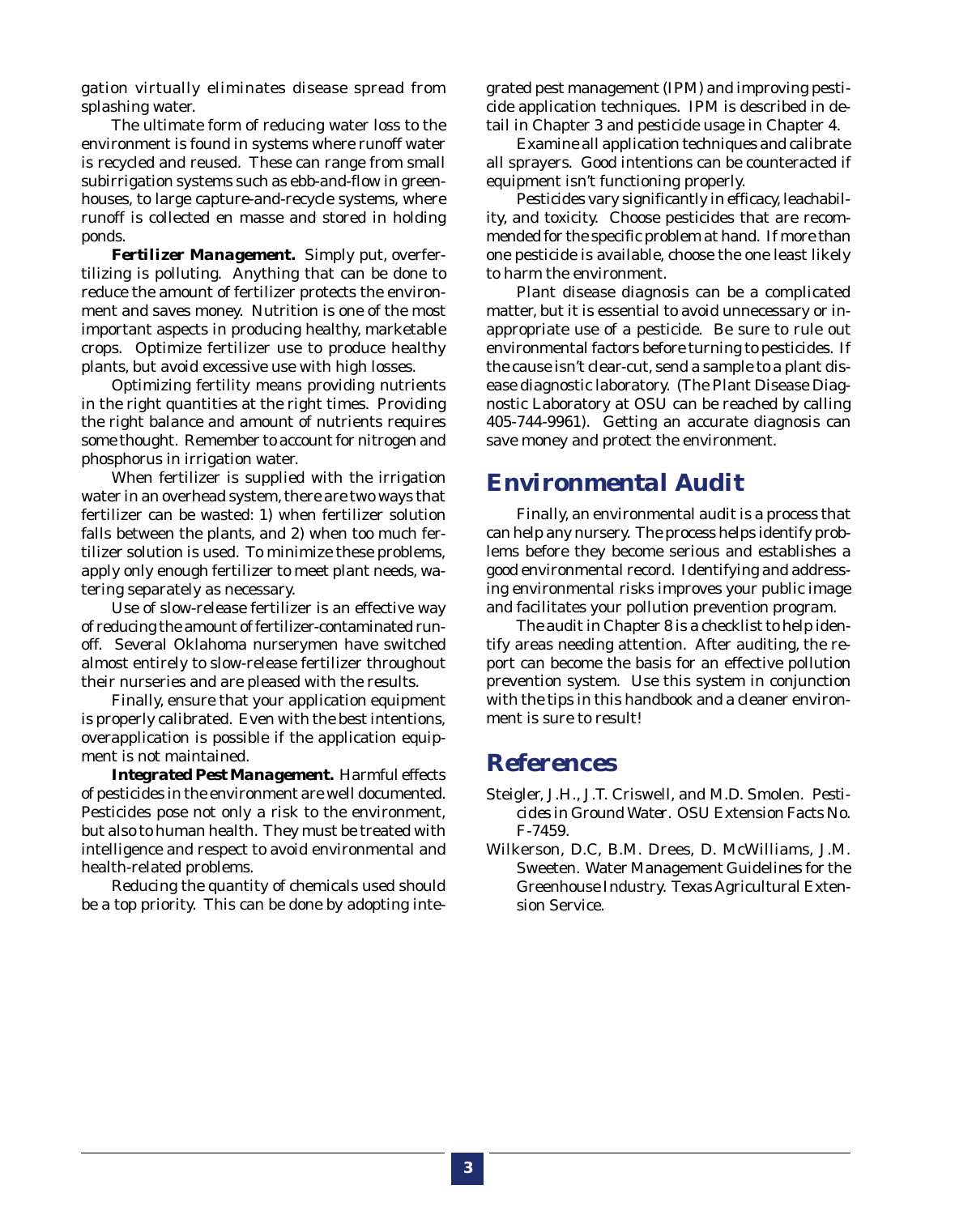gation virtually eliminates disease spread from splashing water.

The ultimate form of reducing water loss to the environment is found in systems where runoff water is recycled and reused. These can range from small subirrigation systems such as ebb-and-flow in greenhouses, to large capture-and-recycle systems, where runoff is collected en masse and stored in holding ponds.

***Fertilizer Management.*** Simply put, overfertilizing is polluting. Anything that can be done to reduce the amount of fertilizer protects the environment and saves money. Nutrition is one of the most important aspects in producing healthy, marketable crops. Optimize fertilizer use to produce healthy plants, but avoid excessive use with high losses.

Optimizing fertility means providing nutrients in the right quantities at the right times. Providing the right balance and amount of nutrients requires some thought. Remember to account for nitrogen and phosphorus in irrigation water.

When fertilizer is supplied with the irrigation water in an overhead system, there are two ways that fertilizer can be wasted: 1) when fertilizer solution falls between the plants, and 2) when too much fertilizer solution is used. To minimize these problems, apply only enough fertilizer to meet plant needs, watering separately as necessary.

Use of slow-release fertilizer is an effective way of reducing the amount of fertilizer-contaminated runoff. Several Oklahoma nurserymen have switched almost entirely to slow-release fertilizer throughout their nurseries and are pleased with the results.

Finally, ensure that your application equipment is properly calibrated. Even with the best intentions, overapplication is possible if the application equipment is not maintained.

***Integrated Pest Management.*** Harmful effects of pesticides in the environment are well documented. Pesticides pose not only a risk to the environment, but also to human health. They must be treated with intelligence and respect to avoid environmental and health-related problems.

Reducing the quantity of chemicals used should be a top priority. This can be done by adopting integrated pest management (IPM) and improving pesticide application techniques. IPM is described in detail in Chapter 3 and pesticide usage in Chapter 4.

Examine all application techniques and calibrate all sprayers. Good intentions can be counteracted if equipment isn't functioning properly.

Pesticides vary significantly in efficacy, leachability, and toxicity. Choose pesticides that are recommended for the specific problem at hand. If more than one pesticide is available, choose the one least likely to harm the environment.

Plant disease diagnosis can be a complicated matter, but it is essential to avoid unnecessary or inappropriate use of a pesticide. Be sure to rule out environmental factors before turning to pesticides. If the cause isn't clear-cut, send a sample to a plant disease diagnostic laboratory. (The Plant Disease Diagnostic Laboratory at OSU can be reached by calling 405-744-9961). Getting an accurate diagnosis can save money and protect the environment.

## Environmental Audit

Finally, an environmental audit is a process that can help any nursery. The process helps identify problems before they become serious and establishes a good environmental record. Identifying and addressing environmental risks improves your public image and facilitates your pollution prevention program.

The audit in Chapter 8 is a checklist to help identify areas needing attention. After auditing, the report can become the basis for an effective pollution prevention system. Use this system in conjunction with the tips in this handbook and a cleaner environment is sure to result!

## References

Steigler, J.H., J.T. Criswell, and M.D. Smolen. *Pesticides in Ground Water.* OSU Extension Facts No. F-7459.

Wilkerson, D.C, B.M. Drees, D. McWilliams, J.M. Sweeten. Water Management Guidelines for the Greenhouse Industry. Texas Agricultural Extension Service.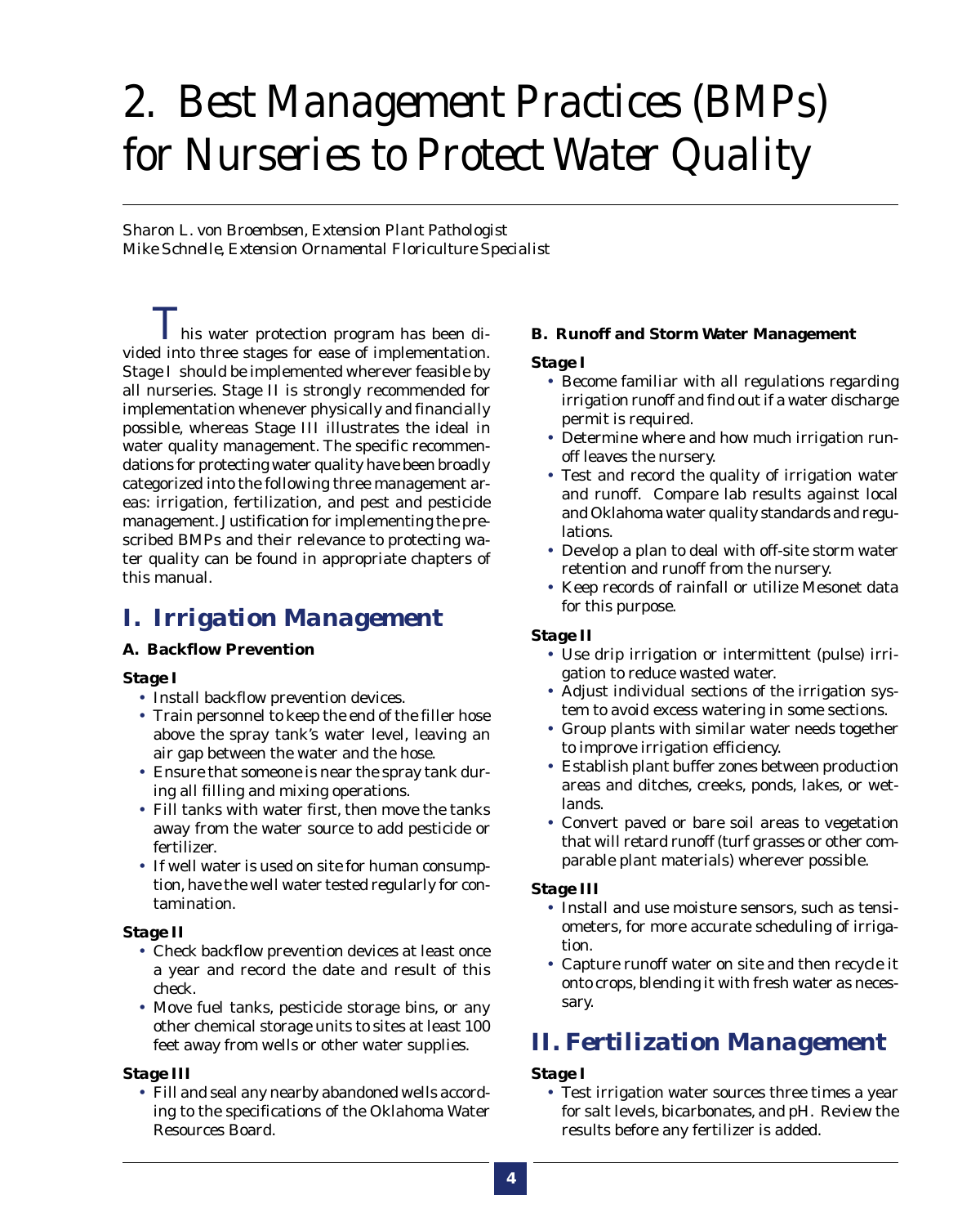# 2. Best Management Practices (BMPs) for Nurseries to Protect Water Quality

*Sharon L. von Broembsen, Extension Plant Pathologist*
*Mike Schnelle, Extension Ornamental Floriculture Specialist*

This water protection program has been divided into three stages for ease of implementation. Stage I should be implemented wherever feasible by all nurseries. Stage II is strongly recommended for implementation whenever physically and financially possible, whereas Stage III illustrates the ideal in water quality management. The specific recommendations for protecting water quality have been broadly categorized into the following three management areas: irrigation, fertilization, and pest and pesticide management. Justification for implementing the prescribed BMPs and their relevance to protecting water quality can be found in appropriate chapters of this manual.

## I. Irrigation Management

### A. Backflow Prevention

**Stage I**

- Install backflow prevention devices.
- Train personnel to keep the end of the filler hose above the spray tank's water level, leaving an air gap between the water and the hose.
- Ensure that someone is near the spray tank during all filling and mixing operations.
- Fill tanks with water first, then move the tanks away from the water source to add pesticide or fertilizer.
- If well water is used on site for human consumption, have the well water tested regularly for contamination.

**Stage II**

- Check backflow prevention devices at least once a year and record the date and result of this check.
- Move fuel tanks, pesticide storage bins, or any other chemical storage units to sites at least 100 feet away from wells or other water supplies.

**Stage III**

- Fill and seal any nearby abandoned wells according to the specifications of the Oklahoma Water Resources Board.

### B. Runoff and Storm Water Management

**Stage I**

- Become familiar with all regulations regarding irrigation runoff and find out if a water discharge permit is required.
- Determine where and how much irrigation runoff leaves the nursery.
- Test and record the quality of irrigation water and runoff. Compare lab results against local and Oklahoma water quality standards and regulations.
- Develop a plan to deal with off-site storm water retention and runoff from the nursery.
- Keep records of rainfall or utilize Mesonet data for this purpose.

**Stage II**

- Use drip irrigation or intermittent (pulse) irrigation to reduce wasted water.
- Adjust individual sections of the irrigation system to avoid excess watering in some sections.
- Group plants with similar water needs together to improve irrigation efficiency.
- Establish plant buffer zones between production areas and ditches, creeks, ponds, lakes, or wetlands.
- Convert paved or bare soil areas to vegetation that will retard runoff (turf grasses or other comparable plant materials) wherever possible.

**Stage III**

- Install and use moisture sensors, such as tensiometers, for more accurate scheduling of irrigation.
- Capture runoff water on site and then recycle it onto crops, blending it with fresh water as necessary.

## II. Fertilization Management

**Stage I**

- Test irrigation water sources three times a year for salt levels, bicarbonates, and pH. Review the results before any fertilizer is added.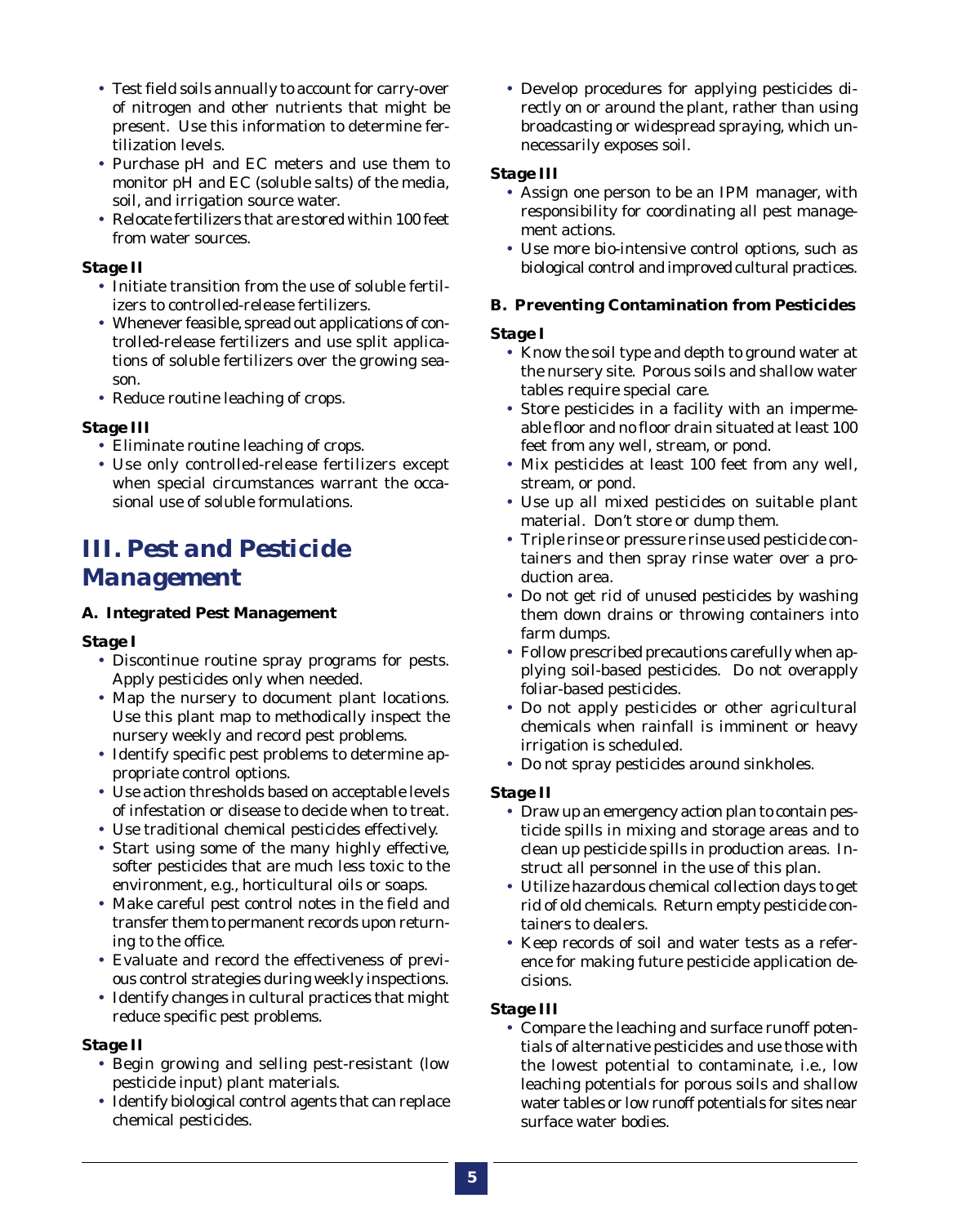- Test field soils annually to account for carry-over of nitrogen and other nutrients that might be present. Use this information to determine fertilization levels.
- Purchase pH and EC meters and use them to monitor pH and EC (soluble salts) of the media, soil, and irrigation source water.
- Relocate fertilizers that are stored within 100 feet from water sources.

**Stage II**

- Initiate transition from the use of soluble fertilizers to controlled-release fertilizers.
- Whenever feasible, spread out applications of controlled-release fertilizers and use split applications of soluble fertilizers over the growing season.
- Reduce routine leaching of crops.

**Stage III**

- Eliminate routine leaching of crops.
- Use only controlled-release fertilizers except when special circumstances warrant the occasional use of soluble formulations.

# III. Pest and Pesticide Management

### A. Integrated Pest Management

**Stage I**

- Discontinue routine spray programs for pests. Apply pesticides only when needed.
- Map the nursery to document plant locations. Use this plant map to methodically inspect the nursery weekly and record pest problems.
- Identify specific pest problems to determine appropriate control options.
- Use action thresholds based on acceptable levels of infestation or disease to decide when to treat.
- Use traditional chemical pesticides effectively.
- Start using some of the many highly effective, softer pesticides that are much less toxic to the environment, e.g., horticultural oils or soaps.
- Make careful pest control notes in the field and transfer them to permanent records upon returning to the office.
- Evaluate and record the effectiveness of previous control strategies during weekly inspections.
- Identify changes in cultural practices that might reduce specific pest problems.

**Stage II**

- Begin growing and selling pest-resistant (low pesticide input) plant materials.
- Identify biological control agents that can replace chemical pesticides.
- Develop procedures for applying pesticides directly on or around the plant, rather than using broadcasting or widespread spraying, which unnecessarily exposes soil.

**Stage III**

- Assign one person to be an IPM manager, with responsibility for coordinating all pest management actions.
- Use more bio-intensive control options, such as biological control and improved cultural practices.

### B. Preventing Contamination from Pesticides

**Stage I**

- Know the soil type and depth to ground water at the nursery site. Porous soils and shallow water tables require special care.
- Store pesticides in a facility with an impermeable floor and no floor drain situated at least 100 feet from any well, stream, or pond.
- Mix pesticides at least 100 feet from any well, stream, or pond.
- Use up all mixed pesticides on suitable plant material. Don't store or dump them.
- Triple rinse or pressure rinse used pesticide containers and then spray rinse water over a production area.
- Do not get rid of unused pesticides by washing them down drains or throwing containers into farm dumps.
- Follow prescribed precautions carefully when applying soil-based pesticides. Do not overapply foliar-based pesticides.
- Do not apply pesticides or other agricultural chemicals when rainfall is imminent or heavy irrigation is scheduled.
- Do not spray pesticides around sinkholes.

**Stage II**

- Draw up an emergency action plan to contain pesticide spills in mixing and storage areas and to clean up pesticide spills in production areas. Instruct all personnel in the use of this plan.
- Utilize hazardous chemical collection days to get rid of old chemicals. Return empty pesticide containers to dealers.
- Keep records of soil and water tests as a reference for making future pesticide application decisions.

**Stage III**

- Compare the leaching and surface runoff potentials of alternative pesticides and use those with the lowest potential to contaminate, i.e., low leaching potentials for porous soils and shallow water tables or low runoff potentials for sites near surface water bodies.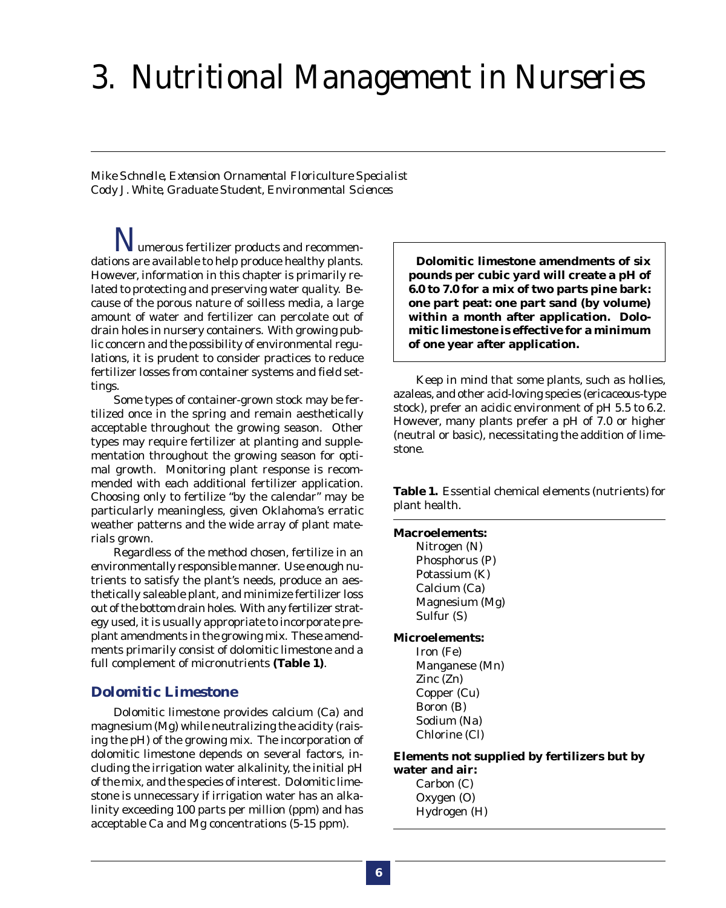# 3. Nutritional Management in Nurseries

*Mike Schnelle, Extension Ornamental Floriculture Specialist*
*Cody J. White, Graduate Student, Environmental Sciences*

Numerous fertilizer products and recommendations are available to help produce healthy plants. However, information in this chapter is primarily related to protecting and preserving water quality. Because of the porous nature of soilless media, a large amount of water and fertilizer can percolate out of drain holes in nursery containers. With growing public concern and the possibility of environmental regulations, it is prudent to consider practices to reduce fertilizer losses from container systems and field settings.

Some types of container-grown stock may be fertilized once in the spring and remain aesthetically acceptable throughout the growing season. Other types may require fertilizer at planting and supplementation throughout the growing season for optimal growth. Monitoring plant response is recommended with each additional fertilizer application. Choosing only to fertilize "by the calendar" may be particularly meaningless, given Oklahoma's erratic weather patterns and the wide array of plant materials grown.

Regardless of the method chosen, fertilize in an environmentally responsible manner. Use enough nutrients to satisfy the plant's needs, produce an aesthetically saleable plant, and minimize fertilizer loss out of the bottom drain holes. With any fertilizer strategy used, it is usually appropriate to incorporate preplant amendments in the growing mix. These amendments primarily consist of dolomitic limestone and a full complement of micronutrients **(Table 1)**.

## Dolomitic Limestone

Dolomitic limestone provides calcium (Ca) and magnesium (Mg) while neutralizing the acidity (raising the pH) of the growing mix. The incorporation of dolomitic limestone depends on several factors, including the irrigation water alkalinity, the initial pH of the mix, and the species of interest. Dolomitic limestone is unnecessary if irrigation water has an alkalinity exceeding 100 parts per million (ppm) and has acceptable Ca and Mg concentrations (5-15 ppm).

> **Dolomitic limestone amendments of six pounds per cubic yard will create a pH of 6.0 to 7.0 for a mix of two parts pine bark: one part peat: one part sand (by volume) within a month after application. Dolomitic limestone is effective for a minimum of one year after application.**

Keep in mind that some plants, such as hollies, azaleas, and other acid-loving species (ericaceous-type stock), prefer an acidic environment of pH 5.5 to 6.2. However, many plants prefer a pH of 7.0 or higher (neutral or basic), necessitating the addition of limestone.

**Table 1.** Essential chemical elements (nutrients) for plant health.

**Macroelements:**
- Nitrogen (N)
- Phosphorus (P)
- Potassium (K)
- Calcium (Ca)
- Magnesium (Mg)
- Sulfur (S)

**Microelements:**
- Iron (Fe)
- Manganese (Mn)
- Zinc (Zn)
- Copper (Cu)
- Boron (B)
- Sodium (Na)
- Chlorine (Cl)

**Elements not supplied by fertilizers but by water and air:**
- Carbon (C)
- Oxygen (O)
- Hydrogen (H)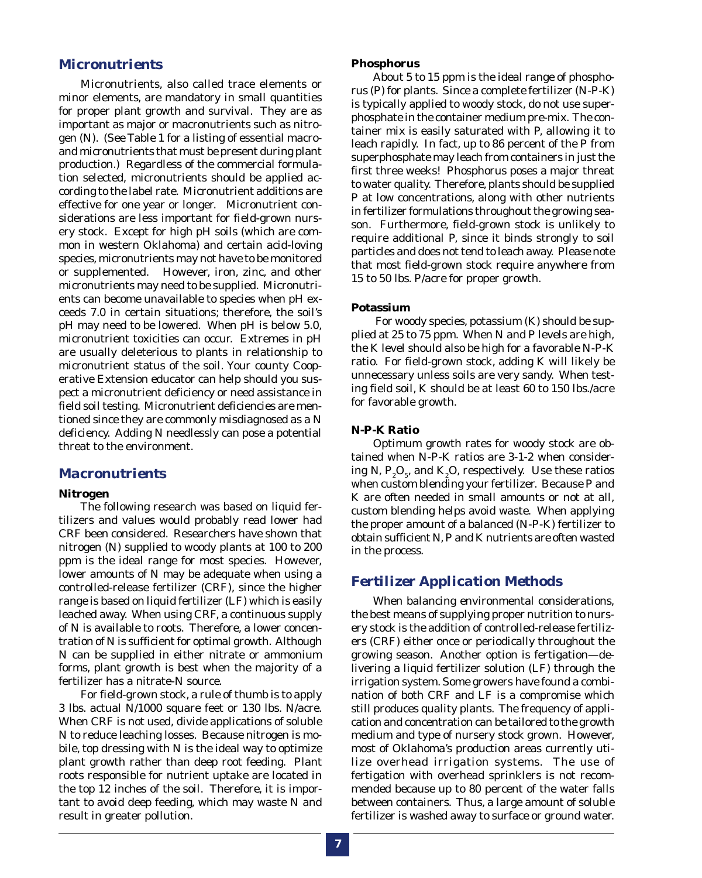## Micronutrients

Micronutrients, also called trace elements or minor elements, are mandatory in small quantities for proper plant growth and survival. They are as important as major or macronutrients such as nitrogen (N). (See Table 1 for a listing of essential macro- and micronutrients that must be present during plant production.) Regardless of the commercial formulation selected, micronutrients should be applied according to the label rate. Micronutrient additions are effective for one year or longer. Micronutrient considerations are less important for field-grown nursery stock. Except for high pH soils (which are common in western Oklahoma) and certain acid-loving species, micronutrients may not have to be monitored or supplemented. However, iron, zinc, and other micronutrients may need to be supplied. Micronutrients can become unavailable to species when pH exceeds 7.0 in certain situations; therefore, the soil's pH may need to be lowered. When pH is below 5.0, micronutrient toxicities can occur. Extremes in pH are usually deleterious to plants in relationship to micronutrient status of the soil. Your county Cooperative Extension educator can help should you suspect a micronutrient deficiency or need assistance in field soil testing. Micronutrient deficiencies are mentioned since they are commonly misdiagnosed as a N deficiency. Adding N needlessly can pose a potential threat to the environment.

## Macronutrients

### Nitrogen

The following research was based on liquid fertilizers and values would probably read lower had CRF been considered. Researchers have shown that nitrogen (N) supplied to woody plants at 100 to 200 ppm is the ideal range for most species. However, lower amounts of N may be adequate when using a controlled-release fertilizer (CRF), since the higher range is based on liquid fertilizer (LF) which is easily leached away. When using CRF, a continuous supply of N is available to roots. Therefore, a lower concentration of N is sufficient for optimal growth. Although N can be supplied in either nitrate or ammonium forms, plant growth is best when the majority of a fertilizer has a nitrate-N source.

For field-grown stock, a rule of thumb is to apply 3 lbs. actual N/1000 square feet or 130 lbs. N/acre. When CRF is not used, divide applications of soluble N to reduce leaching losses. Because nitrogen is mobile, top dressing with N is the ideal way to optimize plant growth rather than deep root feeding. Plant roots responsible for nutrient uptake are located in the top 12 inches of the soil. Therefore, it is important to avoid deep feeding, which may waste N and result in greater pollution.

### Phosphorus

About 5 to 15 ppm is the ideal range of phosphorus (P) for plants. Since a complete fertilizer (N-P-K) is typically applied to woody stock, do not use superphosphate in the container medium pre-mix. The container mix is easily saturated with P, allowing it to leach rapidly. In fact, up to 86 percent of the P from superphosphate may leach from containers in just the first three weeks! Phosphorus poses a major threat to water quality. Therefore, plants should be supplied P at low concentrations, along with other nutrients in fertilizer formulations throughout the growing season. Furthermore, field-grown stock is unlikely to require additional P, since it binds strongly to soil particles and does not tend to leach away. Please note that most field-grown stock require anywhere from 15 to 50 lbs. P/acre for proper growth.

### Potassium

For woody species, potassium (K) should be supplied at 25 to 75 ppm. When N and P levels are high, the K level should also be high for a favorable N-P-K ratio. For field-grown stock, adding K will likely be unnecessary unless soils are very sandy. When testing field soil, K should be at least 60 to 150 lbs./acre for favorable growth.

### N-P-K Ratio

Optimum growth rates for woody stock are obtained when N-P-K ratios are 3-1-2 when considering N, $P_2O_5$, and $K_2O$, respectively. Use these ratios when custom blending your fertilizer. Because P and K are often needed in small amounts or not at all, custom blending helps avoid waste. When applying the proper amount of a balanced (N-P-K) fertilizer to obtain sufficient N, P and K nutrients are often wasted in the process.

## Fertilizer Application Methods

When balancing environmental considerations, the best means of supplying proper nutrition to nursery stock is the addition of controlled-release fertilizers (CRF) either once or periodically throughout the growing season. Another option is fertigation—delivering a liquid fertilizer solution (LF) through the irrigation system. Some growers have found a combination of both CRF and LF is a compromise which still produces quality plants. The frequency of application and concentration can be tailored to the growth medium and type of nursery stock grown. However, most of Oklahoma's production areas currently utilize overhead irrigation systems. The use of fertigation with overhead sprinklers is not recommended because up to 80 percent of the water falls between containers. Thus, a large amount of soluble fertilizer is washed away to surface or ground water.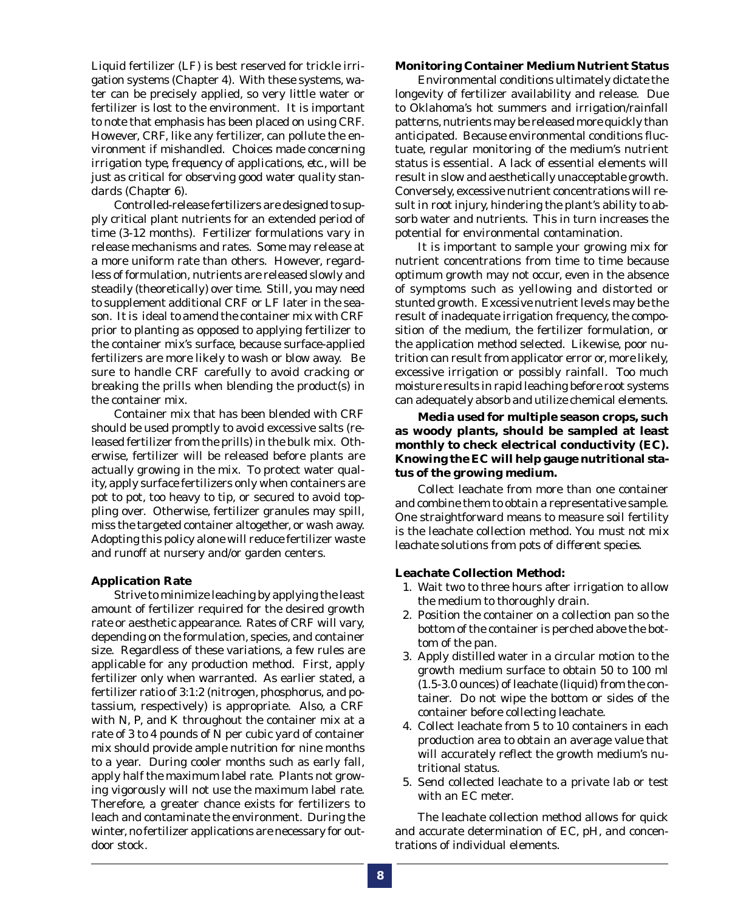Liquid fertilizer (LF) is best reserved for trickle irrigation systems (Chapter 4). With these systems, water can be precisely applied, so very little water or fertilizer is lost to the environment. It is important to note that emphasis has been placed on using CRF. However, CRF, like any fertilizer, can pollute the environment if mishandled. *Choices made concerning irrigation type, frequency of applications, etc., will be just as critical for observing good water quality standards (Chapter 6).*

Controlled-release fertilizers are designed to supply critical plant nutrients for an extended period of time (3-12 months). Fertilizer formulations vary in release mechanisms and rates. Some may release at a more uniform rate than others. However, regardless of formulation, nutrients are released slowly and steadily (theoretically) over time. Still, you may need to supplement additional CRF or LF later in the season. It is ideal to amend the container mix with CRF prior to planting as opposed to applying fertilizer to the container mix's surface, because surface-applied fertilizers are more likely to wash or blow away. Be sure to handle CRF carefully to avoid cracking or breaking the prills when blending the product(s) in the container mix.

Container mix that has been blended with CRF should be used promptly to avoid excessive salts (released fertilizer from the prills) in the bulk mix. Otherwise, fertilizer will be released before plants are actually growing in the mix. To protect water quality, apply surface fertilizers only when containers are pot to pot, too heavy to tip, or secured to avoid toppling over. Otherwise, fertilizer granules may spill, miss the targeted container altogether, or wash away. Adopting this policy alone will reduce fertilizer waste and runoff at nursery and/or garden centers.

### Application Rate

Strive to minimize leaching by applying the least amount of fertilizer required for the desired growth rate or aesthetic appearance. Rates of CRF will vary, depending on the formulation, species, and container size. Regardless of these variations, a few rules are applicable for any production method. First, apply fertilizer only when warranted. As earlier stated, a fertilizer ratio of 3:1:2 (nitrogen, phosphorus, and potassium, respectively) is appropriate. Also, a CRF with N, P, and K throughout the container mix at a rate of 3 to 4 pounds of N per cubic yard of container mix should provide ample nutrition for nine months to a year. During cooler months such as early fall, apply half the maximum label rate. Plants not growing vigorously will not use the maximum label rate. Therefore, a greater chance exists for fertilizers to leach and contaminate the environment. During the winter, no fertilizer applications are necessary for outdoor stock.

### Monitoring Container Medium Nutrient Status

Environmental conditions ultimately dictate the longevity of fertilizer availability and release. Due to Oklahoma's hot summers and irrigation/rainfall patterns, nutrients may be released more quickly than anticipated. Because environmental conditions fluctuate, regular monitoring of the medium's nutrient status is essential. A lack of essential elements will result in slow and aesthetically unacceptable growth. Conversely, excessive nutrient concentrations will result in root injury, hindering the plant's ability to absorb water and nutrients. This in turn increases the potential for environmental contamination.

It is important to sample your growing mix for nutrient concentrations from time to time because optimum growth may not occur, even in the absence of symptoms such as yellowing and distorted or stunted growth. Excessive nutrient levels may be the result of inadequate irrigation frequency, the composition of the medium, the fertilizer formulation, or the application method selected. Likewise, poor nutrition can result from applicator error or, more likely, excessive irrigation or possibly rainfall. Too much moisture results in rapid leaching before root systems can adequately absorb and utilize chemical elements.

**Media used for multiple season crops, such as woody plants, should be sampled at least monthly to check electrical conductivity (EC). Knowing the EC will help gauge nutritional status of the growing medium.**

Collect leachate from more than one container and combine them to obtain a representative sample. One straightforward means to measure soil fertility is the leachate collection method. *You must not mix leachate solutions from pots of different species.*

### Leachate Collection Method:

1. Wait two to three hours after irrigation to allow the medium to thoroughly drain.
2. Position the container on a collection pan so the bottom of the container is perched above the bottom of the pan.
3. Apply distilled water in a circular motion to the growth medium surface to obtain 50 to 100 ml (1.5-3.0 ounces) of leachate (liquid) from the container. Do not wipe the bottom or sides of the container before collecting leachate.
4. Collect leachate from 5 to 10 containers in each production area to obtain an average value that will accurately reflect the growth medium's nutritional status.
5. Send collected leachate to a private lab or test with an EC meter.

The leachate collection method allows for quick and accurate determination of EC, pH, and concentrations of individual elements.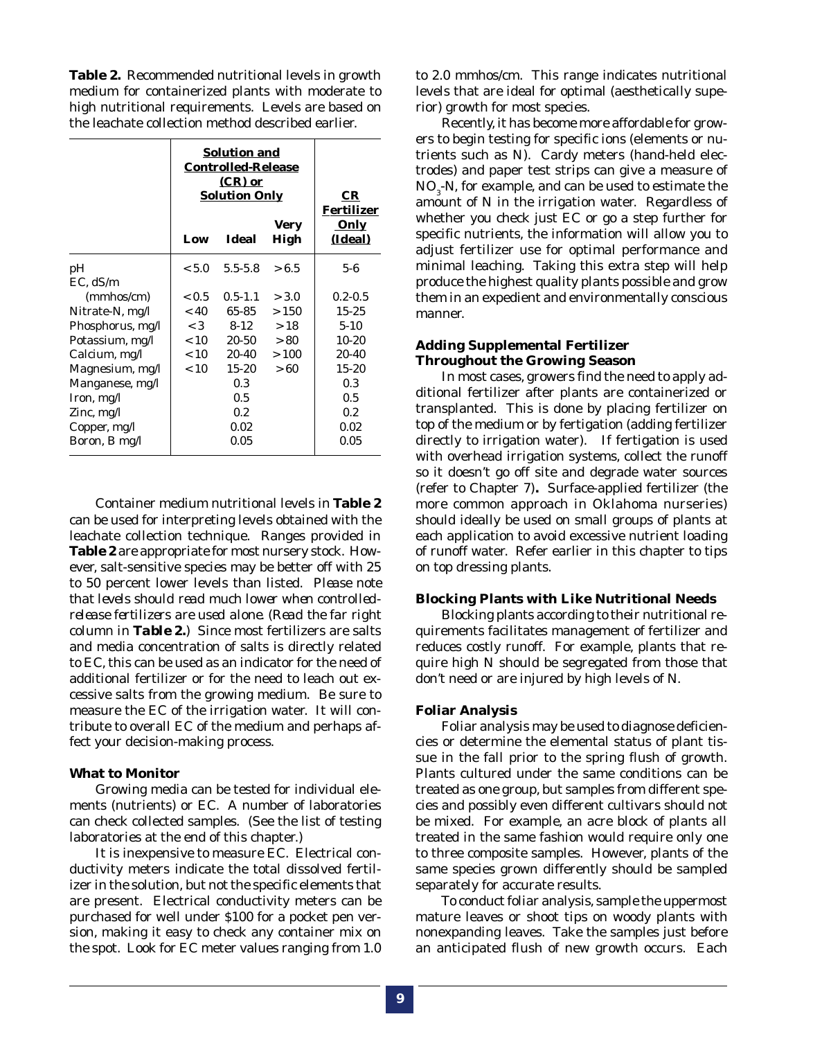**Table 2.** Recommended nutritional levels in growth medium for containerized plants with moderate to high nutritional requirements. Levels are based on the leachate collection method described earlier.

| | Solution and Controlled-Release (CR) or Solution Only | | | CR Fertilizer Only |
|---|---|---|---|---|
| | Low | Ideal | Very High | (Ideal) |
| pH | <5.0 | 5.5-5.8 | >6.5 | 5-6 |
| EC, dS/m (mmhos/cm) | <0.5 | 0.5-1.1 | >3.0 | 0.2-0.5 |
| Nitrate-N, mg/l | <40 | 65-85 | >150 | 15-25 |
| Phosphorus, mg/l | <3 | 8-12 | >18 | 5-10 |
| Potassium, mg/l | <10 | 20-50 | >80 | 10-20 |
| Calcium, mg/l | <10 | 20-40 | >100 | 20-40 |
| Magnesium, mg/l | <10 | 15-20 | >60 | 15-20 |
| Manganese, mg/l | | 0.3 | | 0.3 |
| Iron, mg/l | | 0.5 | | 0.5 |
| Zinc, mg/l | | 0.2 | | 0.2 |
| Copper, mg/l | | 0.02 | | 0.02 |
| Boron, B mg/l | | 0.05 | | 0.05 |

Container medium nutritional levels in **Table 2** can be used for interpreting levels obtained with the leachate collection technique. Ranges provided in **Table 2** are appropriate for most nursery stock. However, salt-sensitive species may be better off with 25 to 50 percent lower levels than listed. *Please note that levels should read much lower when controlled-release fertilizers are used alone. (Read the far right column in **Table 2.**)* Since most fertilizers are salts and media concentration of salts is directly related to EC, this can be used as an indicator for the need of additional fertilizer or for the need to leach out excessive salts from the growing medium. Be sure to measure the EC of the irrigation water. It will contribute to overall EC of the medium and perhaps affect your decision-making process.

**What to Monitor**

Growing media can be tested for individual elements (nutrients) or EC. A number of laboratories can check collected samples. (See the list of testing laboratories at the end of this chapter.)

It is inexpensive to measure EC. Electrical conductivity meters indicate the total dissolved fertilizer in the solution, but not the specific elements that are present. Electrical conductivity meters can be purchased for well under $100 for a pocket pen version, making it easy to check any container mix on the spot. Look for EC meter values ranging from 1.0 to 2.0 mmhos/cm. This range indicates nutritional levels that are ideal for optimal (aesthetically superior) growth for most species.

Recently, it has become more affordable for growers to begin testing for specific ions (elements or nutrients such as N). Cardy meters (hand-held electrodes) and paper test strips can give a measure of $NO_3$-N, for example, and can be used to estimate the amount of N in the irrigation water. Regardless of whether you check just EC or go a step further for specific nutrients, the information will allow you to adjust fertilizer use for optimal performance and minimal leaching. Taking this extra step will help produce the highest quality plants possible and grow them in an expedient and environmentally conscious manner.

**Adding Supplemental Fertilizer Throughout the Growing Season**

In most cases, growers find the need to apply additional fertilizer after plants are containerized or transplanted. This is done by placing fertilizer on top of the medium or by fertigation (adding fertilizer directly to irrigation water). If fertigation is used with overhead irrigation systems, collect the runoff so it doesn't go off site and degrade water sources (refer to Chapter 7)**.** Surface-applied fertilizer (the more common approach in Oklahoma nurseries) should ideally be used on small groups of plants at each application to avoid excessive nutrient loading of runoff water. Refer earlier in this chapter to tips on top dressing plants.

**Blocking Plants with Like Nutritional Needs**

Blocking plants according to their nutritional requirements facilitates management of fertilizer and reduces costly runoff. For example, plants that require high N should be segregated from those that don't need or are injured by high levels of N.

**Foliar Analysis**

Foliar analysis may be used to diagnose deficiencies or determine the elemental status of plant tissue in the fall prior to the spring flush of growth. Plants cultured under the same conditions can be treated as one group, but samples from different species and possibly even different cultivars should not be mixed. For example, an acre block of plants all treated in the same fashion would require only one to three composite samples. However, plants of the same species grown differently should be sampled separately for accurate results.

To conduct foliar analysis, sample the uppermost mature leaves or shoot tips on woody plants with nonexpanding leaves. Take the samples just before an anticipated flush of new growth occurs. Each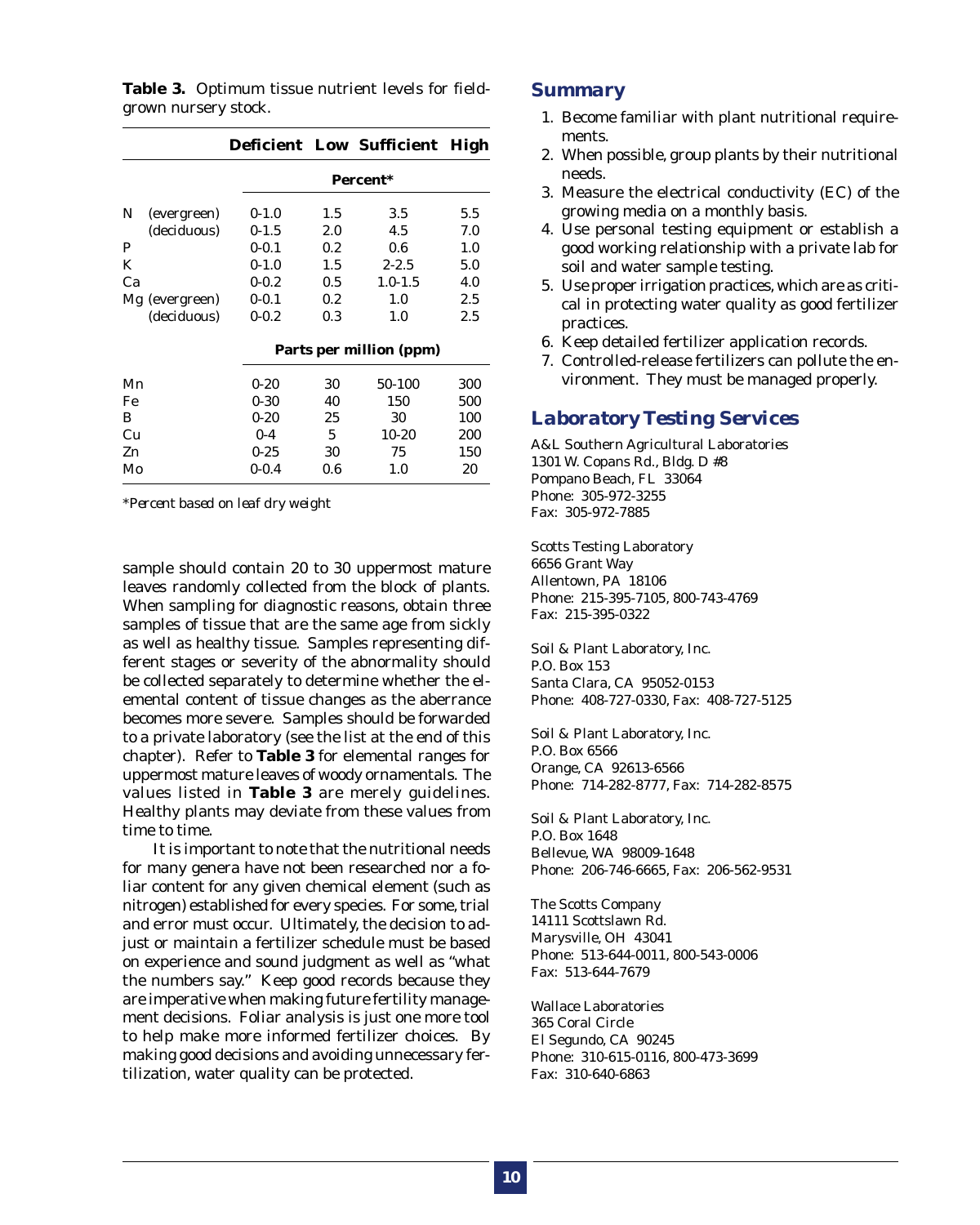**Table 3.** Optimum tissue nutrient levels for field-grown nursery stock.

| | | Deficient | Low | Sufficient | High |
|---|---|---|---|---|---|
| | | Percent* | | | |
| N | (evergreen) | 0-1.0 | 1.5 | 3.5 | 5.5 |
| | (deciduous) | 0-1.5 | 2.0 | 4.5 | 7.0 |
| P | | 0-0.1 | 0.2 | 0.6 | 1.0 |
| K | | 0-1.0 | 1.5 | 2-2.5 | 5.0 |
| Ca | | 0-0.2 | 0.5 | 1.0-1.5 | 4.0 |
| Mg | (evergreen) | 0-0.1 | 0.2 | 1.0 | 2.5 |
| | (deciduous) | 0-0.2 | 0.3 | 1.0 | 2.5 |
| | | Parts per million (ppm) | | | |
| Mn | | 0-20 | 30 | 50-100 | 300 |
| Fe | | 0-30 | 40 | 150 | 500 |
| B | | 0-20 | 25 | 30 | 100 |
| Cu | | 0-4 | 5 | 10-20 | 200 |
| Zn | | 0-25 | 30 | 75 | 150 |
| Mo | | 0-0.4 | 0.6 | 1.0 | 20 |

*\*Percent based on leaf dry weight*

sample should contain 20 to 30 uppermost mature leaves randomly collected from the block of plants. When sampling for diagnostic reasons, obtain three samples of tissue that are the same age from sickly as well as healthy tissue. Samples representing different stages or severity of the abnormality should be collected separately to determine whether the elemental content of tissue changes as the aberrance becomes more severe. Samples should be forwarded to a private laboratory (see the list at the end of this chapter). Refer to **Table 3** for elemental ranges for uppermost mature leaves of woody ornamentals. The values listed in **Table 3** are merely guidelines. Healthy plants may deviate from these values from time to time.

It is important to note that the nutritional needs for many genera have not been researched nor a foliar content for any given chemical element (such as nitrogen) established for every species. For some, trial and error must occur. Ultimately, the decision to adjust or maintain a fertilizer schedule must be based on experience and sound judgment as well as "what the numbers say." Keep good records because they are imperative when making future fertility management decisions. Foliar analysis is just one more tool to help make more informed fertilizer choices. By making good decisions and avoiding unnecessary fertilization, water quality can be protected.

## Summary

1. Become familiar with plant nutritional requirements.
2. When possible, group plants by their nutritional needs.
3. Measure the electrical conductivity (EC) of the growing media on a monthly basis.
4. Use personal testing equipment or establish a good working relationship with a private lab for soil and water sample testing.
5. Use proper irrigation practices, which are as critical in protecting water quality as good fertilizer practices.
6. Keep detailed fertilizer application records.
7. Controlled-release fertilizers can pollute the environment. They must be managed properly.

## Laboratory Testing Services

A&L Southern Agricultural Laboratories
1301 W. Copans Rd., Bldg. D #8
Pompano Beach, FL 33064
Phone: 305-972-3255
Fax: 305-972-7885

Scotts Testing Laboratory
6656 Grant Way
Allentown, PA 18106
Phone: 215-395-7105, 800-743-4769
Fax: 215-395-0322

Soil & Plant Laboratory, Inc.
P.O. Box 153
Santa Clara, CA 95052-0153
Phone: 408-727-0330, Fax: 408-727-5125

Soil & Plant Laboratory, Inc.
P.O. Box 6566
Orange, CA 92613-6566
Phone: 714-282-8777, Fax: 714-282-8575

Soil & Plant Laboratory, Inc.
P.O. Box 1648
Bellevue, WA 98009-1648
Phone: 206-746-6665, Fax: 206-562-9531

The Scotts Company
14111 Scottslawn Rd.
Marysville, OH 43041
Phone: 513-644-0011, 800-543-0006
Fax: 513-644-7679

Wallace Laboratories
365 Coral Circle
El Segundo, CA 90245
Phone: 310-615-0116, 800-473-3699
Fax: 310-640-6863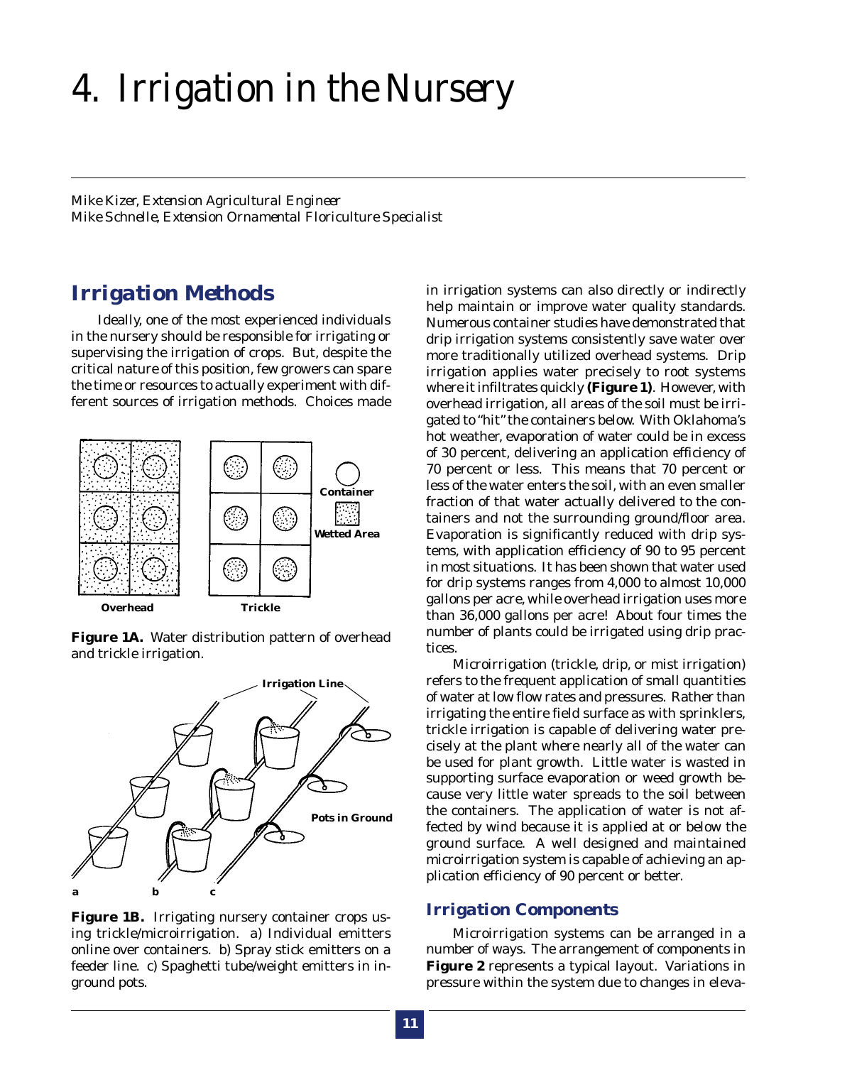# 4. Irrigation in the Nursery

*Mike Kizer, Extension Agricultural Engineer*
*Mike Schnelle, Extension Ornamental Floriculture Specialist*

## Irrigation Methods

Ideally, one of the most experienced individuals in the nursery should be responsible for irrigating or supervising the irrigation of crops. But, despite the critical nature of this position, few growers can spare the time or resources to actually experiment with different sources of irrigation methods. Choices made in irrigation systems can also directly or indirectly help maintain or improve water quality standards. Numerous container studies have demonstrated that drip irrigation systems consistently save water over more traditionally utilized overhead systems. Drip irrigation applies water precisely to root systems where it infiltrates quickly **(Figure 1)**. However, with overhead irrigation, all areas of the soil must be irrigated to "hit" the containers below. With Oklahoma's hot weather, evaporation of water could be in excess of 30 percent, delivering an application efficiency of 70 percent or less. This means that 70 percent or less of the water enters the soil, with an even smaller fraction of that water actually delivered to the containers and not the surrounding ground/floor area. Evaporation is significantly reduced with drip systems, with application efficiency of 90 to 95 percent in most situations. It has been shown that water used for drip systems ranges from 4,000 to almost 10,000 gallons per acre, while overhead irrigation uses more than 36,000 gallons per acre! About four times the number of plants could be irrigated using drip practices.

**Figure 1A.** Water distribution pattern of overhead and trickle irrigation.

**Figure 1B.** Irrigating nursery container crops using trickle/microirrigation. a) Individual emitters online over containers. b) Spray stick emitters on a feeder line. c) Spaghetti tube/weight emitters in in-ground pots.

Microirrigation (trickle, drip, or mist irrigation) refers to the frequent application of small quantities of water at low flow rates and pressures. Rather than irrigating the entire field surface as with sprinklers, trickle irrigation is capable of delivering water precisely at the plant where nearly all of the water can be used for plant growth. Little water is wasted in supporting surface evaporation or weed growth because very little water spreads to the soil between the containers. The application of water is not affected by wind because it is applied at or below the ground surface. A well designed and maintained microirrigation system is capable of achieving an application efficiency of 90 percent or better.

### Irrigation Components

Microirrigation systems can be arranged in a number of ways. The arrangement of components in **Figure 2** represents a typical layout. Variations in pressure within the system due to changes in eleva-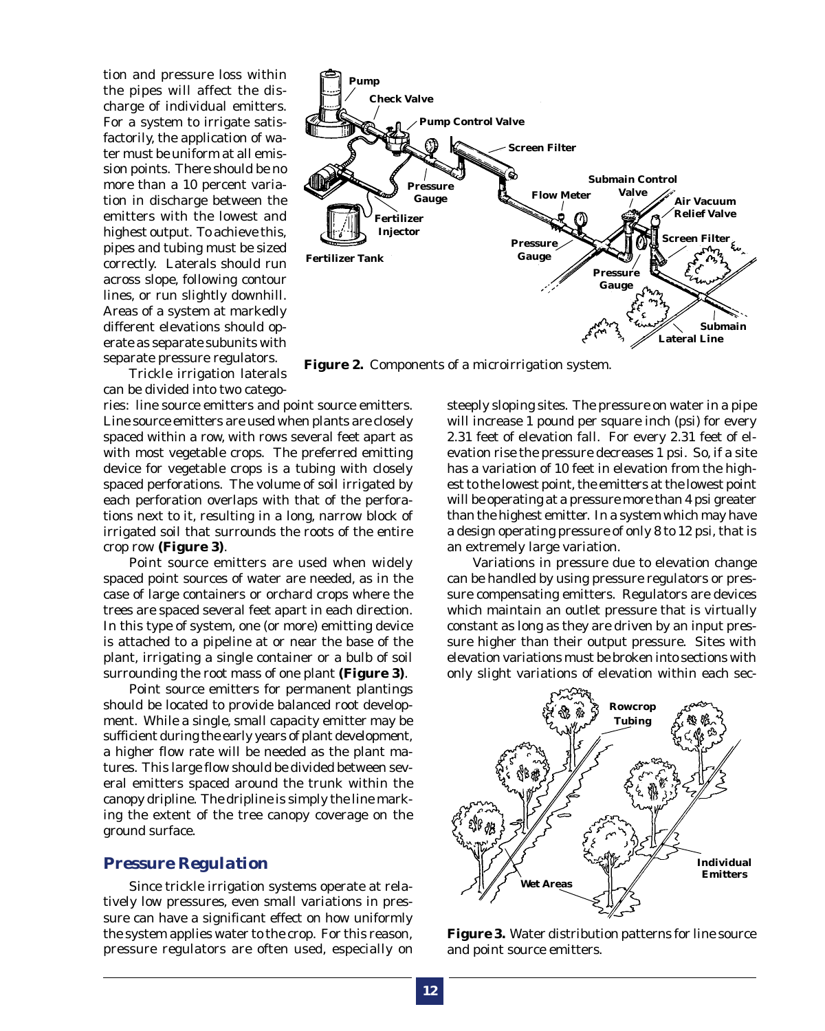tion and pressure loss within the pipes will affect the discharge of individual emitters. For a system to irrigate satisfactorily, the application of water must be uniform at all emission points. There should be no more than a 10 percent variation in discharge between the emitters with the lowest and highest output. To achieve this, pipes and tubing must be sized correctly. Laterals should run across slope, following contour lines, or run slightly downhill. Areas of a system at markedly different elevations should operate as separate subunits with separate pressure regulators.

**Figure 2.** Components of a microirrigation system.

Trickle irrigation laterals can be divided into two categories: line source emitters and point source emitters. Line source emitters are used when plants are closely spaced within a row, with rows several feet apart as with most vegetable crops. The preferred emitting device for vegetable crops is a tubing with closely spaced perforations. The volume of soil irrigated by each perforation overlaps with that of the perforations next to it, resulting in a long, narrow block of irrigated soil that surrounds the roots of the entire crop row **(Figure 3)**.

Point source emitters are used when widely spaced point sources of water are needed, as in the case of large containers or orchard crops where the trees are spaced several feet apart in each direction. In this type of system, one (or more) emitting device is attached to a pipeline at or near the base of the plant, irrigating a single container or a bulb of soil surrounding the root mass of one plant **(Figure 3)**.

Point source emitters for permanent plantings should be located to provide balanced root development. While a single, small capacity emitter may be sufficient during the early years of plant development, a higher flow rate will be needed as the plant matures. This large flow should be divided between several emitters spaced around the trunk within the canopy dripline. The dripline is simply the line marking the extent of the tree canopy coverage on the ground surface.

## Pressure Regulation

Since trickle irrigation systems operate at relatively low pressures, even small variations in pressure can have a significant effect on how uniformly the system applies water to the crop. For this reason, pressure regulators are often used, especially on steeply sloping sites. The pressure on water in a pipe will increase 1 pound per square inch (psi) for every 2.31 feet of elevation fall. For every 2.31 feet of elevation rise the pressure decreases 1 psi. So, if a site has a variation of 10 feet in elevation from the highest to the lowest point, the emitters at the lowest point will be operating at a pressure more than 4 psi greater than the highest emitter. In a system which may have a design operating pressure of only 8 to 12 psi, that is an extremely large variation.

Variations in pressure due to elevation change can be handled by using pressure regulators or pressure compensating emitters. Regulators are devices which maintain an outlet pressure that is virtually constant as long as they are driven by an input pressure higher than their output pressure. Sites with elevation variations must be broken into sections with only slight variations of elevation within each sec-

**Figure 3.** Water distribution patterns for line source and point source emitters.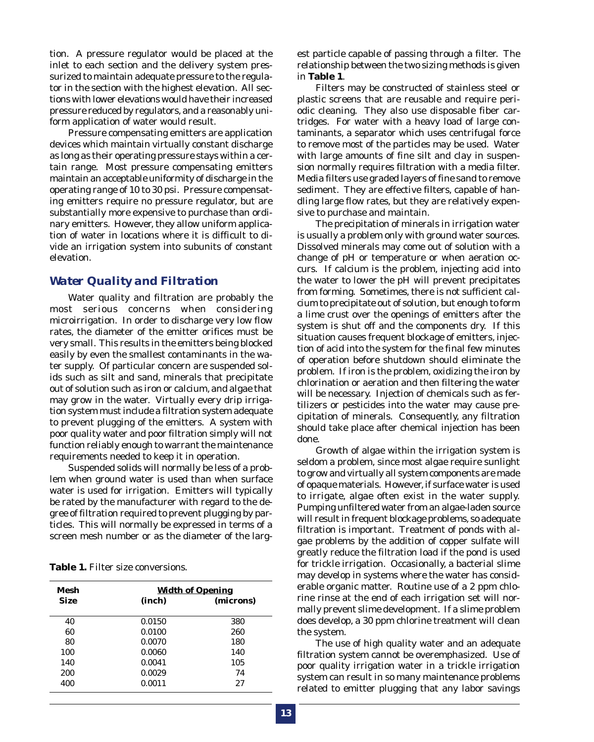tion. A pressure regulator would be placed at the inlet to each section and the delivery system pressurized to maintain adequate pressure to the regulator in the section with the highest elevation. All sections with lower elevations would have their increased pressure reduced by regulators, and a reasonably uniform application of water would result.

Pressure compensating emitters are application devices which maintain virtually constant discharge as long as their operating pressure stays within a certain range. Most pressure compensating emitters maintain an acceptable uniformity of discharge in the operating range of 10 to 30 psi. Pressure compensating emitters require no pressure regulator, but are substantially more expensive to purchase than ordinary emitters. However, they allow uniform application of water in locations where it is difficult to divide an irrigation system into subunits of constant elevation.

## Water Quality and Filtration

Water quality and filtration are probably the most serious concerns when considering microirrigation. In order to discharge very low flow rates, the diameter of the emitter orifices must be very small. This results in the emitters being blocked easily by even the smallest contaminants in the water supply. Of particular concern are suspended solids such as silt and sand, minerals that precipitate out of solution such as iron or calcium, and algae that may grow in the water. Virtually every drip irrigation system must include a filtration system adequate to prevent plugging of the emitters. A system with poor quality water and poor filtration simply will not function reliably enough to warrant the maintenance requirements needed to keep it in operation.

Suspended solids will normally be less of a problem when ground water is used than when surface water is used for irrigation. Emitters will typically be rated by the manufacturer with regard to the degree of filtration required to prevent plugging by particles. This will normally be expressed in terms of a screen mesh number or as the diameter of the largest particle capable of passing through a filter. The relationship between the two sizing methods is given in **Table 1**.

**Table 1.** Filter size conversions.

| Mesh Size | Width of Opening (inch) | (microns) |
|---|---|---|
| 40 | 0.0150 | 380 |
| 60 | 0.0100 | 260 |
| 80 | 0.0070 | 180 |
| 100 | 0.0060 | 140 |
| 140 | 0.0041 | 105 |
| 200 | 0.0029 | 74 |
| 400 | 0.0011 | 27 |

Filters may be constructed of stainless steel or plastic screens that are reusable and require periodic cleaning. They also use disposable fiber cartridges. For water with a heavy load of large contaminants, a separator which uses centrifugal force to remove most of the particles may be used. Water with large amounts of fine silt and clay in suspension normally requires filtration with a media filter. Media filters use graded layers of fine sand to remove sediment. They are effective filters, capable of handling large flow rates, but they are relatively expensive to purchase and maintain.

The precipitation of minerals in irrigation water is usually a problem only with ground water sources. Dissolved minerals may come out of solution with a change of pH or temperature or when aeration occurs. If calcium is the problem, injecting acid into the water to lower the pH will prevent precipitates from forming. Sometimes, there is not sufficient calcium to precipitate out of solution, but enough to form a lime crust over the openings of emitters after the system is shut off and the components dry. If this situation causes frequent blockage of emitters, injection of acid into the system for the final few minutes of operation before shutdown should eliminate the problem. If iron is the problem, oxidizing the iron by chlorination or aeration and then filtering the water will be necessary. Injection of chemicals such as fertilizers or pesticides into the water may cause precipitation of minerals. Consequently, any filtration should take place after chemical injection has been done.

Growth of algae within the irrigation system is seldom a problem, since most algae require sunlight to grow and virtually all system components are made of opaque materials. However, if surface water is used to irrigate, algae often exist in the water supply. Pumping unfiltered water from an algae-laden source will result in frequent blockage problems, so adequate filtration is important. Treatment of ponds with algae problems by the addition of copper sulfate will greatly reduce the filtration load if the pond is used for trickle irrigation. Occasionally, a bacterial slime may develop in systems where the water has considerable organic matter. Routine use of a 2 ppm chlorine rinse at the end of each irrigation set will normally prevent slime development. If a slime problem does develop, a 30 ppm chlorine treatment will clean the system.

The use of high quality water and an adequate filtration system cannot be overemphasized. Use of poor quality irrigation water in a trickle irrigation system can result in so many maintenance problems related to emitter plugging that any labor savings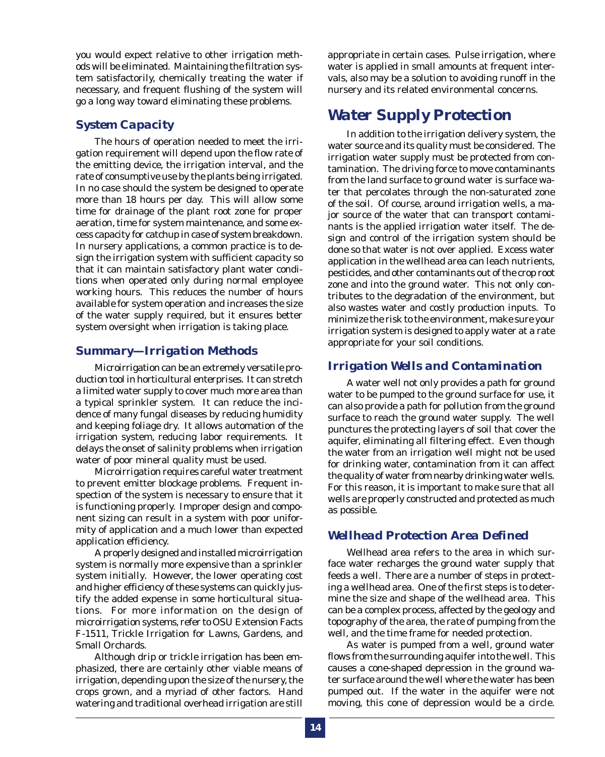you would expect relative to other irrigation methods will be eliminated. Maintaining the filtration system satisfactorily, chemically treating the water if necessary, and frequent flushing of the system will go a long way toward eliminating these problems.

### System Capacity

The hours of operation needed to meet the irrigation requirement will depend upon the flow rate of the emitting device, the irrigation interval, and the rate of consumptive use by the plants being irrigated. In no case should the system be designed to operate more than 18 hours per day. This will allow some time for drainage of the plant root zone for proper aeration, time for system maintenance, and some excess capacity for catchup in case of system breakdown. In nursery applications, a common practice is to design the irrigation system with sufficient capacity so that it can maintain satisfactory plant water conditions when operated only during normal employee working hours. This reduces the number of hours available for system operation and increases the size of the water supply required, but it ensures better system oversight when irrigation is taking place.

### Summary—Irrigation Methods

Microirrigation can be an extremely versatile production tool in horticultural enterprises. It can stretch a limited water supply to cover much more area than a typical sprinkler system. It can reduce the incidence of many fungal diseases by reducing humidity and keeping foliage dry. It allows automation of the irrigation system, reducing labor requirements. It delays the onset of salinity problems when irrigation water of poor mineral quality must be used.

Microirrigation requires careful water treatment to prevent emitter blockage problems. Frequent inspection of the system is necessary to ensure that it is functioning properly. Improper design and component sizing can result in a system with poor uniformity of application and a much lower than expected application efficiency.

A properly designed and installed microirrigation system is normally more expensive than a sprinkler system initially. However, the lower operating cost and higher efficiency of these systems can quickly justify the added expense in some horticultural situations. For more information on the design of microirrigation systems, refer to OSU Extension Facts F-1511, Trickle Irrigation for Lawns, Gardens, and Small Orchards.

Although drip or trickle irrigation has been emphasized, there are certainly other viable means of irrigation, depending upon the size of the nursery, the crops grown, and a myriad of other factors. Hand watering and traditional overhead irrigation are still appropriate in certain cases. Pulse irrigation, where water is applied in small amounts at frequent intervals, also may be a solution to avoiding runoff in the nursery and its related environmental concerns.

## Water Supply Protection

In addition to the irrigation delivery system, the water source and its quality must be considered. The irrigation water supply must be protected from contamination. The driving force to move contaminants from the land surface to ground water is surface water that percolates through the non-saturated zone of the soil. Of course, around irrigation wells, a major source of the water that can transport contaminants is the applied irrigation water itself. The design and control of the irrigation system should be done so that water is not over applied. Excess water application in the wellhead area can leach nutrients, pesticides, and other contaminants out of the crop root zone and into the ground water. This not only contributes to the degradation of the environment, but also wastes water and costly production inputs. To minimize the risk to the environment, make sure your irrigation system is designed to apply water at a rate appropriate for your soil conditions.

### Irrigation Wells and Contamination

A water well not only provides a path for ground water to be pumped to the ground surface for use, it can also provide a path for pollution from the ground surface to reach the ground water supply. The well punctures the protecting layers of soil that cover the aquifer, eliminating all filtering effect. Even though the water from an irrigation well might not be used for drinking water, contamination from it can affect the quality of water from nearby drinking water wells. For this reason, it is important to make sure that all wells are properly constructed and protected as much as possible.

### Wellhead Protection Area Defined

Wellhead area refers to the area in which surface water recharges the ground water supply that feeds a well. There are a number of steps in protecting a wellhead area. One of the first steps is to determine the size and shape of the wellhead area. This can be a complex process, affected by the geology and topography of the area, the rate of pumping from the well, and the time frame for needed protection.

As water is pumped from a well, ground water flows from the surrounding aquifer into the well. This causes a cone-shaped depression in the ground water surface around the well where the water has been pumped out. If the water in the aquifer were not moving, this cone of depression would be a circle.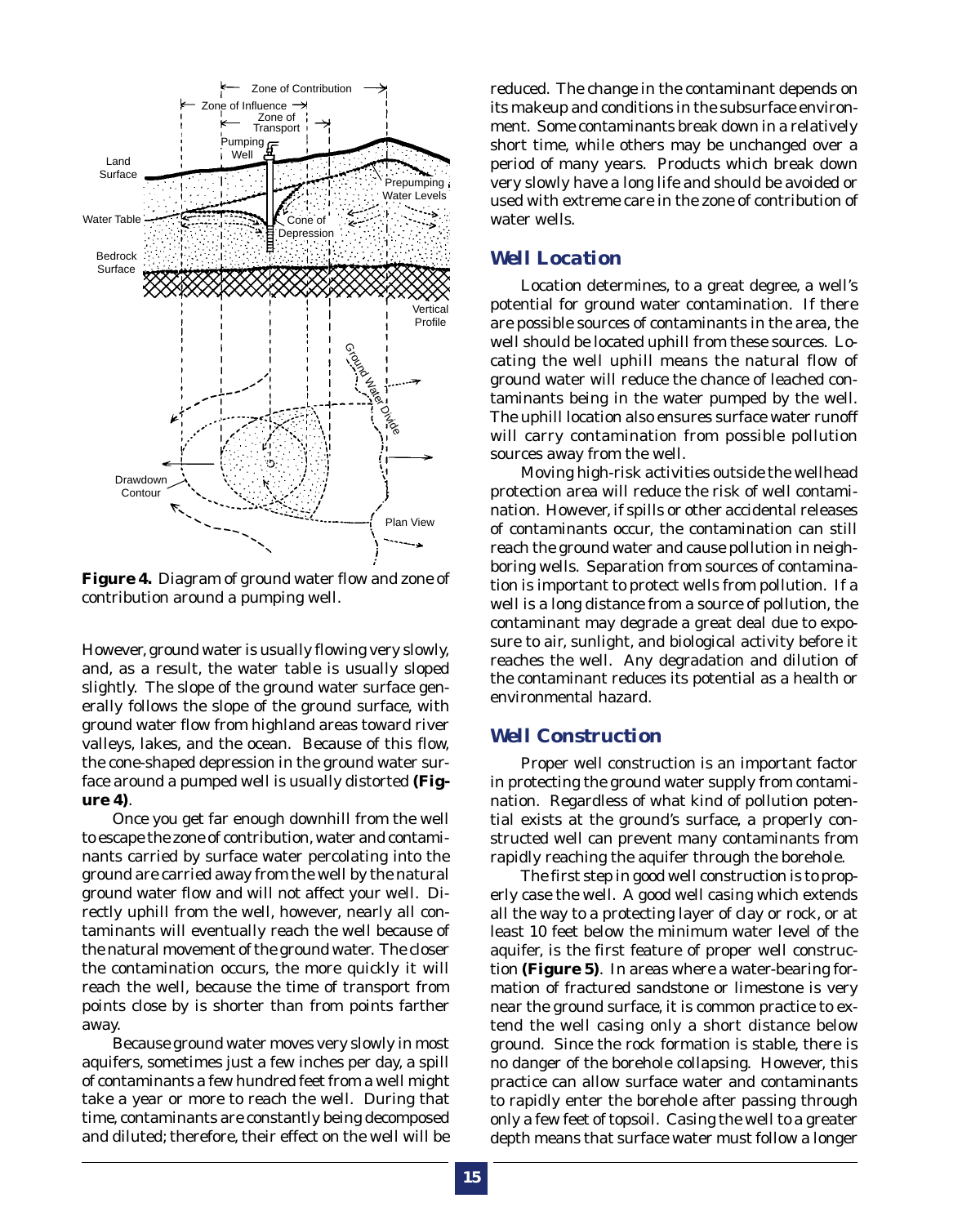**Figure 4.** Diagram of ground water flow and zone of contribution around a pumping well.

However, ground water is usually flowing very slowly, and, as a result, the water table is usually sloped slightly. The slope of the ground water surface generally follows the slope of the ground surface, with ground water flow from highland areas toward river valleys, lakes, and the ocean. Because of this flow, the cone-shaped depression in the ground water surface around a pumped well is usually distorted **(Figure 4)**.

Once you get far enough downhill from the well to escape the zone of contribution, water and contaminants carried by surface water percolating into the ground are carried away from the well by the natural ground water flow and will not affect your well. Directly uphill from the well, however, nearly all contaminants will eventually reach the well because of the natural movement of the ground water. The closer the contamination occurs, the more quickly it will reach the well, because the time of transport from points close by is shorter than from points farther away.

Because ground water moves very slowly in most aquifers, sometimes just a few inches per day, a spill of contaminants a few hundred feet from a well might take a year or more to reach the well. During that time, contaminants are constantly being decomposed and diluted; therefore, their effect on the well will be reduced. The change in the contaminant depends on its makeup and conditions in the subsurface environment. Some contaminants break down in a relatively short time, while others may be unchanged over a period of many years. Products which break down very slowly have a long life and should be avoided or used with extreme care in the zone of contribution of water wells.

## Well Location

Location determines, to a great degree, a well's potential for ground water contamination. If there are possible sources of contaminants in the area, the well should be located uphill from these sources. Locating the well uphill means the natural flow of ground water will reduce the chance of leached contaminants being in the water pumped by the well. The uphill location also ensures surface water runoff will carry contamination from possible pollution sources away from the well.

Moving high-risk activities outside the wellhead protection area will reduce the risk of well contamination. However, if spills or other accidental releases of contaminants occur, the contamination can still reach the ground water and cause pollution in neighboring wells. Separation from sources of contamination is important to protect wells from pollution. If a well is a long distance from a source of pollution, the contaminant may degrade a great deal due to exposure to air, sunlight, and biological activity before it reaches the well. Any degradation and dilution of the contaminant reduces its potential as a health or environmental hazard.

## Well Construction

Proper well construction is an important factor in protecting the ground water supply from contamination. Regardless of what kind of pollution potential exists at the ground's surface, a properly constructed well can prevent many contaminants from rapidly reaching the aquifer through the borehole.

The first step in good well construction is to properly case the well. A good well casing which extends all the way to a protecting layer of clay or rock, or at least 10 feet below the minimum water level of the aquifer, is the first feature of proper well construction **(Figure 5)**. In areas where a water-bearing formation of fractured sandstone or limestone is very near the ground surface, it is common practice to extend the well casing only a short distance below ground. Since the rock formation is stable, there is no danger of the borehole collapsing. However, this practice can allow surface water and contaminants to rapidly enter the borehole after passing through only a few feet of topsoil. Casing the well to a greater depth means that surface water must follow a longer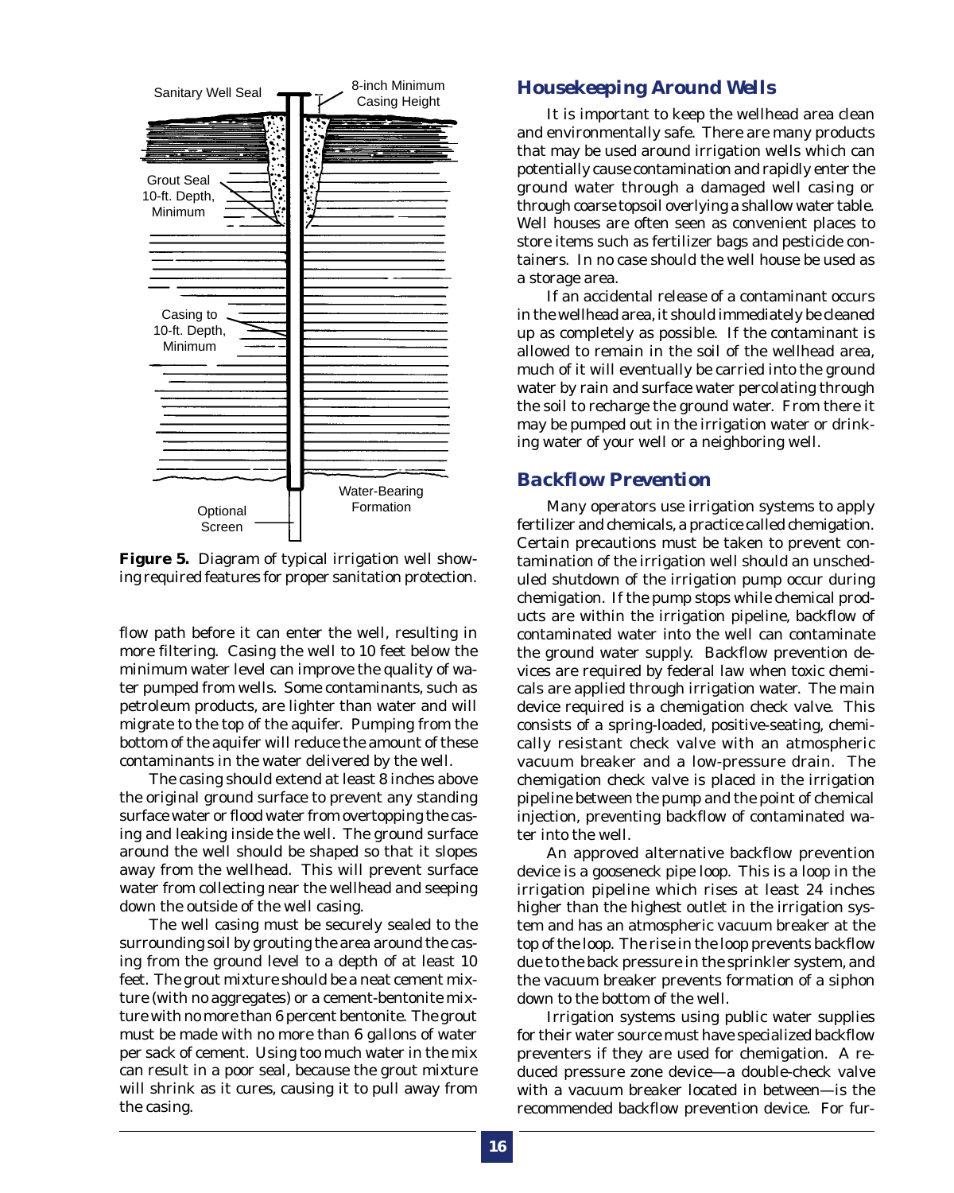**Figure 5.** Diagram of typical irrigation well showing required features for proper sanitation protection.

flow path before it can enter the well, resulting in more filtering. Casing the well to 10 feet below the minimum water level can improve the quality of water pumped from wells. Some contaminants, such as petroleum products, are lighter than water and will migrate to the top of the aquifer. Pumping from the bottom of the aquifer will reduce the amount of these contaminants in the water delivered by the well.

The casing should extend at least 8 inches above the original ground surface to prevent any standing surface water or flood water from overtopping the casing and leaking inside the well. The ground surface around the well should be shaped so that it slopes away from the wellhead. This will prevent surface water from collecting near the wellhead and seeping down the outside of the well casing.

The well casing must be securely sealed to the surrounding soil by grouting the area around the casing from the ground level to a depth of at least 10 feet. The grout mixture should be a neat cement mixture (with no aggregates) or a cement-bentonite mixture with no more than 6 percent bentonite. The grout must be made with no more than 6 gallons of water per sack of cement. Using too much water in the mix can result in a poor seal, because the grout mixture will shrink as it cures, causing it to pull away from the casing.

## Housekeeping Around Wells

It is important to keep the wellhead area clean and environmentally safe. There are many products that may be used around irrigation wells which can potentially cause contamination and rapidly enter the ground water through a damaged well casing or through coarse topsoil overlying a shallow water table. Well houses are often seen as convenient places to store items such as fertilizer bags and pesticide containers. In no case should the well house be used as a storage area.

If an accidental release of a contaminant occurs in the wellhead area, it should immediately be cleaned up as completely as possible. If the contaminant is allowed to remain in the soil of the wellhead area, much of it will eventually be carried into the ground water by rain and surface water percolating through the soil to recharge the ground water. From there it may be pumped out in the irrigation water or drinking water of your well or a neighboring well.

## Backflow Prevention

Many operators use irrigation systems to apply fertilizer and chemicals, a practice called chemigation. Certain precautions must be taken to prevent contamination of the irrigation well should an unscheduled shutdown of the irrigation pump occur during chemigation. If the pump stops while chemical products are within the irrigation pipeline, backflow of contaminated water into the well can contaminate the ground water supply. Backflow prevention devices are required by federal law when toxic chemicals are applied through irrigation water. The main device required is a chemigation check valve. This consists of a spring-loaded, positive-seating, chemically resistant check valve with an atmospheric vacuum breaker and a low-pressure drain. The chemigation check valve is placed in the irrigation pipeline between the pump and the point of chemical injection, preventing backflow of contaminated water into the well.

An approved alternative backflow prevention device is a gooseneck pipe loop. This is a loop in the irrigation pipeline which rises at least 24 inches higher than the highest outlet in the irrigation system and has an atmospheric vacuum breaker at the top of the loop. The rise in the loop prevents backflow due to the back pressure in the sprinkler system, and the vacuum breaker prevents formation of a siphon down to the bottom of the well.

Irrigation systems using public water supplies for their water source must have specialized backflow preventers if they are used for chemigation. A reduced pressure zone device—a double-check valve with a vacuum breaker located in between—is the recommended backflow prevention device. For fur-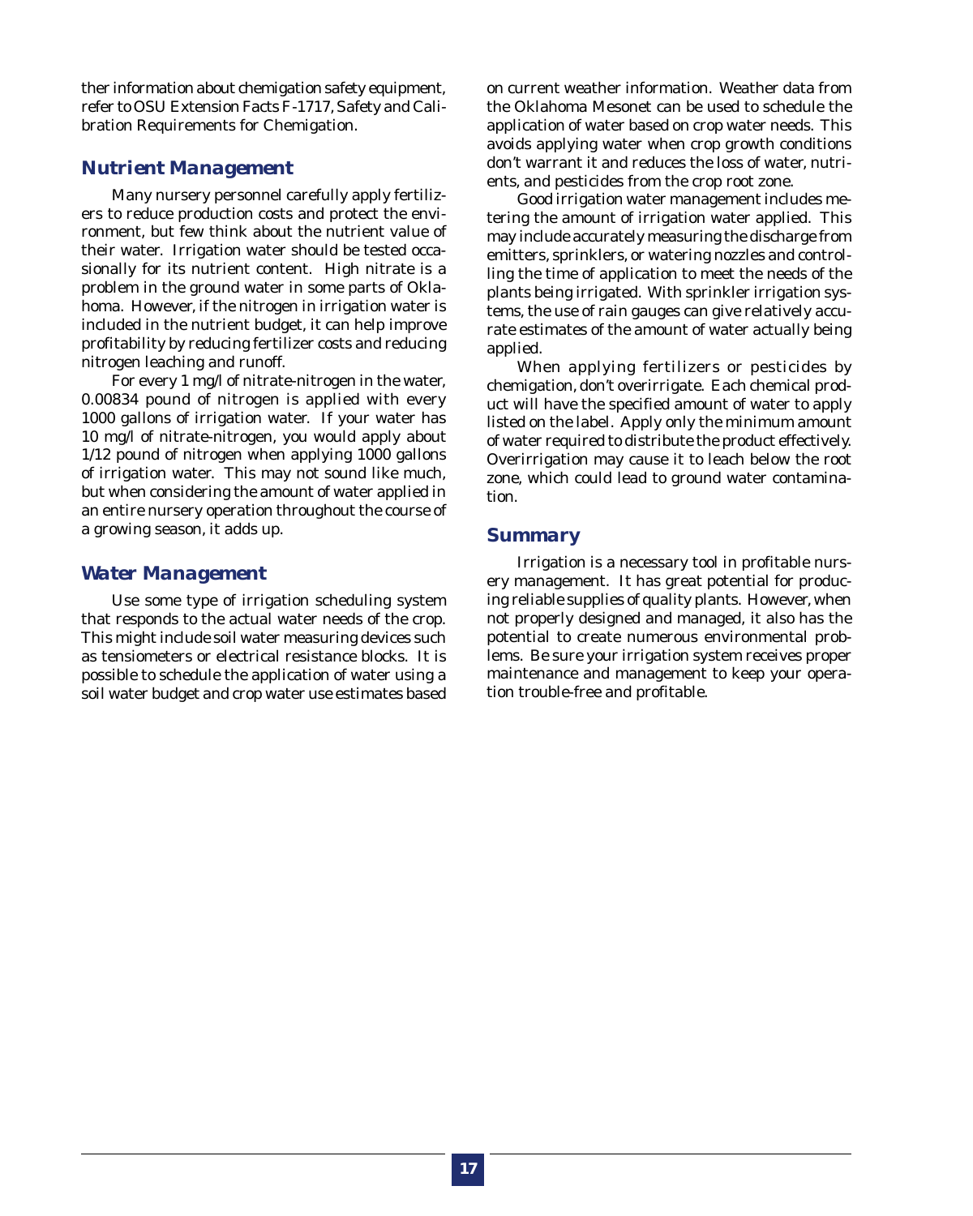ther information about chemigation safety equipment, refer to OSU Extension Facts F-1717, Safety and Calibration Requirements for Chemigation.

## Nutrient Management

Many nursery personnel carefully apply fertilizers to reduce production costs and protect the environment, but few think about the nutrient value of their water. Irrigation water should be tested occasionally for its nutrient content. High nitrate is a problem in the ground water in some parts of Oklahoma. However, if the nitrogen in irrigation water is included in the nutrient budget, it can help improve profitability by reducing fertilizer costs and reducing nitrogen leaching and runoff.

For every 1 mg/l of nitrate-nitrogen in the water, 0.00834 pound of nitrogen is applied with every 1000 gallons of irrigation water. If your water has 10 mg/l of nitrate-nitrogen, you would apply about 1/12 pound of nitrogen when applying 1000 gallons of irrigation water. This may not sound like much, but when considering the amount of water applied in an entire nursery operation throughout the course of a growing season, it adds up.

## Water Management

Use some type of irrigation scheduling system that responds to the actual water needs of the crop. This might include soil water measuring devices such as tensiometers or electrical resistance blocks. It is possible to schedule the application of water using a soil water budget and crop water use estimates based on current weather information. Weather data from the Oklahoma Mesonet can be used to schedule the application of water based on crop water needs. This avoids applying water when crop growth conditions don't warrant it and reduces the loss of water, nutrients, and pesticides from the crop root zone.

Good irrigation water management includes metering the amount of irrigation water applied. This may include accurately measuring the discharge from emitters, sprinklers, or watering nozzles and controlling the time of application to meet the needs of the plants being irrigated. With sprinkler irrigation systems, the use of rain gauges can give relatively accurate estimates of the amount of water actually being applied.

When applying fertilizers or pesticides by chemigation, don't overirrigate. Each chemical product will have the specified amount of water to apply listed on the label. Apply only the minimum amount of water required to distribute the product effectively. Overirrigation may cause it to leach below the root zone, which could lead to ground water contamination.

## Summary

Irrigation is a necessary tool in profitable nursery management. It has great potential for producing reliable supplies of quality plants. However, when not properly designed and managed, it also has the potential to create numerous environmental problems. Be sure your irrigation system receives proper maintenance and management to keep your operation trouble-free and profitable.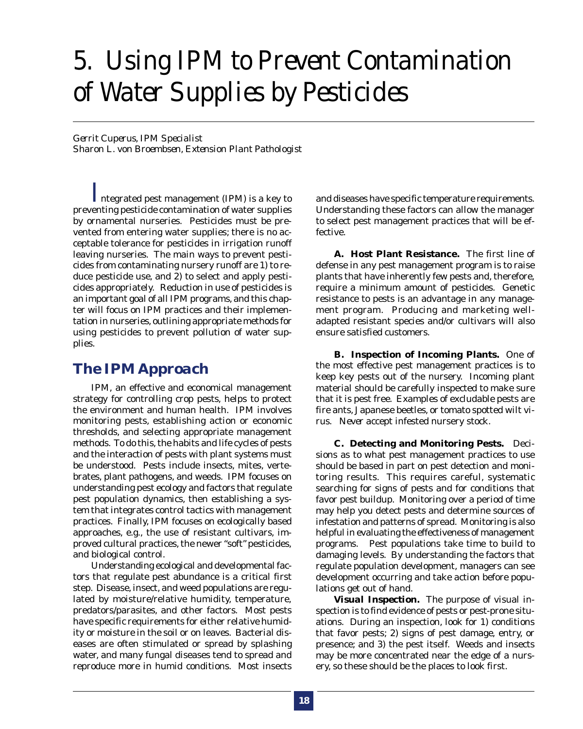# 5. Using IPM to Prevent Contamination of Water Supplies by Pesticides

*Gerrit Cuperus, IPM Specialist*
*Sharon L. von Broembsen, Extension Plant Pathologist*

Integrated pest management (IPM) is a key to preventing pesticide contamination of water supplies by ornamental nurseries. Pesticides must be prevented from entering water supplies; there is no acceptable tolerance for pesticides in irrigation runoff leaving nurseries. The main ways to prevent pesticides from contaminating nursery runoff are 1) to reduce pesticide use, and 2) to select and apply pesticides appropriately. Reduction in use of pesticides is an important goal of all IPM programs, and this chapter will focus on IPM practices and their implementation in nurseries, outlining appropriate methods for using pesticides to prevent pollution of water supplies.

## The IPM Approach

IPM, an effective and economical management strategy for controlling crop pests, helps to protect the environment and human health. IPM involves monitoring pests, establishing action or economic thresholds, and selecting appropriate management methods. To do this, the habits and life cycles of pests and the interaction of pests with plant systems must be understood. Pests include insects, mites, vertebrates, plant pathogens, and weeds. IPM focuses on understanding pest ecology and factors that regulate pest population dynamics, then establishing a system that integrates control tactics with management practices. Finally, IPM focuses on ecologically based approaches, e.g., the use of resistant cultivars, improved cultural practices, the newer "soft" pesticides, and biological control.

Understanding ecological and developmental factors that regulate pest abundance is a critical first step. Disease, insect, and weed populations are regulated by moisture/relative humidity, temperature, predators/parasites, and other factors. Most pests have specific requirements for either relative humidity or moisture in the soil or on leaves. Bacterial diseases are often stimulated or spread by splashing water, and many fungal diseases tend to spread and reproduce more in humid conditions. Most insects and diseases have specific temperature requirements. Understanding these factors can allow the manager to select pest management practices that will be effective.

**A. Host Plant Resistance.** The first line of defense in any pest management program is to raise plants that have inherently few pests and, therefore, require a minimum amount of pesticides. Genetic resistance to pests is an advantage in any management program. Producing and marketing well-adapted resistant species and/or cultivars will also ensure satisfied customers.

**B. Inspection of Incoming Plants.** One of the most effective pest management practices is to keep key pests out of the nursery. Incoming plant material should be carefully inspected to make sure that it is pest free. Examples of excludable pests are fire ants, Japanese beetles, or tomato spotted wilt virus. Never accept infested nursery stock.

**C. Detecting and Monitoring Pests.** Decisions as to what pest management practices to use should be based in part on pest detection and monitoring results. This requires careful, systematic searching for signs of pests and for conditions that favor pest buildup. Monitoring over a period of time may help you detect pests and determine sources of infestation and patterns of spread. Monitoring is also helpful in evaluating the effectiveness of management programs. Pest populations take time to build to damaging levels. By understanding the factors that regulate population development, managers can see development occurring and take action before populations get out of hand.

***Visual Inspection.*** The purpose of visual inspection is to find evidence of pests or pest-prone situations. During an inspection, look for 1) conditions that favor pests; 2) signs of pest damage, entry, or presence; and 3) the pest itself. Weeds and insects may be more concentrated near the edge of a nursery, so these should be the places to look first.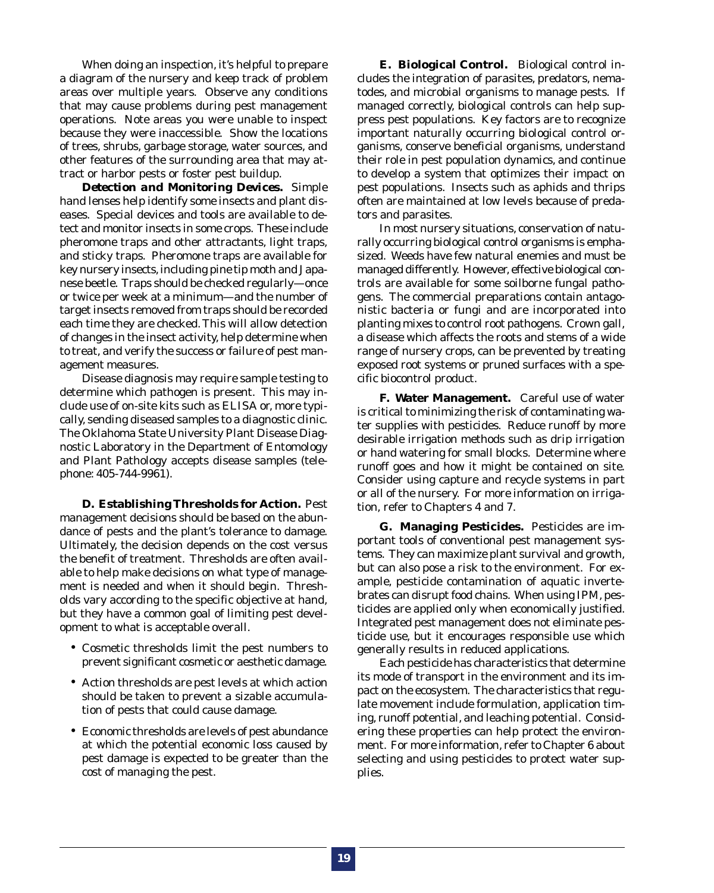When doing an inspection, it's helpful to prepare a diagram of the nursery and keep track of problem areas over multiple years. Observe any conditions that may cause problems during pest management operations. Note areas you were unable to inspect because they were inaccessible. Show the locations of trees, shrubs, garbage storage, water sources, and other features of the surrounding area that may attract or harbor pests or foster pest buildup.

***Detection and Monitoring Devices.*** Simple hand lenses help identify some insects and plant diseases. Special devices and tools are available to detect and monitor insects in some crops. These include pheromone traps and other attractants, light traps, and sticky traps. Pheromone traps are available for key nursery insects, including pine tip moth and Japanese beetle. Traps should be checked regularly—once or twice per week at a minimum—and the number of target insects removed from traps should be recorded each time they are checked. This will allow detection of changes in the insect activity, help determine when to treat, and verify the success or failure of pest management measures.

Disease diagnosis may require sample testing to determine which pathogen is present. This may include use of on-site kits such as ELISA or, more typically, sending diseased samples to a diagnostic clinic. The Oklahoma State University Plant Disease Diagnostic Laboratory in the Department of Entomology and Plant Pathology accepts disease samples (telephone: 405-744-9961).

**D. Establishing Thresholds for Action.** Pest management decisions should be based on the abundance of pests and the plant's tolerance to damage. Ultimately, the decision depends on the cost versus the benefit of treatment. Thresholds are often available to help make decisions on what type of management is needed and when it should begin. Thresholds vary according to the specific objective at hand, but they have a common goal of limiting pest development to what is acceptable overall.

- Cosmetic thresholds limit the pest numbers to prevent significant cosmetic or aesthetic damage.
- Action thresholds are pest levels at which action should be taken to prevent a sizable accumulation of pests that could cause damage.
- Economic thresholds are levels of pest abundance at which the potential economic loss caused by pest damage is expected to be greater than the cost of managing the pest.

**E. Biological Control.** Biological control includes the integration of parasites, predators, nematodes, and microbial organisms to manage pests. If managed correctly, biological controls can help suppress pest populations. Key factors are to recognize important naturally occurring biological control organisms, conserve beneficial organisms, understand their role in pest population dynamics, and continue to develop a system that optimizes their impact on pest populations. Insects such as aphids and thrips often are maintained at low levels because of predators and parasites.

In most nursery situations, conservation of naturally occurring biological control organisms is emphasized. Weeds have few natural enemies and must be managed differently. However, effective biological controls are available for some soilborne fungal pathogens. The commercial preparations contain antagonistic bacteria or fungi and are incorporated into planting mixes to control root pathogens. Crown gall, a disease which affects the roots and stems of a wide range of nursery crops, can be prevented by treating exposed root systems or pruned surfaces with a specific biocontrol product.

**F. Water Management.** Careful use of water is critical to minimizing the risk of contaminating water supplies with pesticides. Reduce runoff by more desirable irrigation methods such as drip irrigation or hand watering for small blocks. Determine where runoff goes and how it might be contained on site. Consider using capture and recycle systems in part or all of the nursery. For more information on irrigation, refer to Chapters 4 and 7.

**G. Managing Pesticides.** Pesticides are important tools of conventional pest management systems. They can maximize plant survival and growth, but can also pose a risk to the environment. For example, pesticide contamination of aquatic invertebrates can disrupt food chains. When using IPM, pesticides are applied only when economically justified. Integrated pest management does not eliminate pesticide use, but it encourages responsible use which generally results in reduced applications.

Each pesticide has characteristics that determine its mode of transport in the environment and its impact on the ecosystem. The characteristics that regulate movement include formulation, application timing, runoff potential, and leaching potential. Considering these properties can help protect the environment. For more information, refer to Chapter 6 about selecting and using pesticides to protect water supplies.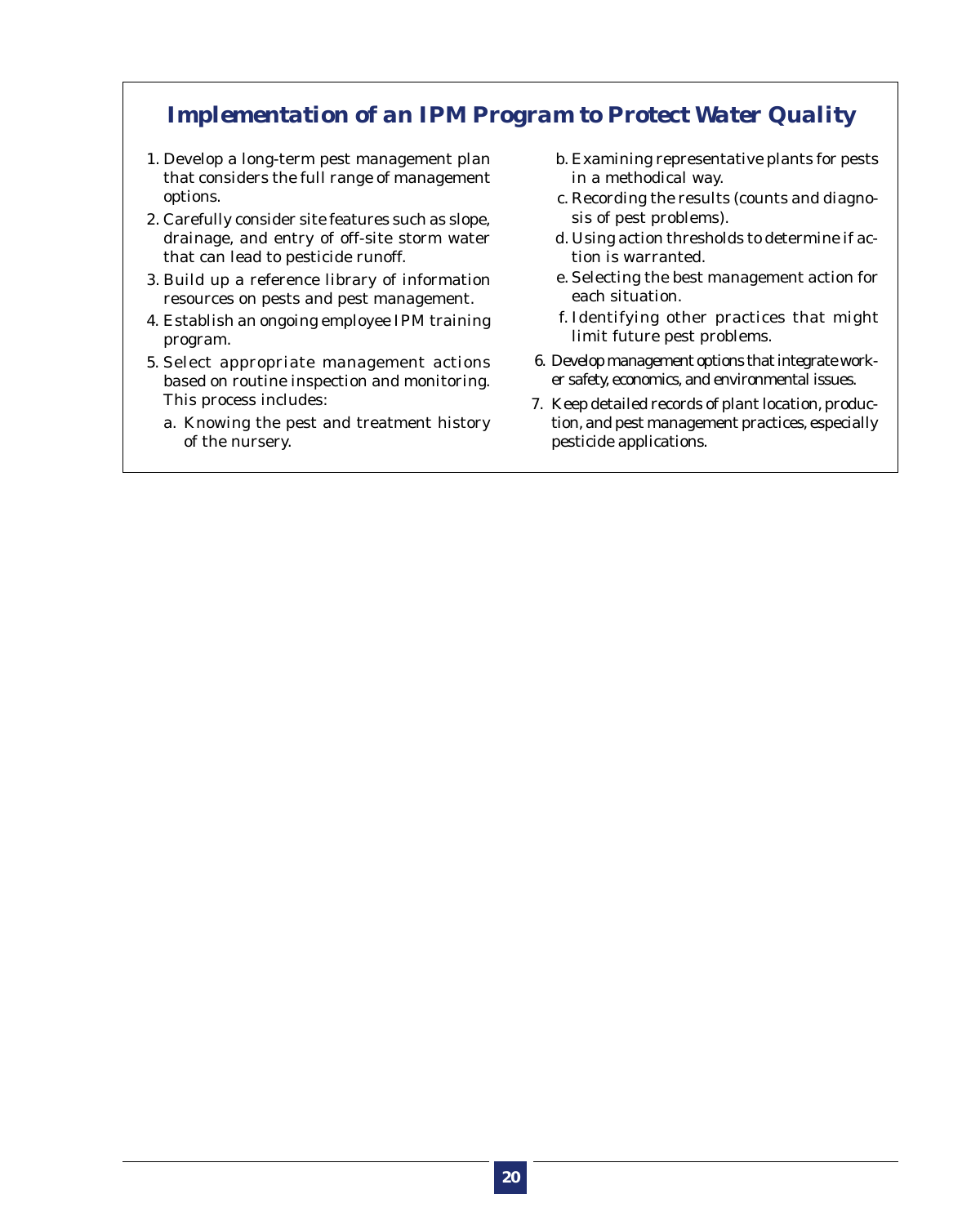## Implementation of an IPM Program to Protect Water Quality

1. Develop a long-term pest management plan that considers the full range of management options.
2. Carefully consider site features such as slope, drainage, and entry of off-site storm water that can lead to pesticide runoff.
3. Build up a reference library of information resources on pests and pest management.
4. Establish an ongoing employee IPM training program.
5. Select appropriate management actions based on routine inspection and monitoring. This process includes:
   a. Knowing the pest and treatment history of the nursery.
   b. Examining representative plants for pests in a methodical way.
   c. Recording the results (counts and diagnosis of pest problems).
   d. Using action thresholds to determine if action is warranted.
   e. Selecting the best management action for each situation.
   f. Identifying other practices that might limit future pest problems.
6. Develop management options that integrate worker safety, economics, and environmental issues.
7. Keep detailed records of plant location, production, and pest management practices, especially pesticide applications.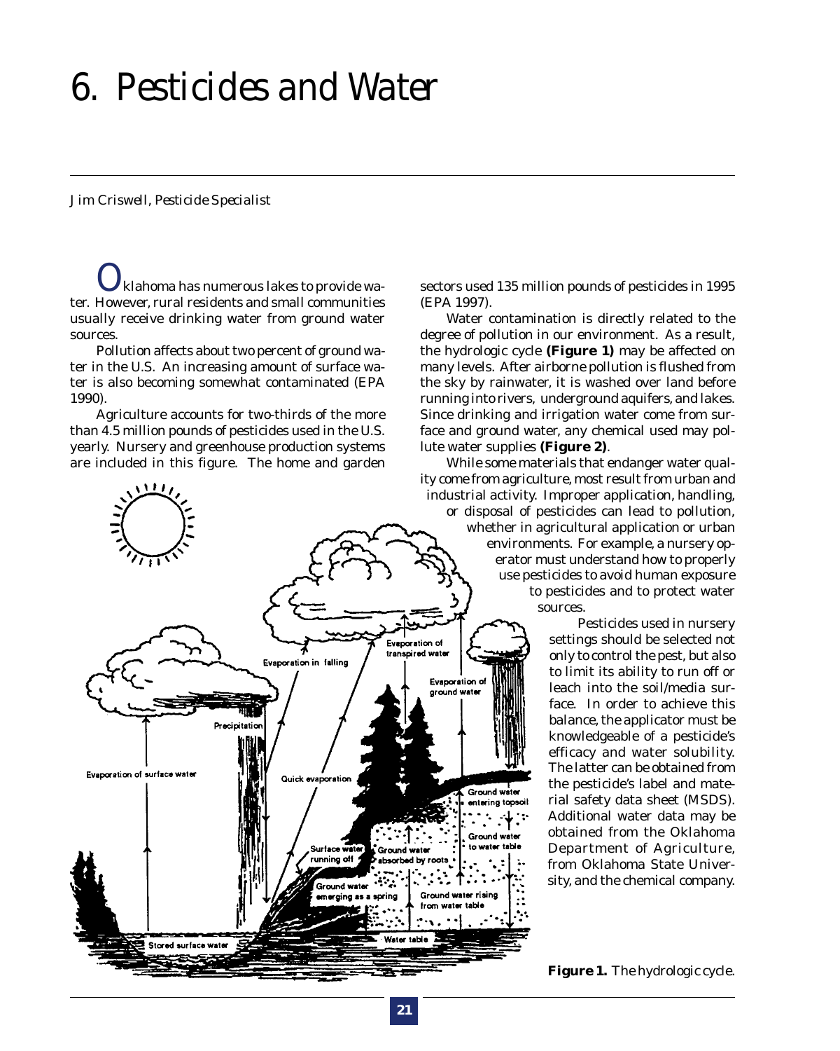# 6. Pesticides and Water

*Jim Criswell, Pesticide Specialist*

Oklahoma has numerous lakes to provide water. However, rural residents and small communities usually receive drinking water from ground water sources.

Pollution affects about two percent of ground water in the U.S. An increasing amount of surface water is also becoming somewhat contaminated (EPA 1990).

Agriculture accounts for two-thirds of the more than 4.5 million pounds of pesticides used in the U.S. yearly. Nursery and greenhouse production systems are included in this figure. The home and garden sectors used 135 million pounds of pesticides in 1995 (EPA 1997).

Water contamination is directly related to the degree of pollution in our environment. As a result, the hydrologic cycle **(Figure 1)** may be affected on many levels. After airborne pollution is flushed from the sky by rainwater, it is washed over land before running into rivers, underground aquifers, and lakes. Since drinking and irrigation water come from surface and ground water, any chemical used may pollute water supplies **(Figure 2)**.

While some materials that endanger water quality come from agriculture, most result from urban and industrial activity. Improper application, handling, or disposal of pesticides can lead to pollution, whether in agricultural application or urban environments. For example, a nursery operator must understand how to properly use pesticides to avoid human exposure to pesticides and to protect water sources.

Pesticides used in nursery settings should be selected not only to control the pest, but also to limit its ability to run off or leach into the soil/media surface. In order to achieve this balance, the applicator must be knowledgeable of a pesticide's efficacy and water solubility. The latter can be obtained from the pesticide's label and material safety data sheet (MSDS). Additional water data may be obtained from the Oklahoma Department of Agriculture, from Oklahoma State University, and the chemical company.

**Figure 1.** The hydrologic cycle.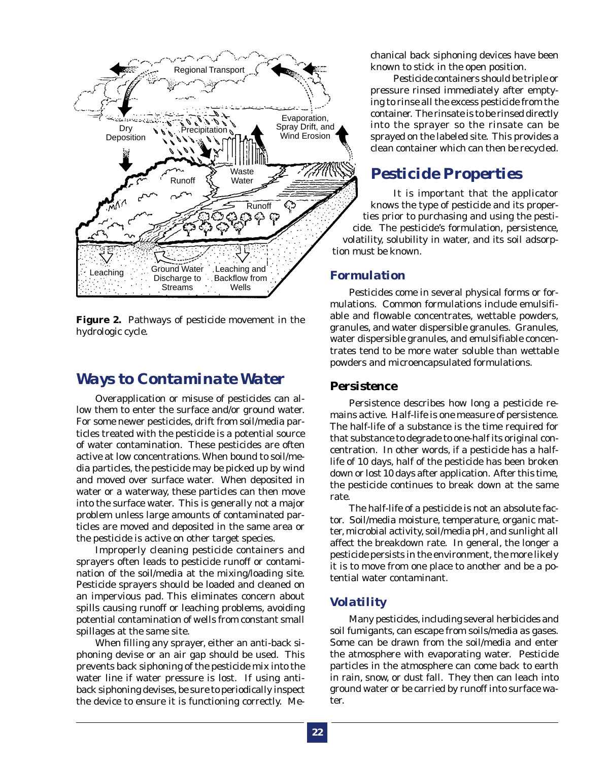**Figure 2.** Pathways of pesticide movement in the hydrologic cycle.

## Ways to Contaminate Water

Overapplication or misuse of pesticides can allow them to enter the surface and/or ground water. For some newer pesticides, drift from soil/media particles treated with the pesticide is a potential source of water contamination. These pesticides are often active at low concentrations. When bound to soil/media particles, the pesticide may be picked up by wind and moved over surface water. When deposited in water or a waterway, these particles can then move into the surface water. This is generally not a major problem unless large amounts of contaminated particles are moved and deposited in the same area or the pesticide is active on other target species.

Improperly cleaning pesticide containers and sprayers often leads to pesticide runoff or contamination of the soil/media at the mixing/loading site. Pesticide sprayers should be loaded and cleaned on an impervious pad. This eliminates concern about spills causing runoff or leaching problems, avoiding potential contamination of wells from constant small spillages at the same site.

When filling any sprayer, either an anti-back siphoning devise or an air gap should be used. This prevents back siphoning of the pesticide mix into the water line if water pressure is lost. If using anti-back siphoning devises, be sure to periodically inspect the device to ensure it is functioning correctly. Mechanical back siphoning devices have been known to stick in the open position.

Pesticide containers should be triple or pressure rinsed immediately after emptying to rinse all the excess pesticide from the container. The rinsate is to be rinsed directly into the sprayer so the rinsate can be sprayed on the labeled site. This provides a clean container which can then be recycled.

## Pesticide Properties

It is important that the applicator knows the type of pesticide and its properties prior to purchasing and using the pesticide. The pesticide's formulation, persistence, volatility, solubility in water, and its soil adsorption must be known.

### Formulation

Pesticides come in several physical forms or formulations. Common formulations include emulsifiable and flowable concentrates, wettable powders, granules, and water dispersible granules. Granules, water dispersible granules, and emulsifiable concentrates tend to be more water soluble than wettable powders and microencapsulated formulations.

### Persistence

Persistence describes how long a pesticide remains active. Half-life is one measure of persistence. The half-life of a substance is the time required for that substance to degrade to one-half its original concentration. In other words, if a pesticide has a half-life of 10 days, half of the pesticide has been broken down or lost 10 days after application. After this time, the pesticide continues to break down at the same rate.

The half-life of a pesticide is not an absolute factor. Soil/media moisture, temperature, organic matter, microbial activity, soil/media pH, and sunlight all affect the breakdown rate. In general, the longer a pesticide persists in the environment, the more likely it is to move from one place to another and be a potential water contaminant.

### Volatility

Many pesticides, including several herbicides and soil fumigants, can escape from soils/media as gases. Some can be drawn from the soil/media and enter the atmosphere with evaporating water. Pesticide particles in the atmosphere can come back to earth in rain, snow, or dust fall. They then can leach into ground water or be carried by runoff into surface water.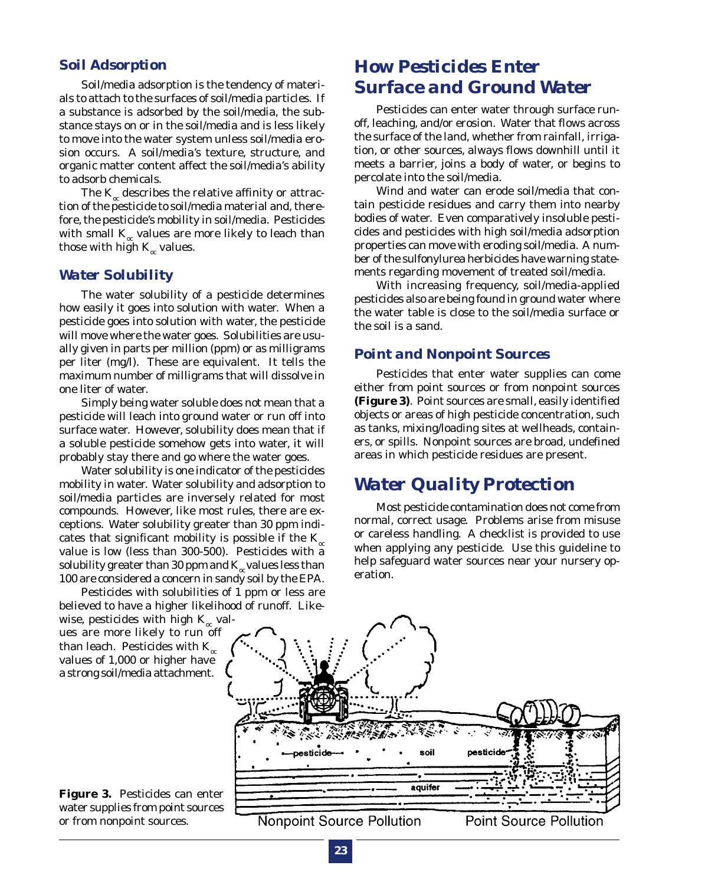### Soil Adsorption

Soil/media adsorption is the tendency of materials to attach to the surfaces of soil/media particles. If a substance is adsorbed by the soil/media, the substance stays on or in the soil/media and is less likely to move into the water system unless soil/media erosion occurs. A soil/media's texture, structure, and organic matter content affect the soil/media's ability to adsorb chemicals.

The $K_{oc}$ describes the relative affinity or attraction of the pesticide to soil/media material and, therefore, the pesticide's mobility in soil/media. Pesticides with small $K_{oc}$ values are more likely to leach than those with high $K_{oc}$ values.

### Water Solubility

The water solubility of a pesticide determines how easily it goes into solution with water. When a pesticide goes into solution with water, the pesticide will move where the water goes. Solubilities are usually given in parts per million (ppm) or as milligrams per liter (mg/l). These are equivalent. It tells the maximum number of milligrams that will dissolve in one liter of water.

Simply being water soluble does not mean that a pesticide will leach into ground water or run off into surface water. However, solubility does mean that if a soluble pesticide somehow gets into water, it will probably stay there and go where the water goes.

Water solubility is one indicator of the pesticides mobility in water. Water solubility and adsorption to soil/media particles are inversely related for most compounds. However, like most rules, there are exceptions. Water solubility greater than 30 ppm indicates that significant mobility is possible if the $K_{oc}$ value is low (less than 300-500). Pesticides with a solubility greater than 30 ppm and $K_{oc}$ values less than 100 are considered a concern in sandy soil by the EPA.

Pesticides with solubilities of 1 ppm or less are believed to have a higher likelihood of runoff. Likewise, pesticides with high $K_{oc}$ values are more likely to run off than leach. Pesticides with $K_{oc}$ values of 1,000 or higher have a strong soil/media attachment.

## How Pesticides Enter Surface and Ground Water

Pesticides can enter water through surface runoff, leaching, and/or erosion. Water that flows across the surface of the land, whether from rainfall, irrigation, or other sources, always flows downhill until it meets a barrier, joins a body of water, or begins to percolate into the soil/media.

Wind and water can erode soil/media that contain pesticide residues and carry them into nearby bodies of water. Even comparatively insoluble pesticides and pesticides with high soil/media adsorption properties can move with eroding soil/media. A number of the sulfonylurea herbicides have warning statements regarding movement of treated soil/media.

With increasing frequency, soil/media-applied pesticides also are being found in ground water where the water table is close to the soil/media surface or the soil is a sand.

### Point and Nonpoint Sources

Pesticides that enter water supplies can come either from point sources or from nonpoint sources **(Figure 3)**. Point sources are small, easily identified objects or areas of high pesticide concentration, such as tanks, mixing/loading sites at wellheads, containers, or spills. Nonpoint sources are broad, undefined areas in which pesticide residues are present.

## Water Quality Protection

Most pesticide contamination does not come from normal, correct usage. Problems arise from misuse or careless handling. A checklist is provided to use when applying any pesticide. Use this guideline to help safeguard water sources near your nursery operation.

**Figure 3.** Pesticides can enter water supplies from point sources or from nonpoint sources.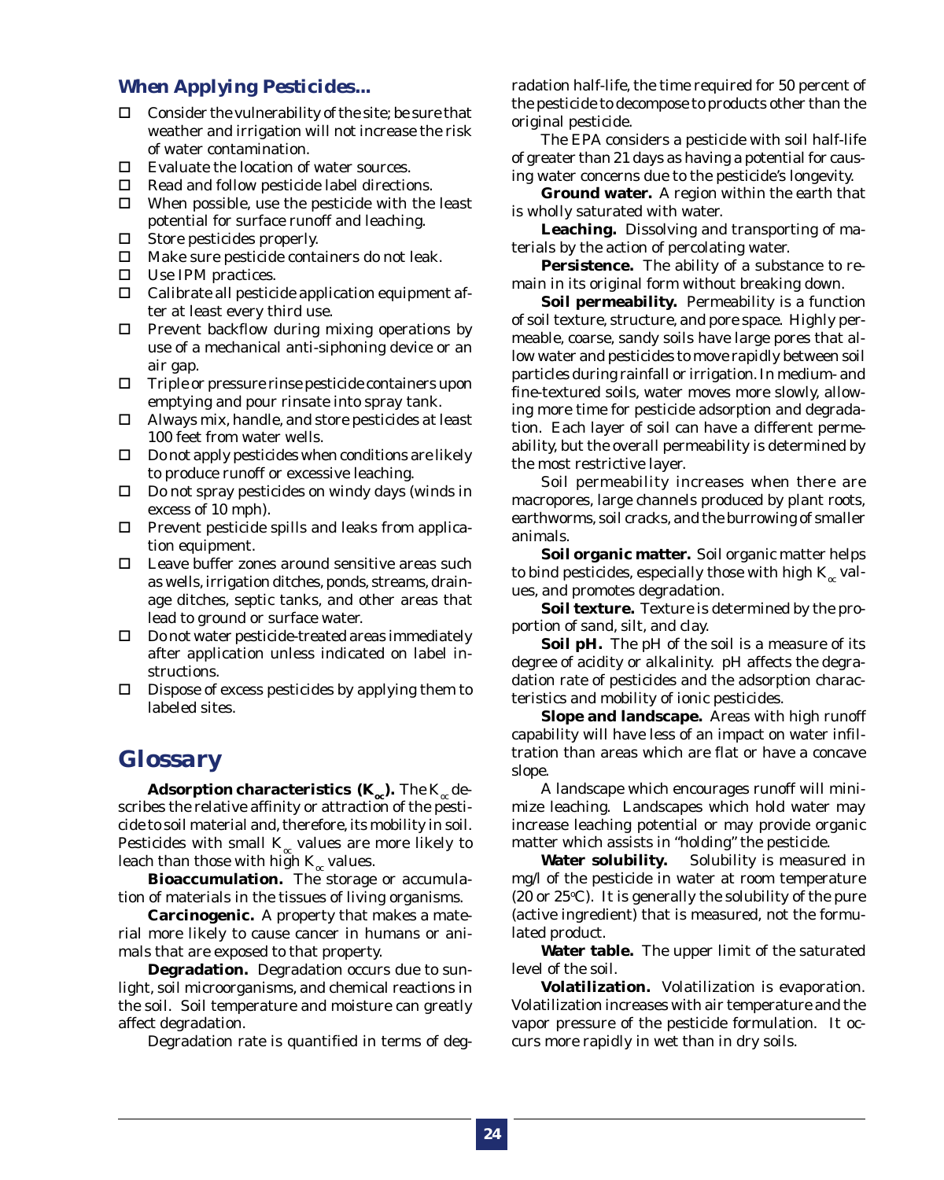### When Applying Pesticides...

- Consider the vulnerability of the site; be sure that weather and irrigation will not increase the risk of water contamination.
- Evaluate the location of water sources.
- Read and follow pesticide label directions.
- When possible, use the pesticide with the least potential for surface runoff and leaching.
- Store pesticides properly.
- Make sure pesticide containers do not leak.
- Use IPM practices.
- Calibrate all pesticide application equipment after at least every third use.
- Prevent backflow during mixing operations by use of a mechanical anti-siphoning device or an air gap.
- Triple or pressure rinse pesticide containers upon emptying and pour rinsate into spray tank.
- Always mix, handle, and store pesticides at least 100 feet from water wells.
- Do not apply pesticides when conditions are likely to produce runoff or excessive leaching.
- Do not spray pesticides on windy days (winds in excess of 10 mph).
- Prevent pesticide spills and leaks from application equipment.
- Leave buffer zones around sensitive areas such as wells, irrigation ditches, ponds, streams, drainage ditches, septic tanks, and other areas that lead to ground or surface water.
- Do not water pesticide-treated areas immediately after application unless indicated on label instructions.
- Dispose of excess pesticides by applying them to labeled sites.

## Glossary

**Adsorption characteristics ($K_{oc}$).** The $K_{oc}$ describes the relative affinity or attraction of the pesticide to soil material and, therefore, its mobility in soil. Pesticides with small $K_{oc}$ values are more likely to leach than those with high $K_{oc}$ values.

**Bioaccumulation.** The storage or accumulation of materials in the tissues of living organisms.

**Carcinogenic.** A property that makes a material more likely to cause cancer in humans or animals that are exposed to that property.

**Degradation.** Degradation occurs due to sunlight, soil microorganisms, and chemical reactions in the soil. Soil temperature and moisture can greatly affect degradation.

Degradation rate is quantified in terms of degradation half-life, the time required for 50 percent of the pesticide to decompose to products other than the original pesticide.

The EPA considers a pesticide with soil half-life of greater than 21 days as having a potential for causing water concerns due to the pesticide's longevity.

**Ground water.** A region within the earth that is wholly saturated with water.

**Leaching.** Dissolving and transporting of materials by the action of percolating water.

**Persistence.** The ability of a substance to remain in its original form without breaking down.

**Soil permeability.** Permeability is a function of soil texture, structure, and pore space. Highly permeable, coarse, sandy soils have large pores that allow water and pesticides to move rapidly between soil particles during rainfall or irrigation. In medium- and fine-textured soils, water moves more slowly, allowing more time for pesticide adsorption and degradation. Each layer of soil can have a different permeability, but the overall permeability is determined by the most restrictive layer.

Soil permeability increases when there are macropores, large channels produced by plant roots, earthworms, soil cracks, and the burrowing of smaller animals.

**Soil organic matter.** Soil organic matter helps to bind pesticides, especially those with high $K_{oc}$ values, and promotes degradation.

**Soil texture.** Texture is determined by the proportion of sand, silt, and clay.

**Soil pH.** The pH of the soil is a measure of its degree of acidity or alkalinity. pH affects the degradation rate of pesticides and the adsorption characteristics and mobility of ionic pesticides.

**Slope and landscape.** Areas with high runoff capability will have less of an impact on water infiltration than areas which are flat or have a concave slope.

A landscape which encourages runoff will minimize leaching. Landscapes which hold water may increase leaching potential or may provide organic matter which assists in "holding" the pesticide.

**Water solubility.** Solubility is measured in mg/l of the pesticide in water at room temperature (20 or 25°C). It is generally the solubility of the pure (active ingredient) that is measured, not the formulated product.

**Water table.** The upper limit of the saturated level of the soil.

**Volatilization.** Volatilization is evaporation. Volatilization increases with air temperature and the vapor pressure of the pesticide formulation. It occurs more rapidly in wet than in dry soils.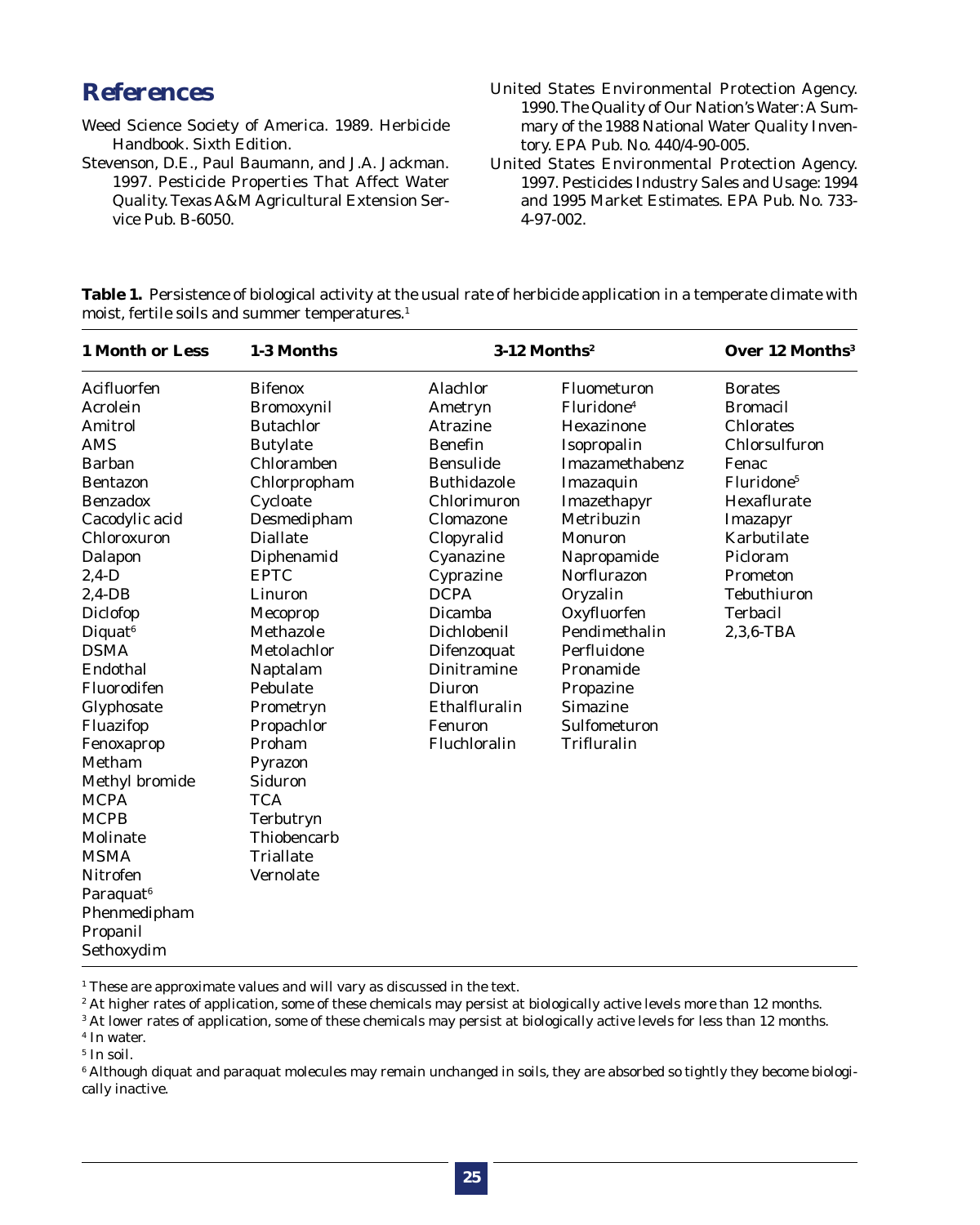## References

Weed Science Society of America. 1989. Herbicide Handbook. Sixth Edition.

Stevenson, D.E., Paul Baumann, and J.A. Jackman. 1997. Pesticide Properties That Affect Water Quality. Texas A&M Agricultural Extension Service Pub. B-6050.

United States Environmental Protection Agency. 1990. The Quality of Our Nation's Water: A Summary of the 1988 National Water Quality Inventory. EPA Pub. No. 440/4-90-005.

United States Environmental Protection Agency. 1997. Pesticides Industry Sales and Usage: 1994 and 1995 Market Estimates. EPA Pub. No. 733-4-97-002.

**Table 1.** Persistence of biological activity at the usual rate of herbicide application in a temperate climate with moist, fertile soils and summer temperatures.[1]

| 1 Month or Less | 1-3 Months | 3-12 Months[2] | | Over 12 Months[3] |
|---|---|---|---|---|
| Acifluorfen | Bifenox | Alachlor | Fluometuron | Borates |
| Acrolein | Bromoxynil | Ametryn | Fluridone[4] | Bromacil |
| Amitrol | Butachlor | Atrazine | Hexazinone | Chlorates |
| AMS | Butylate | Benefin | Isopropalin | Chlorsulfuron |
| Barban | Chloramben | Bensulide | Imazamethabenz | Fenac |
| Bentazon | Chlorpropham | Buthidazole | Imazaquin | Fluridone[5] |
| Benzadox | Cycloate | Chlorimuron | Imazethapyr | Hexaflurate |
| Cacodylic acid | Desmedipham | Clomazone | Metribuzin | Imazapyr |
| Chloroxuron | Diallate | Clopyralid | Monuron | Karbutilate |
| Dalapon | Diphenamid | Cyanazine | Napropamide | Picloram |
| 2,4-D | EPTC | Cyprazine | Norflurazon | Prometon |
| 2,4-DB | Linuron | DCPA | Oryzalin | Tebuthiuron |
| Diclofop | Mecoprop | Dicamba | Oxyfluorfen | Terbacil |
| Diquat[6] | Methazole | Dichlobenil | Pendimethalin | 2,3,6-TBA |
| DSMA | Metolachlor | Difenzoquat | Perfluidone | |
| Endothal | Naptalam | Dinitramine | Pronamide | |
| Fluorodifen | Pebulate | Diuron | Propazine | |
| Glyphosate | Prometryn | Ethalfluralin | Simazine | |
| Fluazifop | Propachlor | Fenuron | Sulfometuron | |
| Fenoxaprop | Proham | Fluchloralin | Trifluralin | |
| Metham | Pyrazon | | | |
| Methyl bromide | Siduron | | | |
| MCPA | TCA | | | |
| MCPB | Terbutryn | | | |
| Molinate | Thiobencarb | | | |
| MSMA | Triallate | | | |
| Nitrofen | Vernolate | | | |
| Paraquat[6] | | | | |
| Phenmedipham | | | | |
| Propanil | | | | |
| Sethoxydim | | | | |

[1] These are approximate values and will vary as discussed in the text.
[2] At higher rates of application, some of these chemicals may persist at biologically active levels more than 12 months.
[3] At lower rates of application, some of these chemicals may persist at biologically active levels for less than 12 months.
[4] In water.
[5] In soil.
[6] Although diquat and paraquat molecules may remain unchanged in soils, they are absorbed so tightly they become biologically inactive.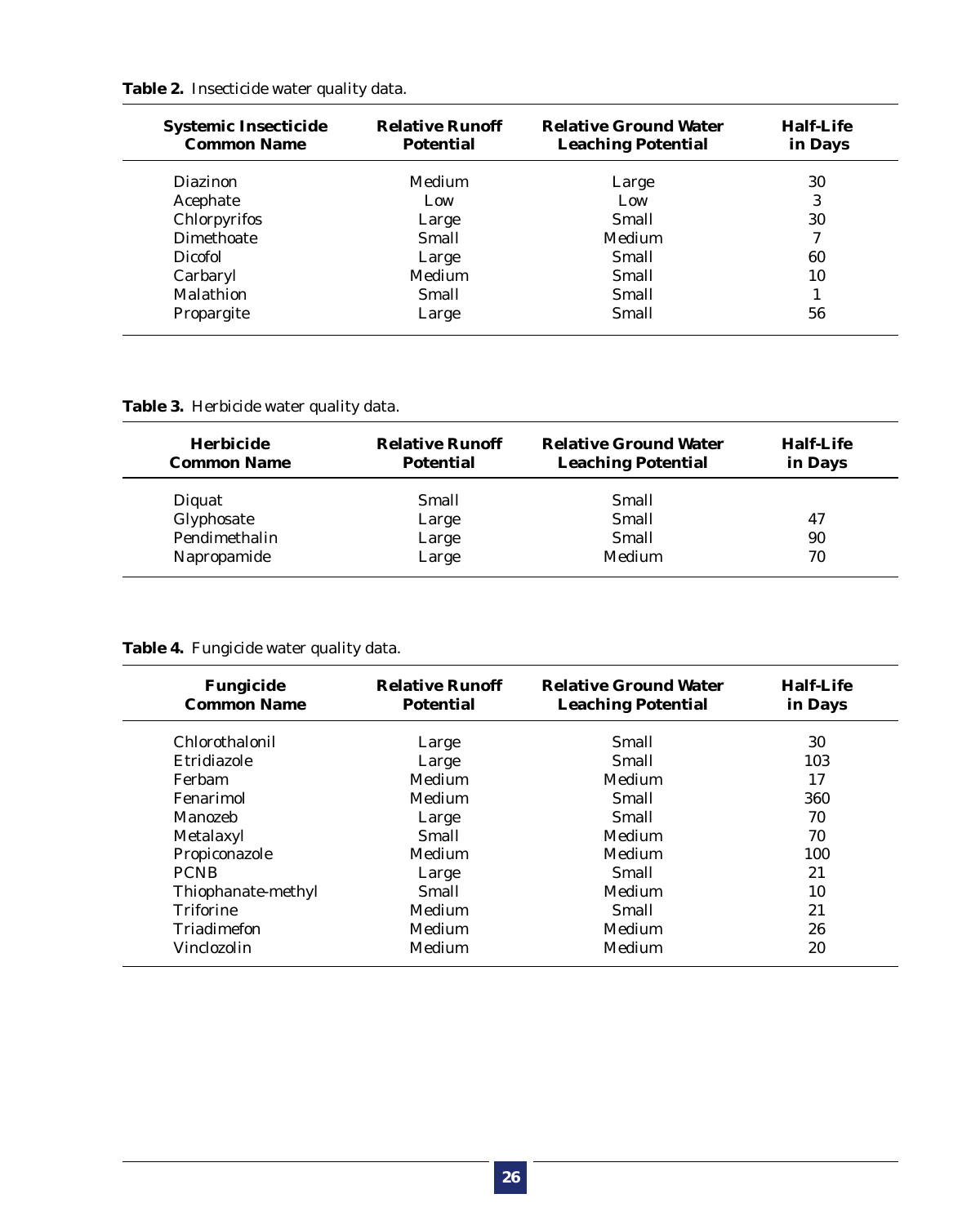**Table 2.** Insecticide water quality data.

| Systemic Insecticide Common Name | Relative Runoff Potential | Relative Ground Water Leaching Potential | Half-Life in Days |
|---|---|---|---|
| Diazinon | Medium | Large | 30 |
| Acephate | Low | Low | 3 |
| Chlorpyrifos | Large | Small | 30 |
| Dimethoate | Small | Medium | 7 |
| Dicofol | Large | Small | 60 |
| Carbaryl | Medium | Small | 10 |
| Malathion | Small | Small | 1 |
| Propargite | Large | Small | 56 |

**Table 3.** Herbicide water quality data.

| Herbicide Common Name | Relative Runoff Potential | Relative Ground Water Leaching Potential | Half-Life in Days |
|---|---|---|---|
| Diquat | Small | Small | |
| Glyphosate | Large | Small | 47 |
| Pendimethalin | Large | Small | 90 |
| Napropamide | Large | Medium | 70 |

**Table 4.** Fungicide water quality data.

| Fungicide Common Name | Relative Runoff Potential | Relative Ground Water Leaching Potential | Half-Life in Days |
|---|---|---|---|
| Chlorothalonil | Large | Small | 30 |
| Etridiazole | Large | Small | 103 |
| Ferbam | Medium | Medium | 17 |
| Fenarimol | Medium | Small | 360 |
| Manozeb | Large | Small | 70 |
| Metalaxyl | Small | Medium | 70 |
| Propiconazole | Medium | Medium | 100 |
| PCNB | Large | Small | 21 |
| Thiophanate-methyl | Small | Medium | 10 |
| Triforine | Medium | Small | 21 |
| Triadimefon | Medium | Medium | 26 |
| Vinclozolin | Medium | Medium | 20 |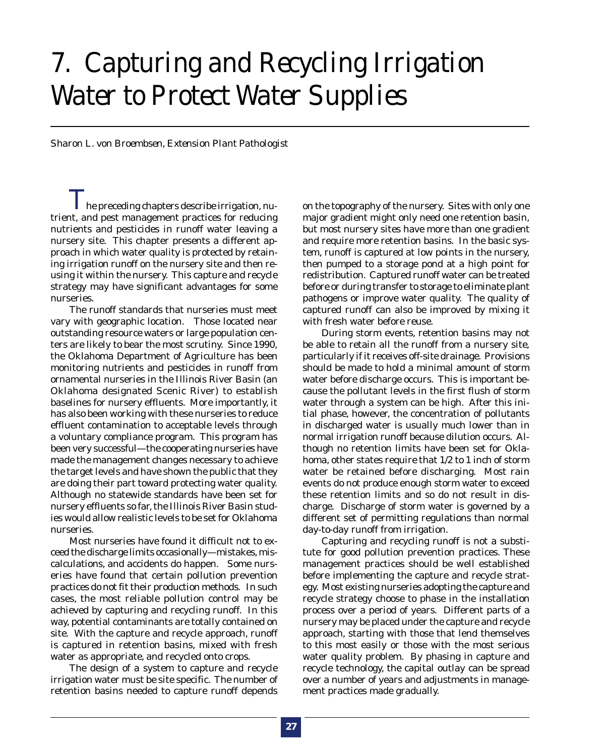# 7. Capturing and Recycling Irrigation Water to Protect Water Supplies

*Sharon L. von Broembsen, Extension Plant Pathologist*

The preceding chapters describe irrigation, nutrient, and pest management practices for reducing nutrients and pesticides in runoff water leaving a nursery site. This chapter presents a different approach in which water quality is protected by retaining irrigation runoff on the nursery site and then reusing it within the nursery. This capture and recycle strategy may have significant advantages for some nurseries.

The runoff standards that nurseries must meet vary with geographic location. Those located near outstanding resource waters or large population centers are likely to bear the most scrutiny. Since 1990, the Oklahoma Department of Agriculture has been monitoring nutrients and pesticides in runoff from ornamental nurseries in the Illinois River Basin (an Oklahoma designated Scenic River) to establish baselines for nursery effluents. More importantly, it has also been working with these nurseries to reduce effluent contamination to acceptable levels through a voluntary compliance program. This program has been very successful—the cooperating nurseries have made the management changes necessary to achieve the target levels and have shown the public that they are doing their part toward protecting water quality. Although no statewide standards have been set for nursery effluents so far, the Illinois River Basin studies would allow realistic levels to be set for Oklahoma nurseries.

Most nurseries have found it difficult not to exceed the discharge limits occasionally—mistakes, miscalculations, and accidents do happen. Some nurseries have found that certain pollution prevention practices do not fit their production methods. In such cases, the most reliable pollution control may be achieved by capturing and recycling runoff. In this way, potential contaminants are totally contained on site. With the capture and recycle approach, runoff is captured in retention basins, mixed with fresh water as appropriate, and recycled onto crops.

The design of a system to capture and recycle irrigation water must be site specific. The number of retention basins needed to capture runoff depends on the topography of the nursery. Sites with only one major gradient might only need one retention basin, but most nursery sites have more than one gradient and require more retention basins. In the basic system, runoff is captured at low points in the nursery, then pumped to a storage pond at a high point for redistribution. Captured runoff water can be treated before or during transfer to storage to eliminate plant pathogens or improve water quality. The quality of captured runoff can also be improved by mixing it with fresh water before reuse.

During storm events, retention basins may not be able to retain all the runoff from a nursery site, particularly if it receives off-site drainage. Provisions should be made to hold a minimal amount of storm water before discharge occurs. This is important because the pollutant levels in the first flush of storm water through a system can be high. After this initial phase, however, the concentration of pollutants in discharged water is usually much lower than in normal irrigation runoff because dilution occurs. Although no retention limits have been set for Oklahoma, other states require that 1/2 to 1 inch of storm water be retained before discharging. Most rain events do not produce enough storm water to exceed these retention limits and so do not result in discharge. Discharge of storm water is governed by a different set of permitting regulations than normal day-to-day runoff from irrigation.

Capturing and recycling runoff is not a substitute for good pollution prevention practices. These management practices should be well established before implementing the capture and recycle strategy. Most existing nurseries adopting the capture and recycle strategy choose to phase in the installation process over a period of years. Different parts of a nursery may be placed under the capture and recycle approach, starting with those that lend themselves to this most easily or those with the most serious water quality problem. By phasing in capture and recycle technology, the capital outlay can be spread over a number of years and adjustments in management practices made gradually.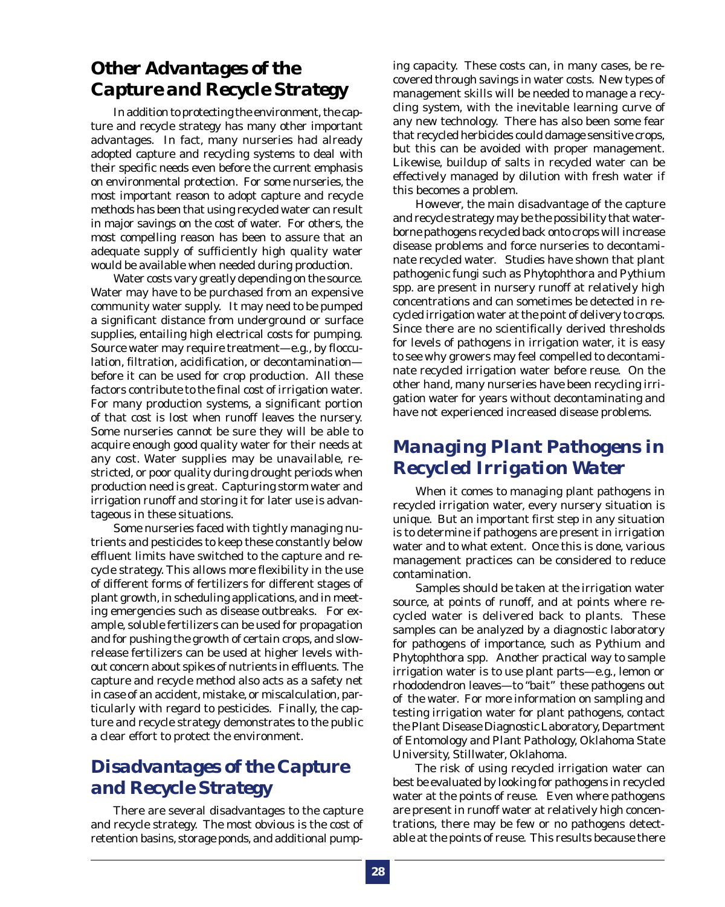## Other Advantages of the Capture and Recycle Strategy

In addition to protecting the environment, the capture and recycle strategy has many other important advantages. In fact, many nurseries had already adopted capture and recycling systems to deal with their specific needs even before the current emphasis on environmental protection. For some nurseries, the most important reason to adopt capture and recycle methods has been that using recycled water can result in major savings on the cost of water. For others, the most compelling reason has been to assure that an adequate supply of sufficiently high quality water would be available when needed during production.

Water costs vary greatly depending on the source. Water may have to be purchased from an expensive community water supply. It may need to be pumped a significant distance from underground or surface supplies, entailing high electrical costs for pumping. Source water may require treatment—e.g., by flocculation, filtration, acidification, or decontamination—before it can be used for crop production. All these factors contribute to the final cost of irrigation water. For many production systems, a significant portion of that cost is lost when runoff leaves the nursery. Some nurseries cannot be sure they will be able to acquire enough good quality water for their needs at any cost. Water supplies may be unavailable, restricted, or poor quality during drought periods when production need is great. Capturing storm water and irrigation runoff and storing it for later use is advantageous in these situations.

Some nurseries faced with tightly managing nutrients and pesticides to keep these constantly below effluent limits have switched to the capture and recycle strategy. This allows more flexibility in the use of different forms of fertilizers for different stages of plant growth, in scheduling applications, and in meeting emergencies such as disease outbreaks. For example, soluble fertilizers can be used for propagation and for pushing the growth of certain crops, and slow-release fertilizers can be used at higher levels without concern about spikes of nutrients in effluents. The capture and recycle method also acts as a safety net in case of an accident, mistake, or miscalculation, particularly with regard to pesticides. Finally, the capture and recycle strategy demonstrates to the public a clear effort to protect the environment.

## Disadvantages of the Capture and Recycle Strategy

There are several disadvantages to the capture and recycle strategy. The most obvious is the cost of retention basins, storage ponds, and additional pumping capacity. These costs can, in many cases, be recovered through savings in water costs. New types of management skills will be needed to manage a recycling system, with the inevitable learning curve of any new technology. There has also been some fear that recycled herbicides could damage sensitive crops, but this can be avoided with proper management. Likewise, buildup of salts in recycled water can be effectively managed by dilution with fresh water if this becomes a problem.

However, the main disadvantage of the capture and recycle strategy may be the possibility that waterborne pathogens recycled back onto crops will increase disease problems and force nurseries to decontaminate recycled water. Studies have shown that plant pathogenic fungi such as *Phytophthora* and *Pythium* spp. are present in nursery runoff at relatively high concentrations and can sometimes be detected in recycled irrigation water at the point of delivery to crops. Since there are no scientifically derived thresholds for levels of pathogens in irrigation water, it is easy to see why growers may feel compelled to decontaminate recycled irrigation water before reuse. On the other hand, many nurseries have been recycling irrigation water for years without decontaminating and have not experienced increased disease problems.

## Managing Plant Pathogens in Recycled Irrigation Water

When it comes to managing plant pathogens in recycled irrigation water, every nursery situation is unique. But an important first step in any situation is to determine if pathogens are present in irrigation water and to what extent. Once this is done, various management practices can be considered to reduce contamination.

Samples should be taken at the irrigation water source, at points of runoff, and at points where recycled water is delivered back to plants. These samples can be analyzed by a diagnostic laboratory for pathogens of importance, such as *Pythium* and *Phytophthora* spp. Another practical way to sample irrigation water is to use plant parts—e.g., lemon or rhododendron leaves—to "bait" these pathogens out of the water. For more information on sampling and testing irrigation water for plant pathogens, contact the Plant Disease Diagnostic Laboratory, Department of Entomology and Plant Pathology, Oklahoma State University, Stillwater, Oklahoma.

The risk of using recycled irrigation water can best be evaluated by looking for pathogens in recycled water at the points of reuse. Even where pathogens are present in runoff water at relatively high concentrations, there may be few or no pathogens detectable at the points of reuse. This results because there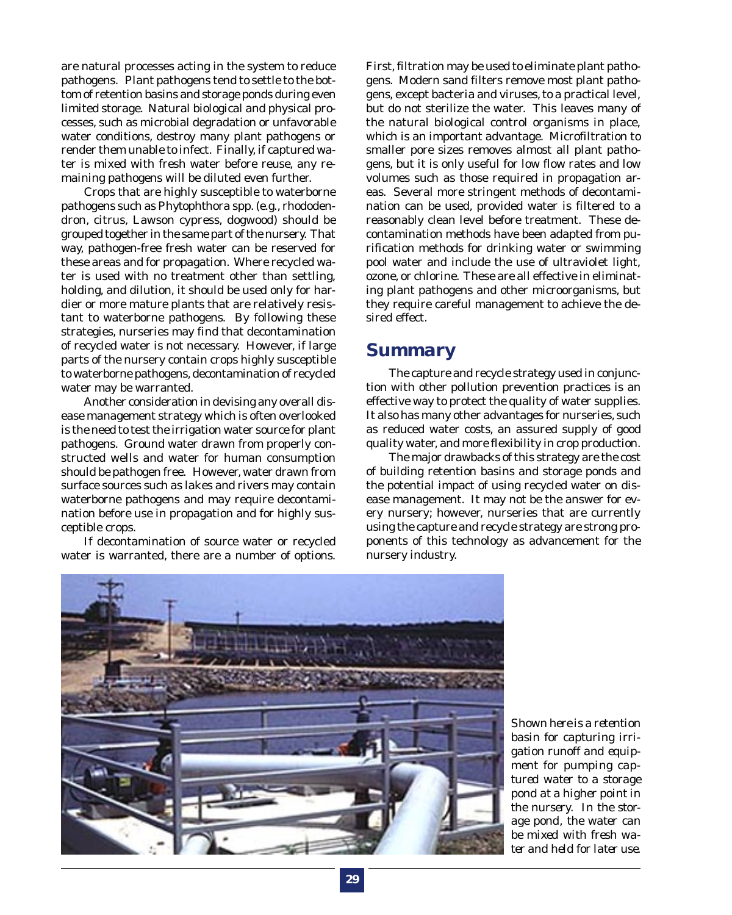are natural processes acting in the system to reduce pathogens. Plant pathogens tend to settle to the bottom of retention basins and storage ponds during even limited storage. Natural biological and physical processes, such as microbial degradation or unfavorable water conditions, destroy many plant pathogens or render them unable to infect. Finally, if captured water is mixed with fresh water before reuse, any remaining pathogens will be diluted even further.

Crops that are highly susceptible to waterborne pathogens such as Phytophthora spp. (e.g., rhododendron, citrus, Lawson cypress, dogwood) should be grouped together in the same part of the nursery. That way, pathogen-free fresh water can be reserved for these areas and for propagation. Where recycled water is used with no treatment other than settling, holding, and dilution, it should be used only for hardier or more mature plants that are relatively resistant to waterborne pathogens. By following these strategies, nurseries may find that decontamination of recycled water is not necessary. However, if large parts of the nursery contain crops highly susceptible to waterborne pathogens, decontamination of recycled water may be warranted.

Another consideration in devising any overall disease management strategy which is often overlooked is the need to test the irrigation water source for plant pathogens. Ground water drawn from properly constructed wells and water for human consumption should be pathogen free. However, water drawn from surface sources such as lakes and rivers may contain waterborne pathogens and may require decontamination before use in propagation and for highly susceptible crops.

If decontamination of source water or recycled water is warranted, there are a number of options. First, filtration may be used to eliminate plant pathogens. Modern sand filters remove most plant pathogens, except bacteria and viruses, to a practical level, but do not sterilize the water. This leaves many of the natural biological control organisms in place, which is an important advantage. Microfiltration to smaller pore sizes removes almost all plant pathogens, but it is only useful for low flow rates and low volumes such as those required in propagation areas. Several more stringent methods of decontamination can be used, provided water is filtered to a reasonably clean level before treatment. These decontamination methods have been adapted from purification methods for drinking water or swimming pool water and include the use of ultraviolet light, ozone, or chlorine. These are all effective in eliminating plant pathogens and other microorganisms, but they require careful management to achieve the desired effect.

## Summary

The capture and recycle strategy used in conjunction with other pollution prevention practices is an effective way to protect the quality of water supplies. It also has many other advantages for nurseries, such as reduced water costs, an assured supply of good quality water, and more flexibility in crop production.

The major drawbacks of this strategy are the cost of building retention basins and storage ponds and the potential impact of using recycled water on disease management. It may not be the answer for every nursery; however, nurseries that are currently using the capture and recycle strategy are strong proponents of this technology as advancement for the nursery industry.

*Shown here is a retention basin for capturing irrigation runoff and equipment for pumping captured water to a storage pond at a higher point in the nursery. In the storage pond, the water can be mixed with fresh water and held for later use.*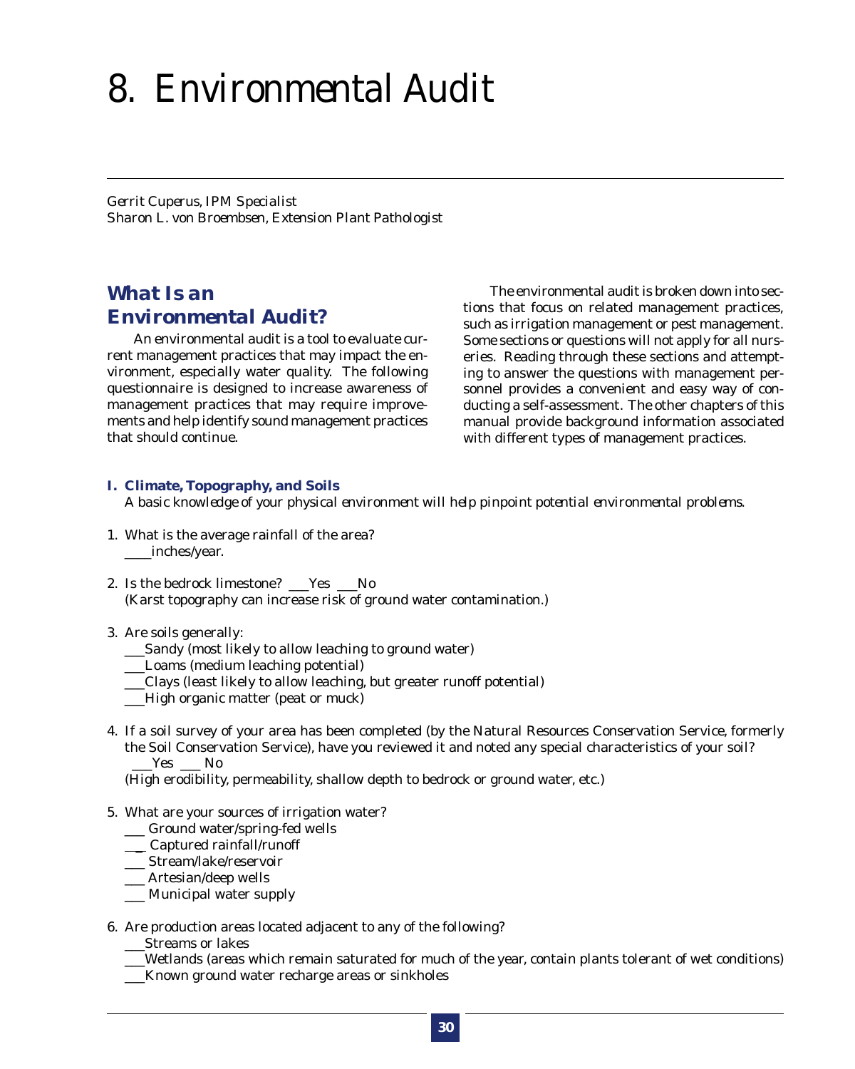# 8. Environmental Audit

*Gerrit Cuperus, IPM Specialist*
*Sharon L. von Broembsen, Extension Plant Pathologist*

## What Is an Environmental Audit?

An environmental audit is a tool to evaluate current management practices that may impact the environment, especially water quality. The following questionnaire is designed to increase awareness of management practices that may require improvements and help identify sound management practices that should continue.

The environmental audit is broken down into sections that focus on related management practices, such as irrigation management or pest management. Some sections or questions will not apply for all nurseries. Reading through these sections and attempting to answer the questions with management personnel provides a convenient and easy way of conducting a self-assessment. The other chapters of this manual provide background information associated with different types of management practices.

### I. Climate, Topography, and Soils

*A basic knowledge of your physical environment will help pinpoint potential environmental problems.*

1. What is the average rainfall of the area?
   ____inches/year.

2. Is the bedrock limestone? ___Yes ___No
   (Karst topography can increase risk of ground water contamination.)

3. Are soils generally:
   ___Sandy (most likely to allow leaching to ground water)
   ___Loams (medium leaching potential)
   ___Clays (least likely to allow leaching, but greater runoff potential)
   ___High organic matter (peat or muck)

4. If a soil survey of your area has been completed (by the Natural Resources Conservation Service, formerly the Soil Conservation Service), have you reviewed it and noted any special characteristics of your soil?
   ___Yes ___ No
   (High erodibility, permeability, shallow depth to bedrock or ground water, etc.)

5. What are your sources of irrigation water?
   ___ Ground water/spring-fed wells
   ___ Captured rainfall/runoff
   ___ Stream/lake/reservoir
   ___ Artesian/deep wells
   ___ Municipal water supply

6. Are production areas located adjacent to any of the following?
   ___Streams or lakes
   ___Wetlands (areas which remain saturated for much of the year, contain plants tolerant of wet conditions)
   ___Known ground water recharge areas or sinkholes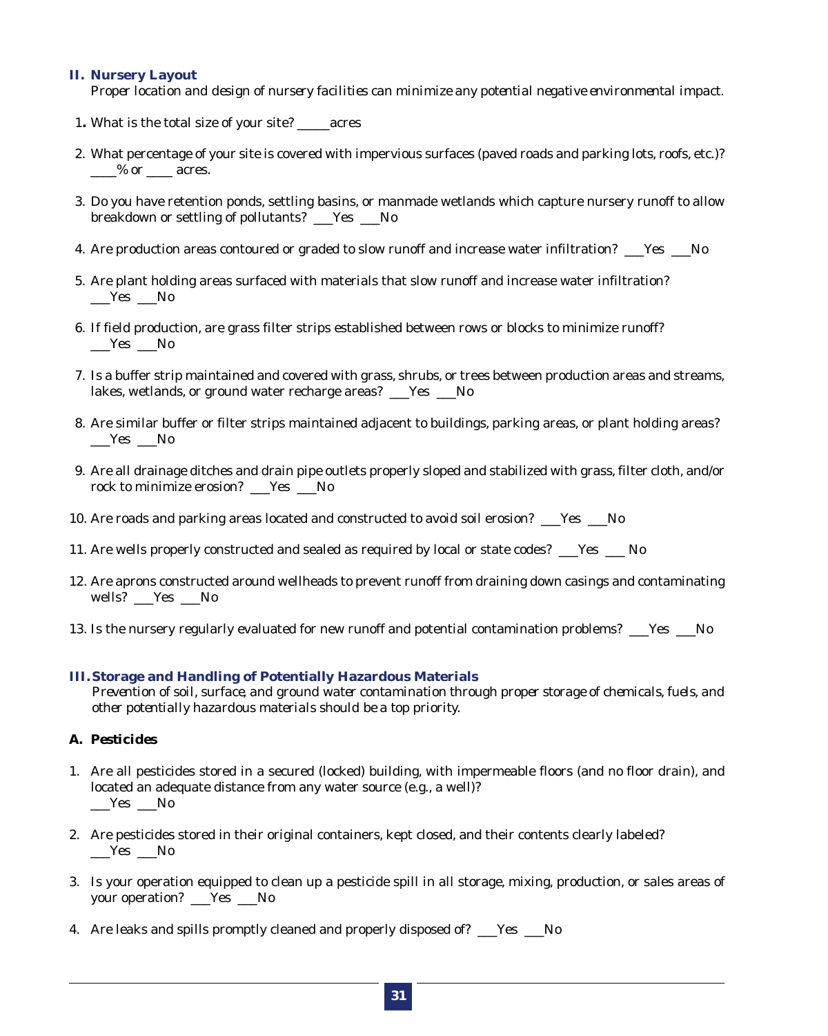## II. Nursery Layout

*Proper location and design of nursery facilities can minimize any potential negative environmental impact.*

1. What is the total size of your site? _____acres

2. What percentage of your site is covered with impervious surfaces (paved roads and parking lots, roofs, etc.)? ____% or ____ acres.

3. Do you have retention ponds, settling basins, or manmade wetlands which capture nursery runoff to allow breakdown or settling of pollutants? ___Yes ___No

4. Are production areas contoured or graded to slow runoff and increase water infiltration? ___Yes ___No

5. Are plant holding areas surfaced with materials that slow runoff and increase water infiltration? ___Yes ___No

6. If field production, are grass filter strips established between rows or blocks to minimize runoff? ___Yes ___No

7. Is a buffer strip maintained and covered with grass, shrubs, or trees between production areas and streams, lakes, wetlands, or ground water recharge areas? ___Yes ___No

8. Are similar buffer or filter strips maintained adjacent to buildings, parking areas, or plant holding areas? ___Yes ___No

9. Are all drainage ditches and drain pipe outlets properly sloped and stabilized with grass, filter cloth, and/or rock to minimize erosion? ___Yes ___No

10. Are roads and parking areas located and constructed to avoid soil erosion? ___Yes ___No

11. Are wells properly constructed and sealed as required by local or state codes? ___Yes ___ No

12. Are aprons constructed around wellheads to prevent runoff from draining down casings and contaminating wells? ___Yes ___No

13. Is the nursery regularly evaluated for new runoff and potential contamination problems? ___Yes ___No

## III. Storage and Handling of Potentially Hazardous Materials

*Prevention of soil, surface, and ground water contamination through proper storage of chemicals, fuels, and other potentially hazardous materials should be a top priority.*

### A. Pesticides

1. Are all pesticides stored in a secured (locked) building, with impermeable floors (and no floor drain), and located an adequate distance from any water source (e.g., a well)? ___Yes ___No

2. Are pesticides stored in their original containers, kept closed, and their contents clearly labeled? ___Yes ___No

3. Is your operation equipped to clean up a pesticide spill in all storage, mixing, production, or sales areas of your operation? ___Yes ___No

4. Are leaks and spills promptly cleaned and properly disposed of? ___Yes ___No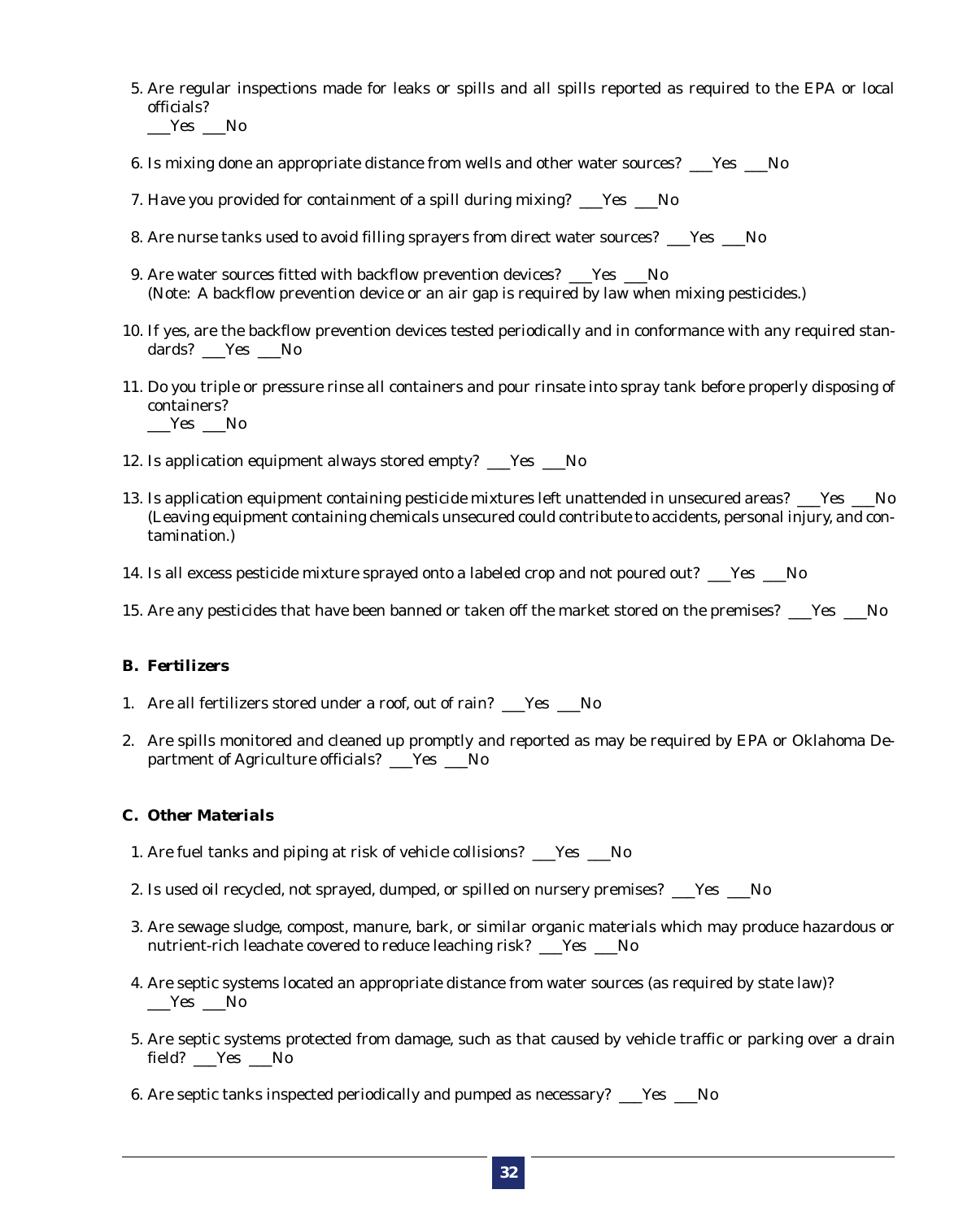5. Are regular inspections made for leaks or spills and all spills reported as required to the EPA or local officials?
   ___Yes ___No

6. Is mixing done an appropriate distance from wells and other water sources? ___Yes ___No

7. Have you provided for containment of a spill during mixing? ___Yes ___No

8. Are nurse tanks used to avoid filling sprayers from direct water sources? ___Yes ___No

9. Are water sources fitted with backflow prevention devices? ___Yes ___No
   (Note: A backflow prevention device or an air gap is required by law when mixing pesticides.)

10. If yes, are the backflow prevention devices tested periodically and in conformance with any required standards? ___Yes ___No

11. Do you triple or pressure rinse all containers and pour rinsate into spray tank before properly disposing of containers?
    ___Yes ___No

12. Is application equipment always stored empty? ___Yes ___No

13. Is application equipment containing pesticide mixtures left unattended in unsecured areas? ___Yes ___No
    (Leaving equipment containing chemicals unsecured could contribute to accidents, personal injury, and contamination.)

14. Is all excess pesticide mixture sprayed onto a labeled crop and not poured out? ___Yes ___No

15. Are any pesticides that have been banned or taken off the market stored on the premises? ___Yes ___No

### B. Fertilizers

1. Are all fertilizers stored under a roof, out of rain? ___Yes ___No

2. Are spills monitored and cleaned up promptly and reported as may be required by EPA or Oklahoma Department of Agriculture officials? ___Yes ___No

### C. Other Materials

1. Are fuel tanks and piping at risk of vehicle collisions? ___Yes ___No

2. Is used oil recycled, not sprayed, dumped, or spilled on nursery premises? ___Yes ___No

3. Are sewage sludge, compost, manure, bark, or similar organic materials which may produce hazardous or nutrient-rich leachate covered to reduce leaching risk? ___Yes ___No

4. Are septic systems located an appropriate distance from water sources (as required by state law)?
   ___Yes ___No

5. Are septic systems protected from damage, such as that caused by vehicle traffic or parking over a drain field? ___Yes ___No

6. Are septic tanks inspected periodically and pumped as necessary? ___Yes ___No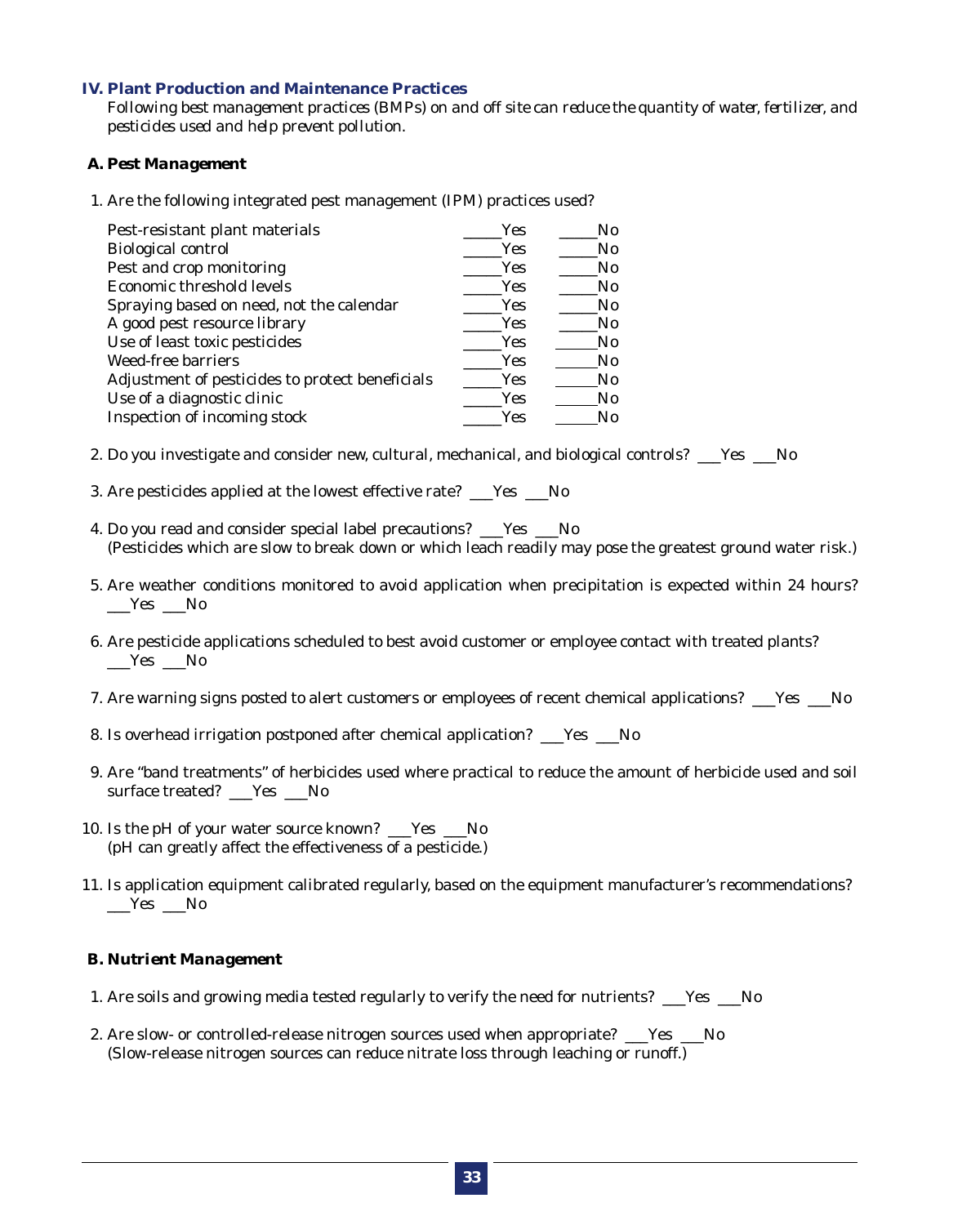## IV. Plant Production and Maintenance Practices

*Following best management practices (BMPs) on and off site can reduce the quantity of water, fertilizer, and pesticides used and help prevent pollution.*

### A. Pest Management

1. Are the following integrated pest management (IPM) practices used?

| | | |
|---|---|---|
| Pest-resistant plant materials | _____Yes | _____No |
| Biological control | _____Yes | _____No |
| Pest and crop monitoring | _____Yes | _____No |
| Economic threshold levels | _____Yes | _____No |
| Spraying based on need, not the calendar | _____Yes | _____No |
| A good pest resource library | _____Yes | _____No |
| Use of least toxic pesticides | _____Yes | _____No |
| Weed-free barriers | _____Yes | _____No |
| Adjustment of pesticides to protect beneficials | _____Yes | _____No |
| Use of a diagnostic clinic | _____Yes | _____No |
| Inspection of incoming stock | _____Yes | _____No |

2. Do you investigate and consider new, cultural, mechanical, and biological controls? ___Yes ___No

3. Are pesticides applied at the lowest effective rate? ___Yes ___No

4. Do you read and consider special label precautions? ___Yes ___No
   (Pesticides which are slow to break down or which leach readily may pose the greatest ground water risk.)

5. Are weather conditions monitored to avoid application when precipitation is expected within 24 hours? ___Yes ___No

6. Are pesticide applications scheduled to best avoid customer or employee contact with treated plants? ___Yes ___No

7. Are warning signs posted to alert customers or employees of recent chemical applications? ___Yes ___No

8. Is overhead irrigation postponed after chemical application? ___Yes ___No

9. Are "band treatments" of herbicides used where practical to reduce the amount of herbicide used and soil surface treated? ___Yes ___No

10. Is the pH of your water source known? ___Yes ___No
    (pH can greatly affect the effectiveness of a pesticide.)

11. Is application equipment calibrated regularly, based on the equipment manufacturer's recommendations? ___Yes ___No

### B. Nutrient Management

1. Are soils and growing media tested regularly to verify the need for nutrients? ___Yes ___No

2. Are slow- or controlled-release nitrogen sources used when appropriate? ___Yes ___No
   (Slow-release nitrogen sources can reduce nitrate loss through leaching or runoff.)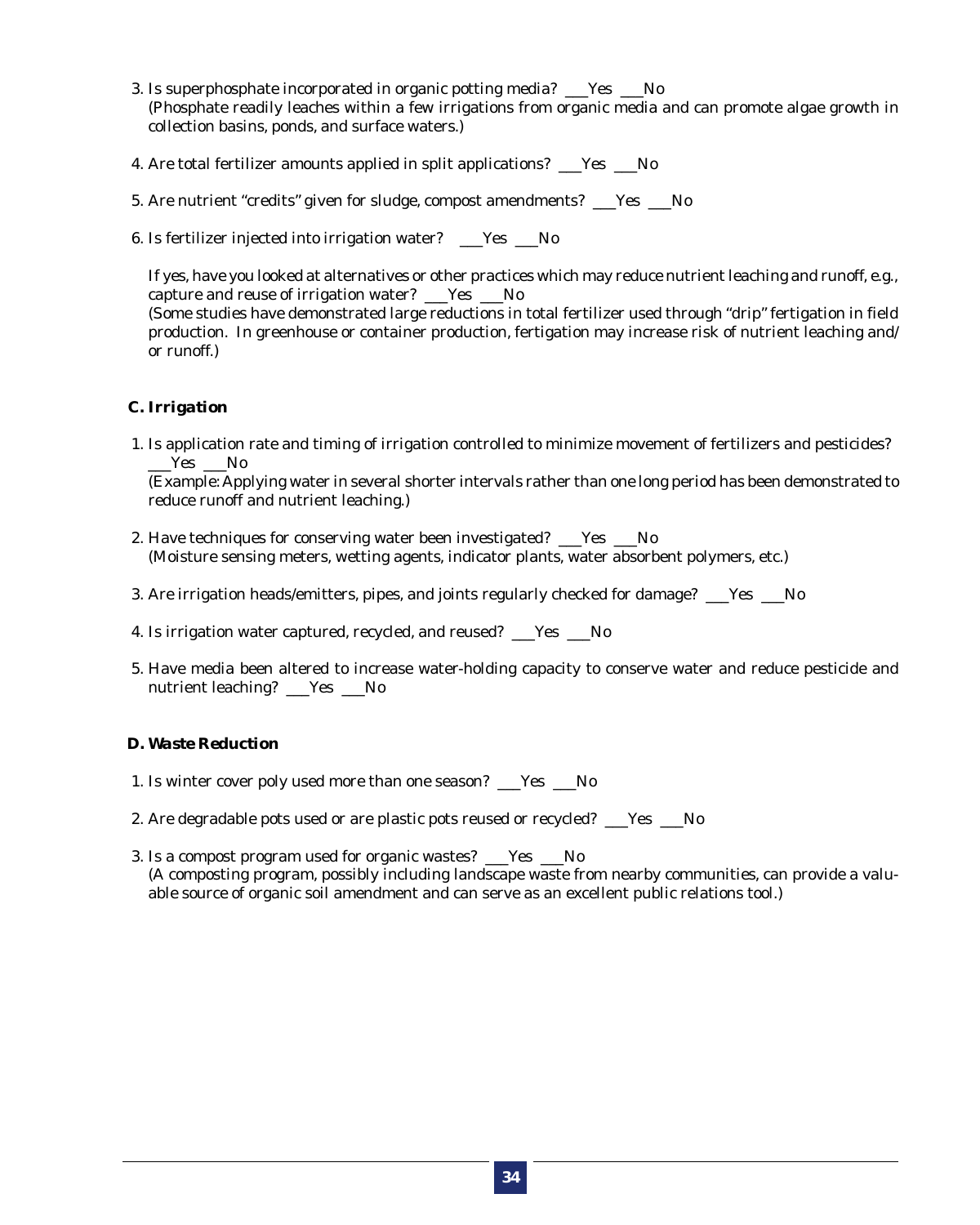3. Is superphosphate incorporated in organic potting media? ___Yes ___No
   (Phosphate readily leaches within a few irrigations from organic media and can promote algae growth in collection basins, ponds, and surface waters.)

4. Are total fertilizer amounts applied in split applications? ___Yes ___No

5. Are nutrient "credits" given for sludge, compost amendments? ___Yes ___No

6. Is fertilizer injected into irrigation water? ___Yes ___No

   If yes, have you looked at alternatives or other practices which may reduce nutrient leaching and runoff, e.g., capture and reuse of irrigation water? ___Yes ___No
   (Some studies have demonstrated large reductions in total fertilizer used through "drip" fertigation in field production. In greenhouse or container production, fertigation may increase risk of nutrient leaching and/ or runoff.)

### *C. Irrigation*

1. Is application rate and timing of irrigation controlled to minimize movement of fertilizers and pesticides? ___Yes ___No
   (Example: Applying water in several shorter intervals rather than one long period has been demonstrated to reduce runoff and nutrient leaching.)

2. Have techniques for conserving water been investigated? ___Yes ___No
   (Moisture sensing meters, wetting agents, indicator plants, water absorbent polymers, etc.)

3. Are irrigation heads/emitters, pipes, and joints regularly checked for damage? ___Yes ___No

4. Is irrigation water captured, recycled, and reused? ___Yes ___No

5. Have media been altered to increase water-holding capacity to conserve water and reduce pesticide and nutrient leaching? ___Yes ___No

### *D. Waste Reduction*

1. Is winter cover poly used more than one season? ___Yes ___No

2. Are degradable pots used or are plastic pots reused or recycled? ___Yes ___No

3. Is a compost program used for organic wastes? ___Yes ___No
   (A composting program, possibly including landscape waste from nearby communities, can provide a valuable source of organic soil amendment and can serve as an excellent public relations tool.)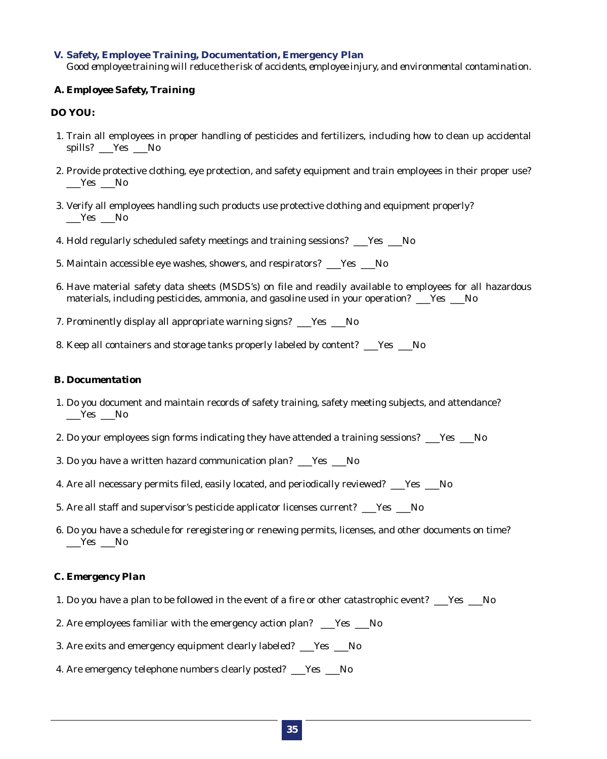## V. Safety, Employee Training, Documentation, Emergency Plan

*Good employee training will reduce the risk of accidents, employee injury, and environmental contamination.*

### A. Employee Safety, Training

**DO YOU:**

1. Train all employees in proper handling of pesticides and fertilizers, including how to clean up accidental spills? ___Yes ___No

2. Provide protective clothing, eye protection, and safety equipment and train employees in their proper use? ___Yes ___No

3. Verify all employees handling such products use protective clothing and equipment properly? ___Yes ___No

4. Hold regularly scheduled safety meetings and training sessions? ___Yes ___No

5. Maintain accessible eye washes, showers, and respirators? ___Yes ___No

6. Have material safety data sheets (MSDS's) on file and readily available to employees for all hazardous materials, including pesticides, ammonia, and gasoline used in your operation? ___Yes ___No

7. Prominently display all appropriate warning signs? ___Yes ___No

8. Keep all containers and storage tanks properly labeled by content? ___Yes ___No

### B. Documentation

1. Do you document and maintain records of safety training, safety meeting subjects, and attendance? ___Yes ___No

2. Do your employees sign forms indicating they have attended a training sessions? ___Yes ___No

3. Do you have a written hazard communication plan? ___Yes ___No

4. Are all necessary permits filed, easily located, and periodically reviewed? ___Yes ___No

5. Are all staff and supervisor's pesticide applicator licenses current? ___Yes ___No

6. Do you have a schedule for reregistering or renewing permits, licenses, and other documents on time? ___Yes ___No

### C. Emergency Plan

1. Do you have a plan to be followed in the event of a fire or other catastrophic event? ___Yes ___No

2. Are employees familiar with the emergency action plan? ___Yes ___No

3. Are exits and emergency equipment clearly labeled? ___Yes ___No

4. Are emergency telephone numbers clearly posted? ___Yes ___No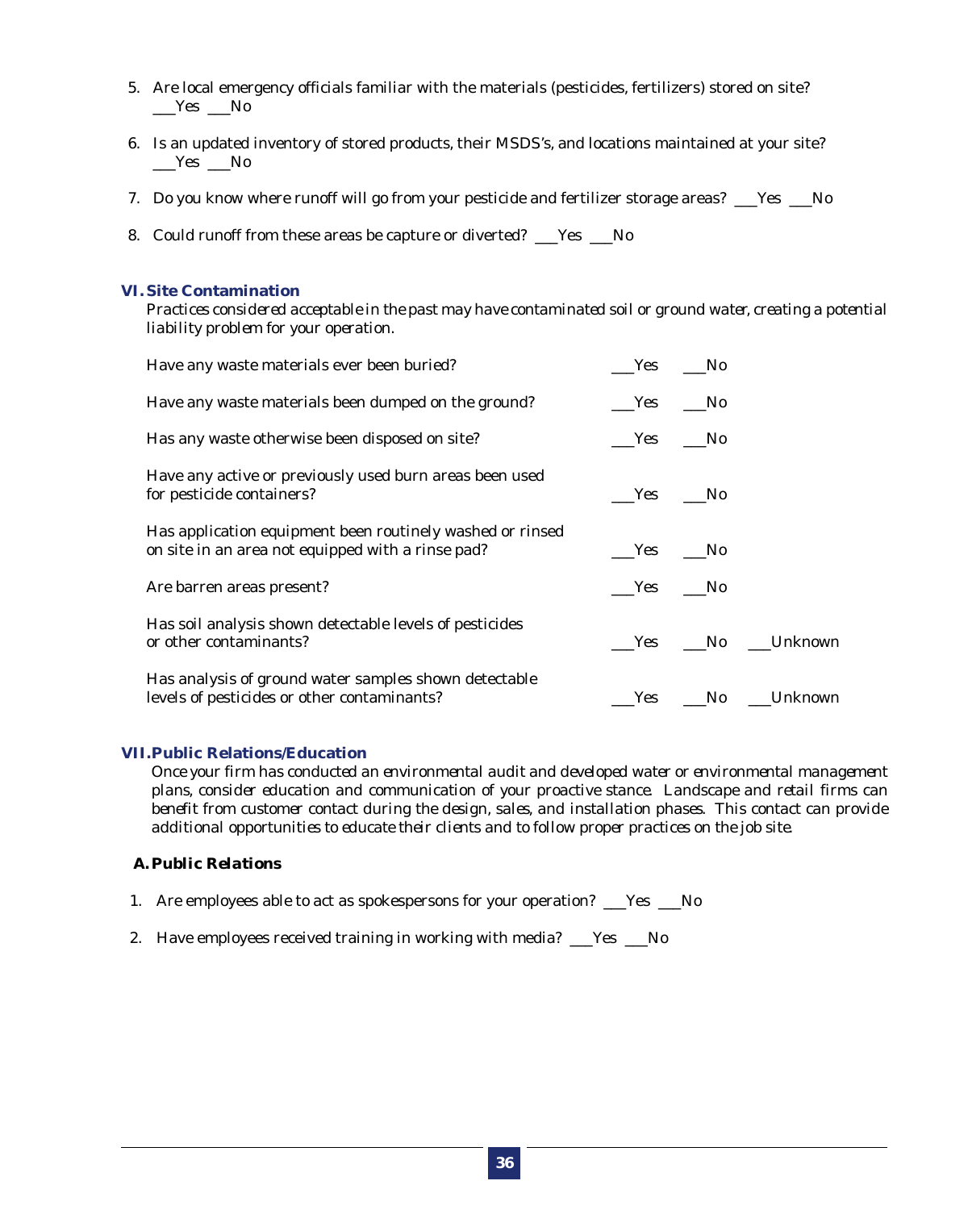5. Are local emergency officials familiar with the materials (pesticides, fertilizers) stored on site?
   ___Yes ___No

6. Is an updated inventory of stored products, their MSDS's, and locations maintained at your site?
   ___Yes ___No

7. Do you know where runoff will go from your pesticide and fertilizer storage areas? ___Yes ___No

8. Could runoff from these areas be capture or diverted? ___Yes ___No

## VI. Site Contamination

*Practices considered acceptable in the past may have contaminated soil or ground water, creating a potential liability problem for your operation.*

| | | | |
|---|---|---|---|
| Have any waste materials ever been buried? | ___Yes | ___No | |
| Have any waste materials been dumped on the ground? | ___Yes | ___No | |
| Has any waste otherwise been disposed on site? | ___Yes | ___No | |
| Have any active or previously used burn areas been used for pesticide containers? | ___Yes | ___No | |
| Has application equipment been routinely washed or rinsed on site in an area not equipped with a rinse pad? | ___Yes | ___No | |
| Are barren areas present? | ___Yes | ___No | |
| Has soil analysis shown detectable levels of pesticides or other contaminants? | ___Yes | ___No | ___Unknown |
| Has analysis of ground water samples shown detectable levels of pesticides or other contaminants? | ___Yes | ___No | ___Unknown |

## VII. Public Relations/Education

*Once your firm has conducted an environmental audit and developed water or environmental management plans, consider education and communication of your proactive stance. Landscape and retail firms can benefit from customer contact during the design, sales, and installation phases. This contact can provide additional opportunities to educate their clients and to follow proper practices on the job site.*

### A. Public Relations

1. Are employees able to act as spokespersons for your operation? ___Yes ___No

2. Have employees received training in working with media? ___Yes ___No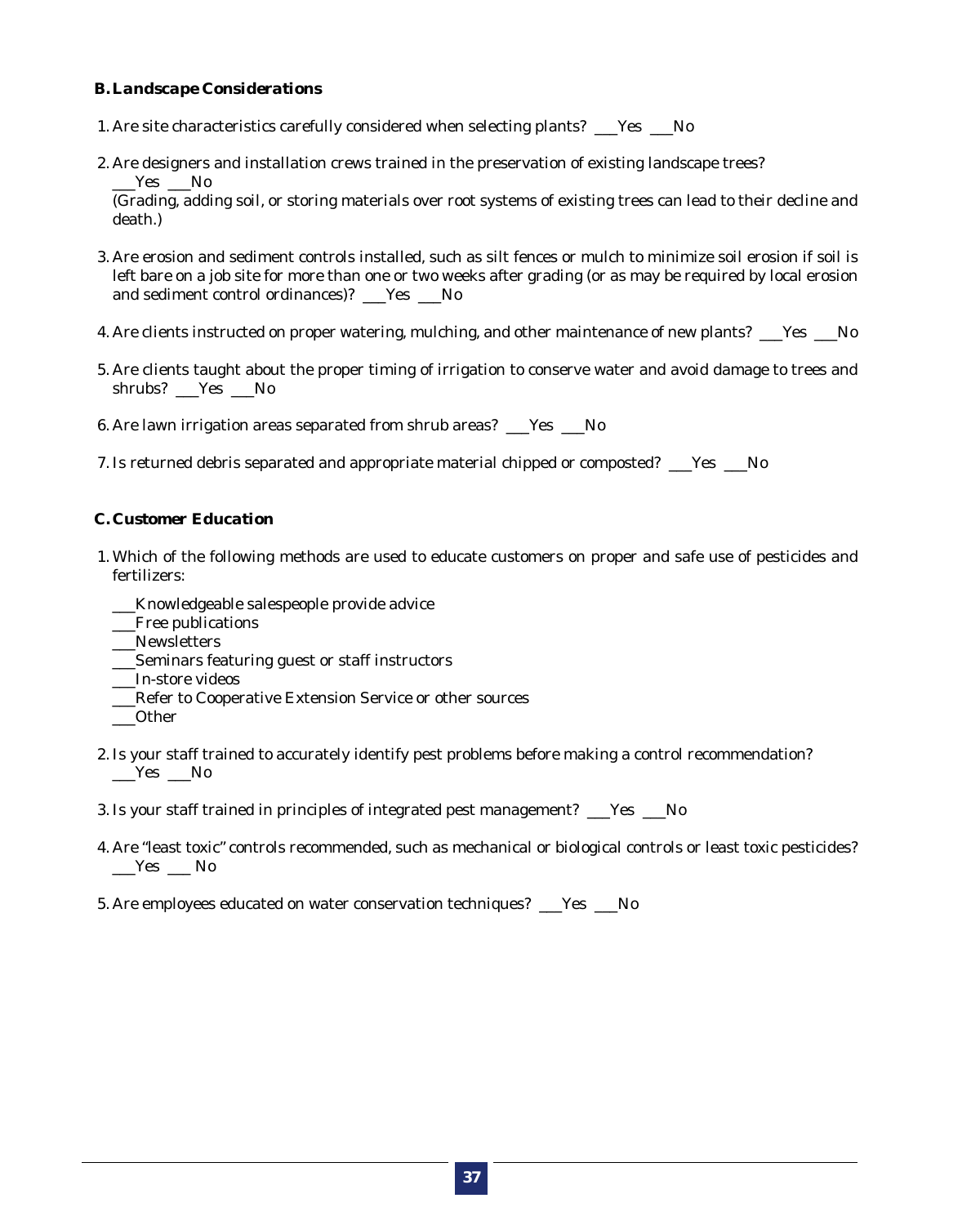### B. Landscape Considerations

1. Are site characteristics carefully considered when selecting plants? ___Yes ___No

2. Are designers and installation crews trained in the preservation of existing landscape trees? ___Yes ___No
   (Grading, adding soil, or storing materials over root systems of existing trees can lead to their decline and death.)

3. Are erosion and sediment controls installed, such as silt fences or mulch to minimize soil erosion if soil is left bare on a job site for more than one or two weeks after grading (or as may be required by local erosion and sediment control ordinances)? ___Yes ___No

4. Are clients instructed on proper watering, mulching, and other maintenance of new plants? ___Yes ___No

5. Are clients taught about the proper timing of irrigation to conserve water and avoid damage to trees and shrubs? ___Yes ___No

6. Are lawn irrigation areas separated from shrub areas? ___Yes ___No

7. Is returned debris separated and appropriate material chipped or composted? ___Yes ___No

### C. Customer Education

1. Which of the following methods are used to educate customers on proper and safe use of pesticides and fertilizers:

   ___Knowledgeable salespeople provide advice
   ___Free publications
   ___Newsletters
   ___Seminars featuring guest or staff instructors
   ___In-store videos
   ___Refer to Cooperative Extension Service or other sources
   ___Other

2. Is your staff trained to accurately identify pest problems before making a control recommendation? ___Yes ___No

3. Is your staff trained in principles of integrated pest management? ___Yes ___No

4. Are "least toxic" controls recommended, such as mechanical or biological controls or least toxic pesticides? ___Yes ___ No

5. Are employees educated on water conservation techniques? ___Yes ___No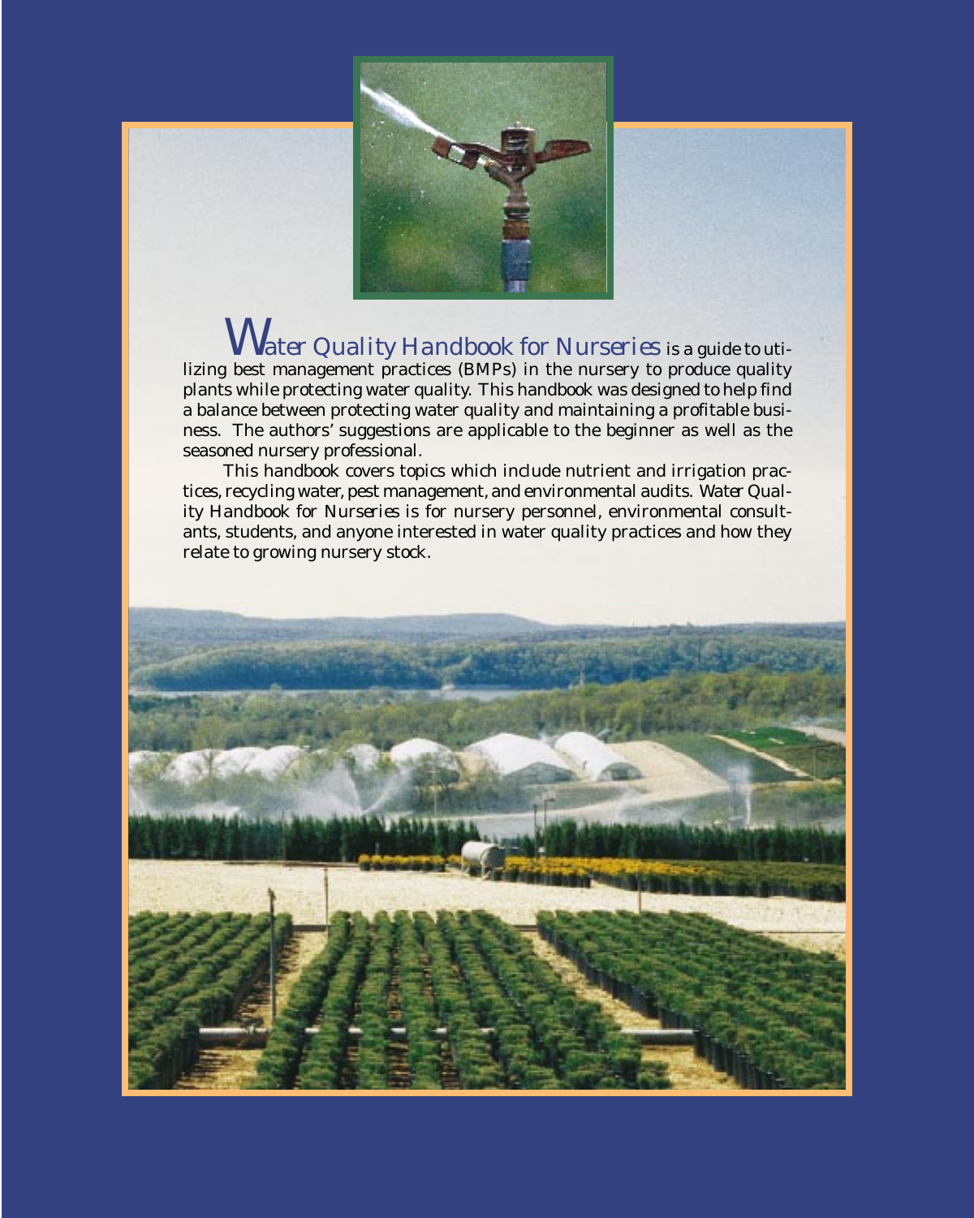*Water Quality Handbook for Nurseries* is a guide to utilizing best management practices (BMPs) in the nursery to produce quality plants while protecting water quality. This handbook was designed to help find a balance between protecting water quality and maintaining a profitable business. The authors' suggestions are applicable to the beginner as well as the seasoned nursery professional.

This handbook covers topics which include nutrient and irrigation practices, recycling water, pest management, and environmental audits. *Water Quality Handbook for Nurseries* is for nursery personnel, environmental consultants, students, and anyone interested in water quality practices and how they relate to growing nursery stock.